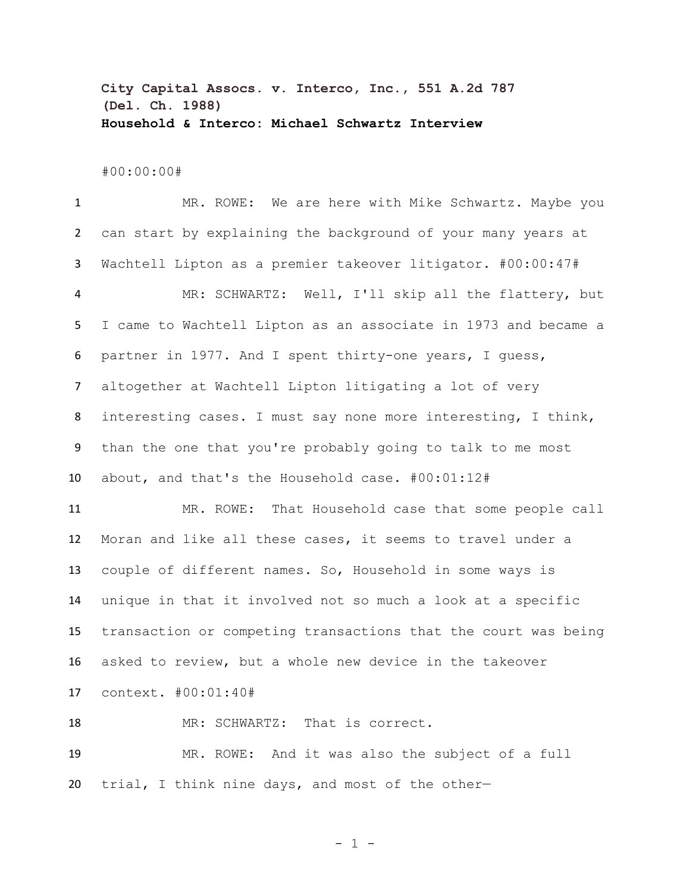**City Capital Assocs. v. Interco, Inc., 551 A.2d 787 (Del. Ch. 1988)**
**Household & Interco: Michael Schwartz Interview**

#00:00:00#

MR. ROWE: We are here with Mike Schwartz. Maybe you can start by explaining the background of your many years at Wachtell Lipton as a premier takeover litigator. #00:00:47#

MR: SCHWARTZ: Well, I'll skip all the flattery, but I came to Wachtell Lipton as an associate in 1973 and became a partner in 1977. And I spent thirty-one years, I guess, altogether at Wachtell Lipton litigating a lot of very interesting cases. I must say none more interesting, I think, than the one that you're probably going to talk to me most about, and that's the Household case. #00:01:12#

MR. ROWE: That Household case that some people call Moran and like all these cases, it seems to travel under a couple of different names. So, Household in some ways is unique in that it involved not so much a look at a specific transaction or competing transactions that the court was being asked to review, but a whole new device in the takeover context. #00:01:40#

MR: SCHWARTZ: That is correct.

MR. ROWE: And it was also the subject of a full trial, I think nine days, and most of the other—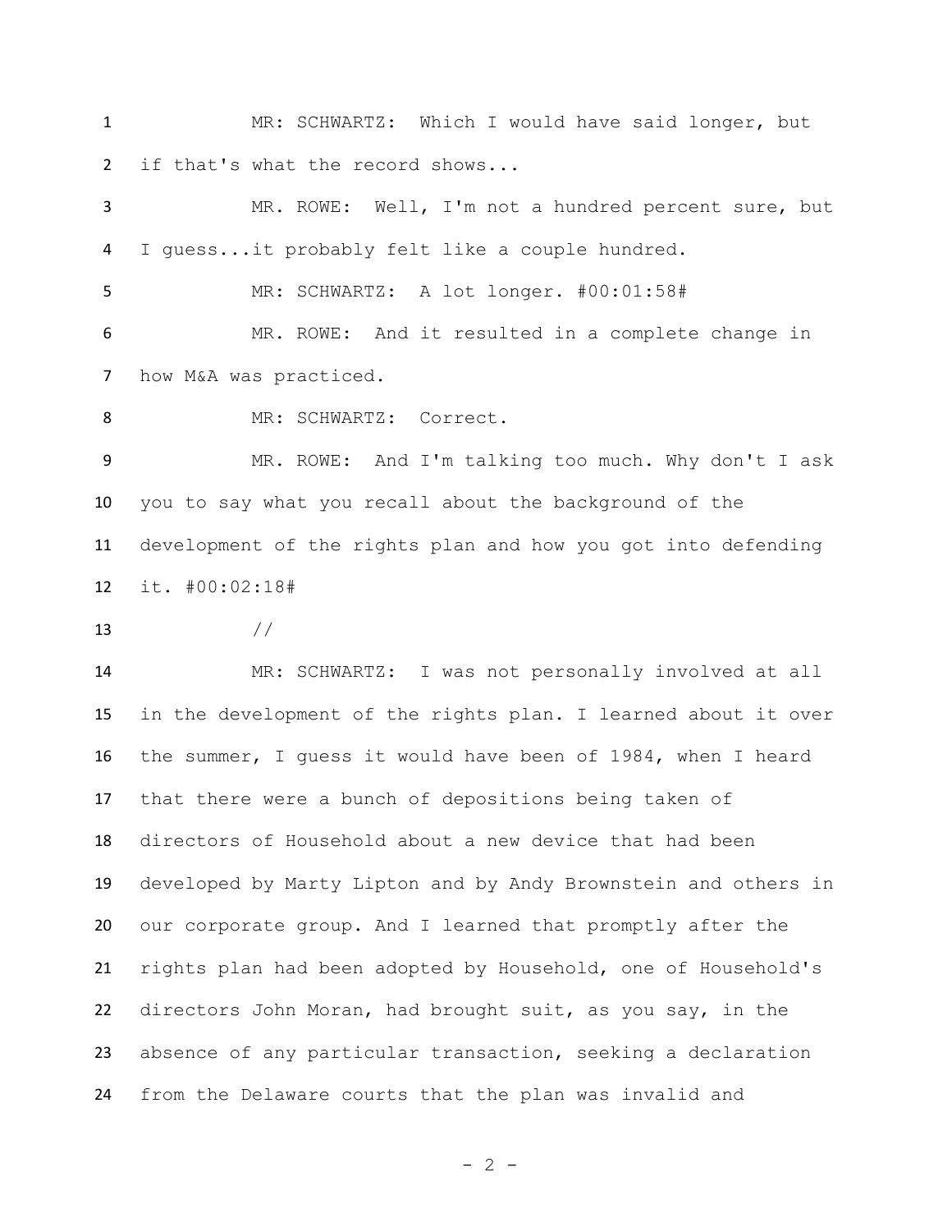MR: SCHWARTZ: Which I would have said longer, but if that's what the record shows...

MR. ROWE: Well, I'm not a hundred percent sure, but I guess...it probably felt like a couple hundred.

MR: SCHWARTZ: A lot longer. #00:01:58#

MR. ROWE: And it resulted in a complete change in how M&A was practiced.

MR: SCHWARTZ: Correct.

MR. ROWE: And I'm talking too much. Why don't I ask you to say what you recall about the background of the development of the rights plan and how you got into defending it. #00:02:18#

//

MR: SCHWARTZ: I was not personally involved at all in the development of the rights plan. I learned about it over the summer, I guess it would have been of 1984, when I heard that there were a bunch of depositions being taken of directors of Household about a new device that had been developed by Marty Lipton and by Andy Brownstein and others in our corporate group. And I learned that promptly after the rights plan had been adopted by Household, one of Household's directors John Moran, had brought suit, as you say, in the absence of any particular transaction, seeking a declaration from the Delaware courts that the plan was invalid and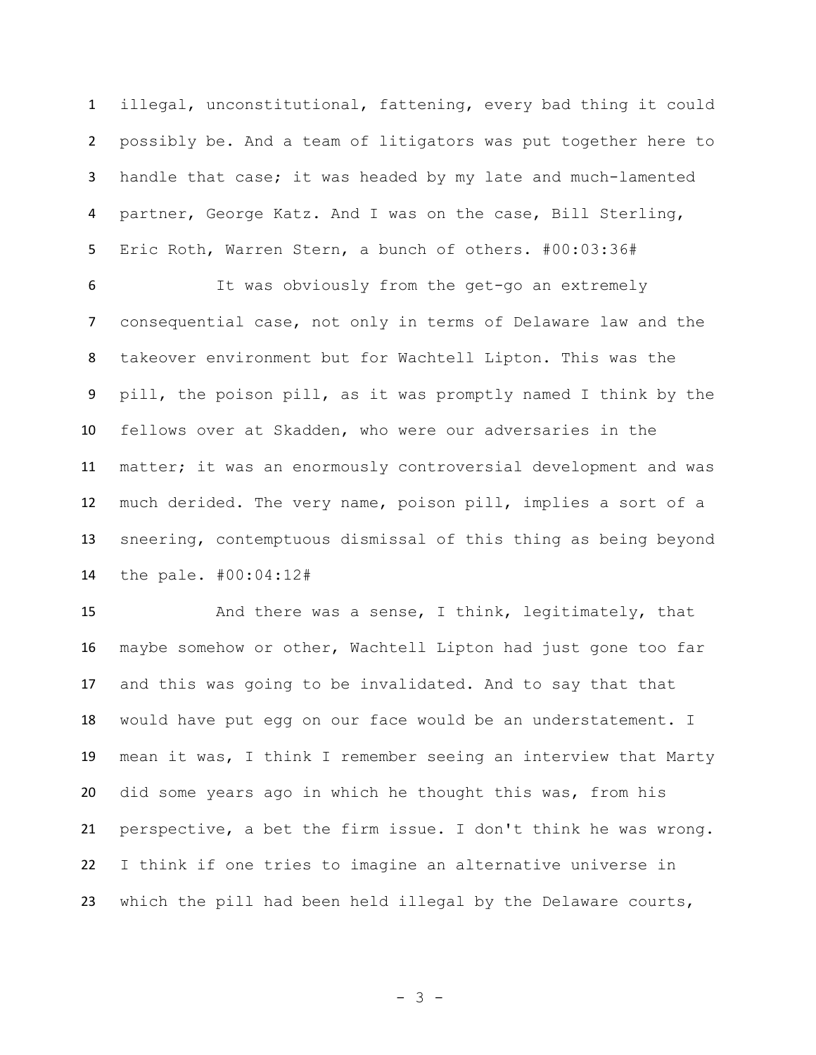illegal, unconstitutional, fattening, every bad thing it could possibly be. And a team of litigators was put together here to handle that case; it was headed by my late and much-lamented partner, George Katz. And I was on the case, Bill Sterling, Eric Roth, Warren Stern, a bunch of others. #00:03:36#

It was obviously from the get-go an extremely consequential case, not only in terms of Delaware law and the takeover environment but for Wachtell Lipton. This was the pill, the poison pill, as it was promptly named I think by the fellows over at Skadden, who were our adversaries in the matter; it was an enormously controversial development and was much derided. The very name, poison pill, implies a sort of a sneering, contemptuous dismissal of this thing as being beyond the pale. #00:04:12#

And there was a sense, I think, legitimately, that maybe somehow or other, Wachtell Lipton had just gone too far and this was going to be invalidated. And to say that that would have put egg on our face would be an understatement. I mean it was, I think I remember seeing an interview that Marty did some years ago in which he thought this was, from his perspective, a bet the firm issue. I don't think he was wrong. I think if one tries to imagine an alternative universe in which the pill had been held illegal by the Delaware courts,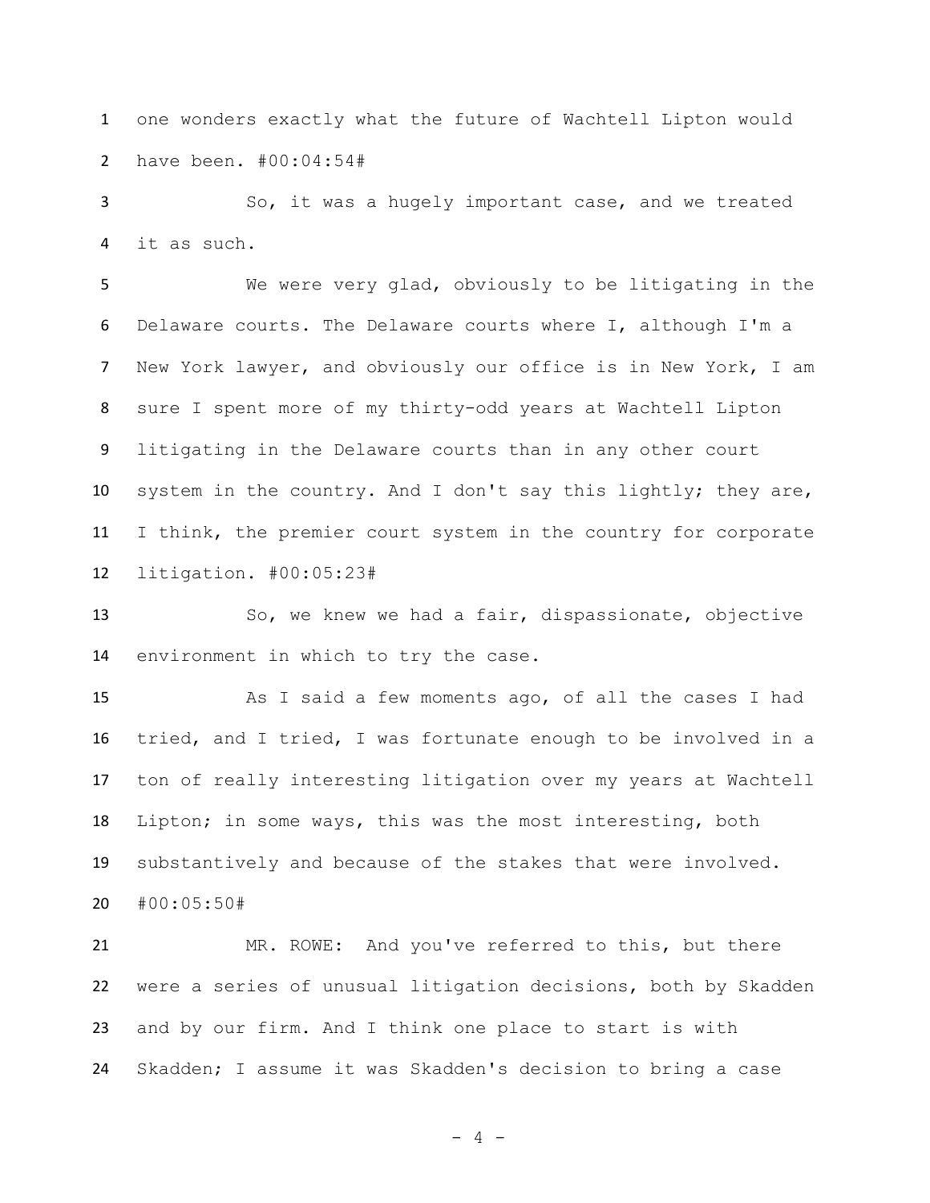one wonders exactly what the future of Wachtell Lipton would have been. #00:04:54#

So, it was a hugely important case, and we treated it as such.

We were very glad, obviously to be litigating in the Delaware courts. The Delaware courts where I, although I'm a New York lawyer, and obviously our office is in New York, I am sure I spent more of my thirty-odd years at Wachtell Lipton litigating in the Delaware courts than in any other court system in the country. And I don't say this lightly; they are, I think, the premier court system in the country for corporate litigation. #00:05:23#

So, we knew we had a fair, dispassionate, objective environment in which to try the case.

As I said a few moments ago, of all the cases I had tried, and I tried, I was fortunate enough to be involved in a ton of really interesting litigation over my years at Wachtell Lipton; in some ways, this was the most interesting, both substantively and because of the stakes that were involved. #00:05:50#

MR. ROWE: And you've referred to this, but there were a series of unusual litigation decisions, both by Skadden and by our firm. And I think one place to start is with Skadden; I assume it was Skadden's decision to bring a case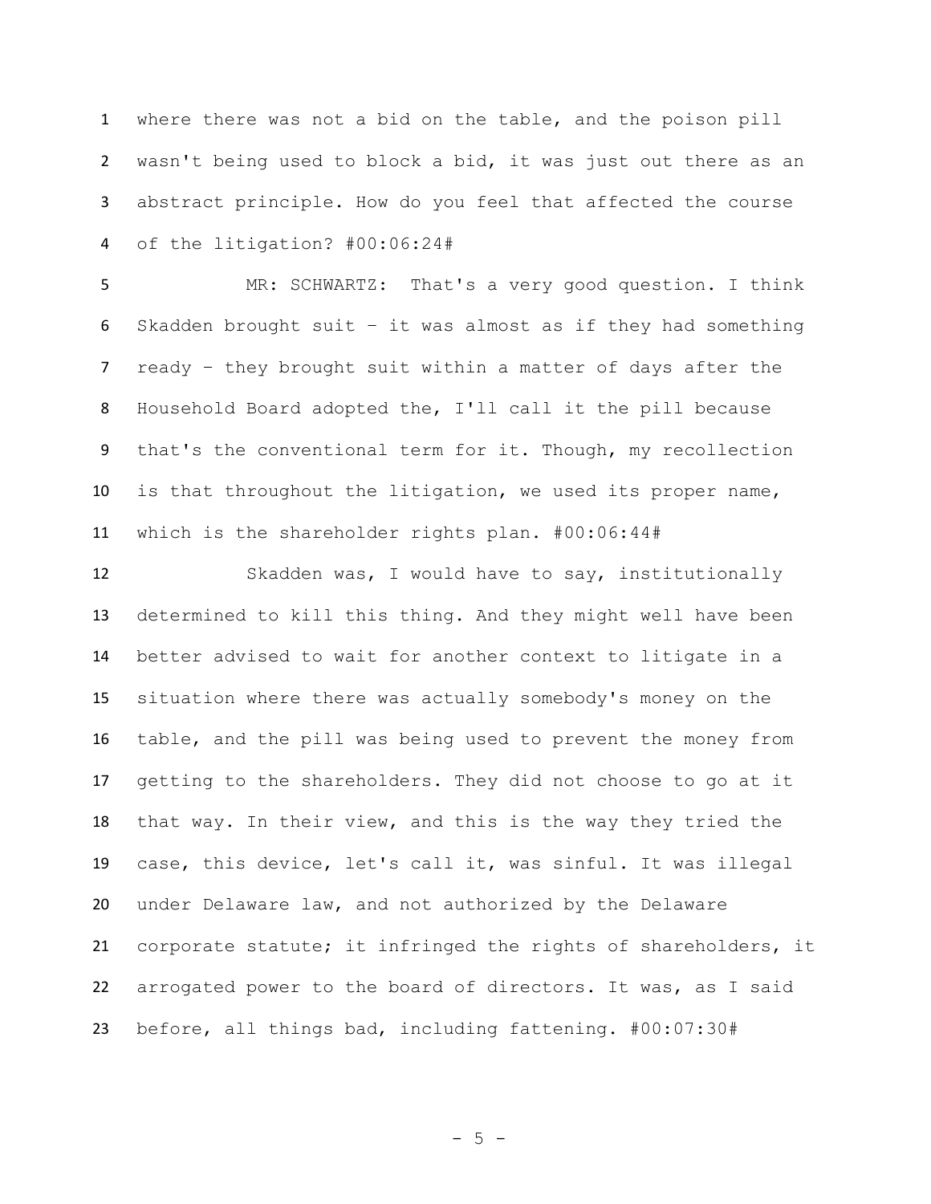where there was not a bid on the table, and the poison pill wasn't being used to block a bid, it was just out there as an abstract principle. How do you feel that affected the course of the litigation? #00:06:24#

MR: SCHWARTZ: That's a very good question. I think Skadden brought suit – it was almost as if they had something ready – they brought suit within a matter of days after the Household Board adopted the, I'll call it the pill because that's the conventional term for it. Though, my recollection is that throughout the litigation, we used its proper name, which is the shareholder rights plan. #00:06:44#

Skadden was, I would have to say, institutionally determined to kill this thing. And they might well have been better advised to wait for another context to litigate in a situation where there was actually somebody's money on the table, and the pill was being used to prevent the money from getting to the shareholders. They did not choose to go at it that way. In their view, and this is the way they tried the case, this device, let's call it, was sinful. It was illegal under Delaware law, and not authorized by the Delaware corporate statute; it infringed the rights of shareholders, it arrogated power to the board of directors. It was, as I said before, all things bad, including fattening. #00:07:30#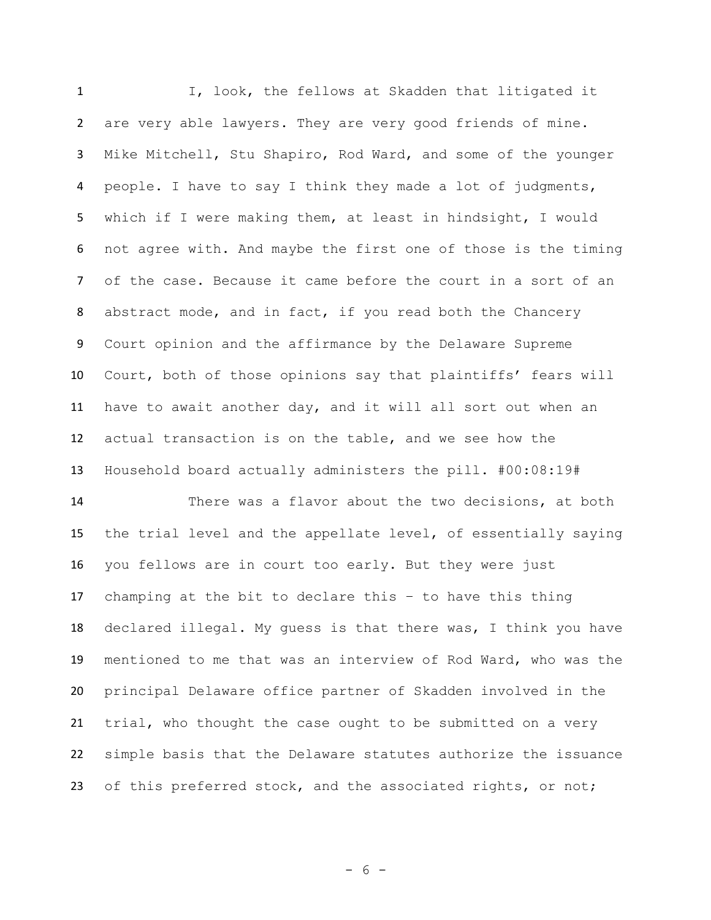I, look, the fellows at Skadden that litigated it are very able lawyers. They are very good friends of mine. Mike Mitchell, Stu Shapiro, Rod Ward, and some of the younger people. I have to say I think they made a lot of judgments, which if I were making them, at least in hindsight, I would not agree with. And maybe the first one of those is the timing of the case. Because it came before the court in a sort of an abstract mode, and in fact, if you read both the Chancery Court opinion and the affirmance by the Delaware Supreme Court, both of those opinions say that plaintiffs' fears will have to await another day, and it will all sort out when an actual transaction is on the table, and we see how the Household board actually administers the pill. #00:08:19#

There was a flavor about the two decisions, at both the trial level and the appellate level, of essentially saying you fellows are in court too early. But they were just champing at the bit to declare this – to have this thing declared illegal. My guess is that there was, I think you have mentioned to me that was an interview of Rod Ward, who was the principal Delaware office partner of Skadden involved in the trial, who thought the case ought to be submitted on a very simple basis that the Delaware statutes authorize the issuance of this preferred stock, and the associated rights, or not;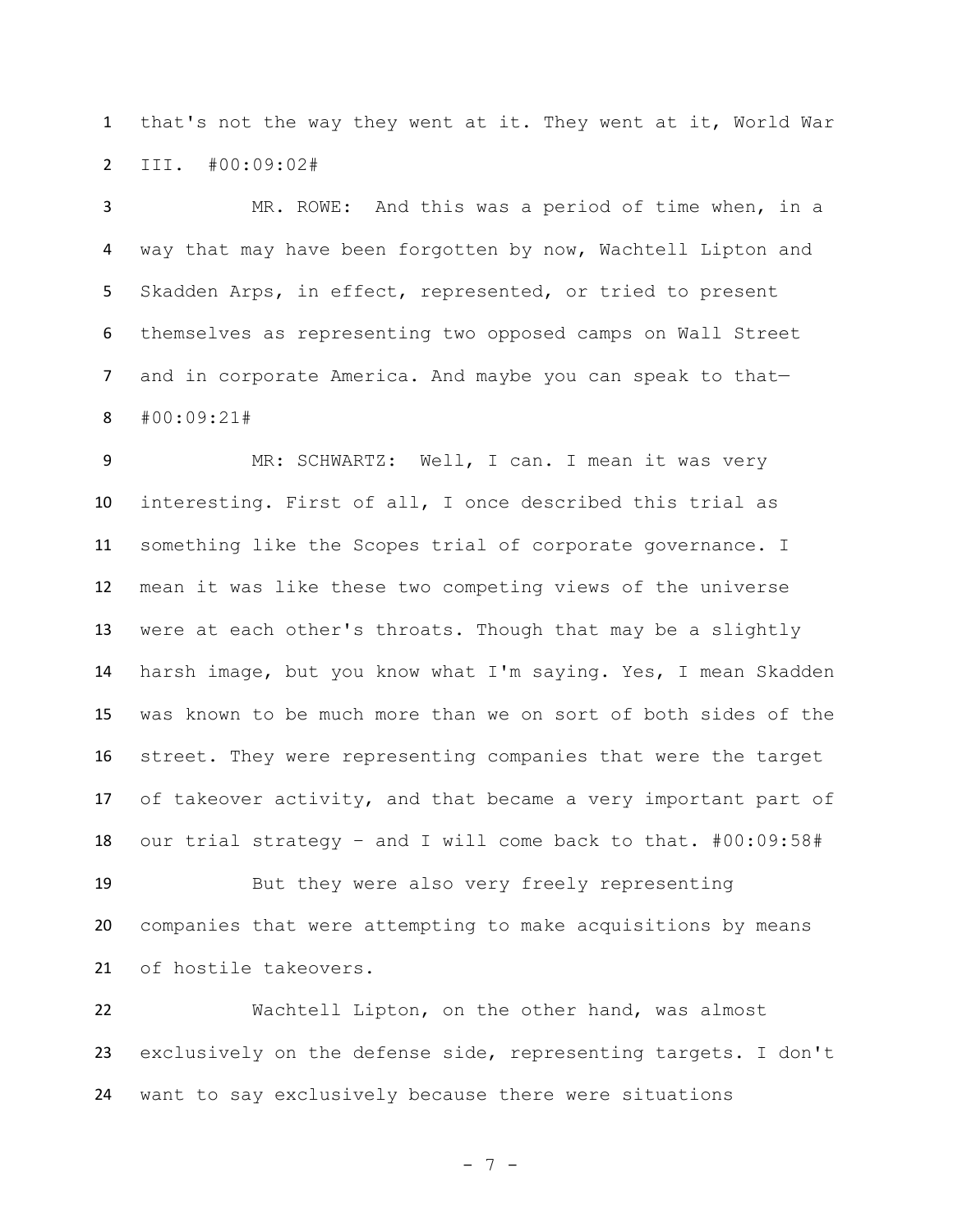that's not the way they went at it. They went at it, World War III. #00:09:02#

MR. ROWE: And this was a period of time when, in a way that may have been forgotten by now, Wachtell Lipton and Skadden Arps, in effect, represented, or tried to present themselves as representing two opposed camps on Wall Street and in corporate America. And maybe you can speak to that— #00:09:21#

MR: SCHWARTZ: Well, I can. I mean it was very interesting. First of all, I once described this trial as something like the Scopes trial of corporate governance. I mean it was like these two competing views of the universe were at each other's throats. Though that may be a slightly harsh image, but you know what I'm saying. Yes, I mean Skadden was known to be much more than we on sort of both sides of the street. They were representing companies that were the target of takeover activity, and that became a very important part of our trial strategy – and I will come back to that. #00:09:58#

But they were also very freely representing companies that were attempting to make acquisitions by means of hostile takeovers.

Wachtell Lipton, on the other hand, was almost exclusively on the defense side, representing targets. I don't want to say exclusively because there were situations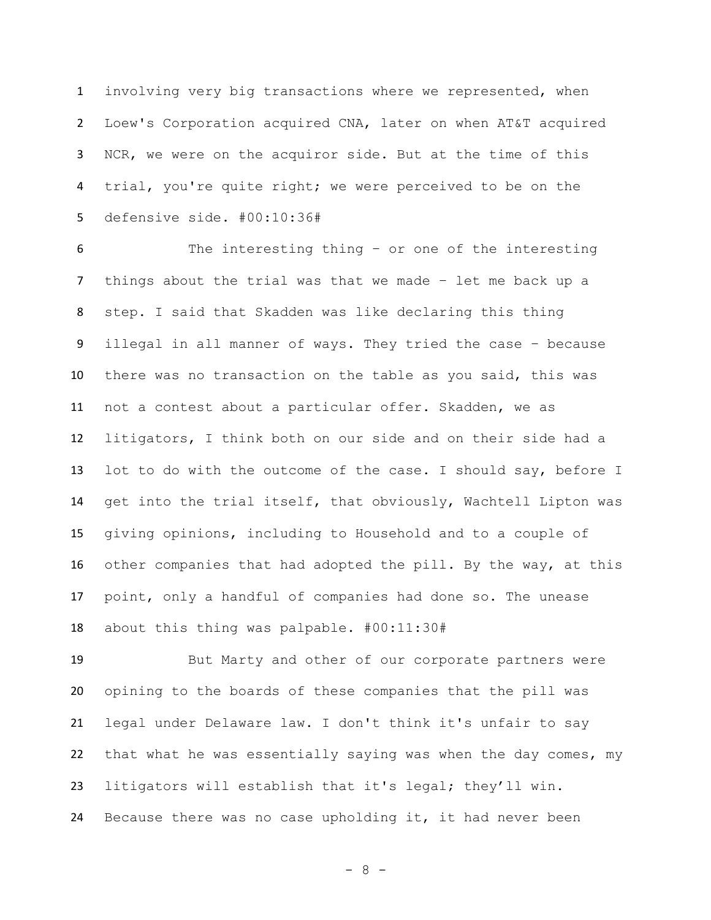involving very big transactions where we represented, when Loew's Corporation acquired CNA, later on when AT&T acquired NCR, we were on the acquiror side. But at the time of this trial, you're quite right; we were perceived to be on the defensive side. #00:10:36#

The interesting thing – or one of the interesting things about the trial was that we made – let me back up a step. I said that Skadden was like declaring this thing illegal in all manner of ways. They tried the case – because there was no transaction on the table as you said, this was not a contest about a particular offer. Skadden, we as litigators, I think both on our side and on their side had a lot to do with the outcome of the case. I should say, before I get into the trial itself, that obviously, Wachtell Lipton was giving opinions, including to Household and to a couple of other companies that had adopted the pill. By the way, at this point, only a handful of companies had done so. The unease about this thing was palpable. #00:11:30#

But Marty and other of our corporate partners were opining to the boards of these companies that the pill was legal under Delaware law. I don't think it's unfair to say that what he was essentially saying was when the day comes, my litigators will establish that it's legal; they'll win. Because there was no case upholding it, it had never been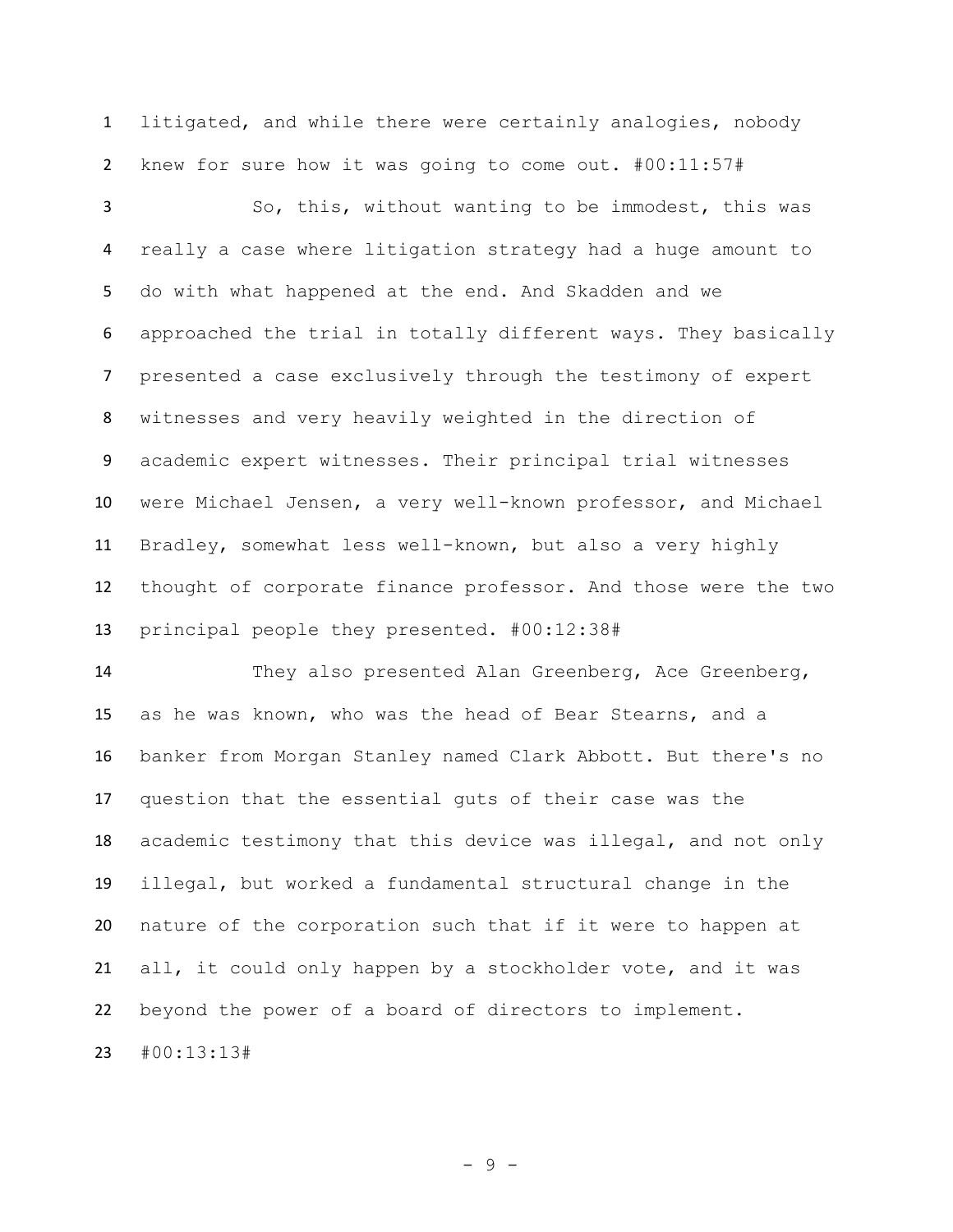litigated, and while there were certainly analogies, nobody knew for sure how it was going to come out. #00:11:57#

So, this, without wanting to be immodest, this was really a case where litigation strategy had a huge amount to do with what happened at the end. And Skadden and we approached the trial in totally different ways. They basically presented a case exclusively through the testimony of expert witnesses and very heavily weighted in the direction of academic expert witnesses. Their principal trial witnesses were Michael Jensen, a very well-known professor, and Michael Bradley, somewhat less well-known, but also a very highly thought of corporate finance professor. And those were the two principal people they presented. #00:12:38#

They also presented Alan Greenberg, Ace Greenberg, as he was known, who was the head of Bear Stearns, and a banker from Morgan Stanley named Clark Abbott. But there's no question that the essential guts of their case was the academic testimony that this device was illegal, and not only illegal, but worked a fundamental structural change in the nature of the corporation such that if it were to happen at all, it could only happen by a stockholder vote, and it was beyond the power of a board of directors to implement. #00:13:13#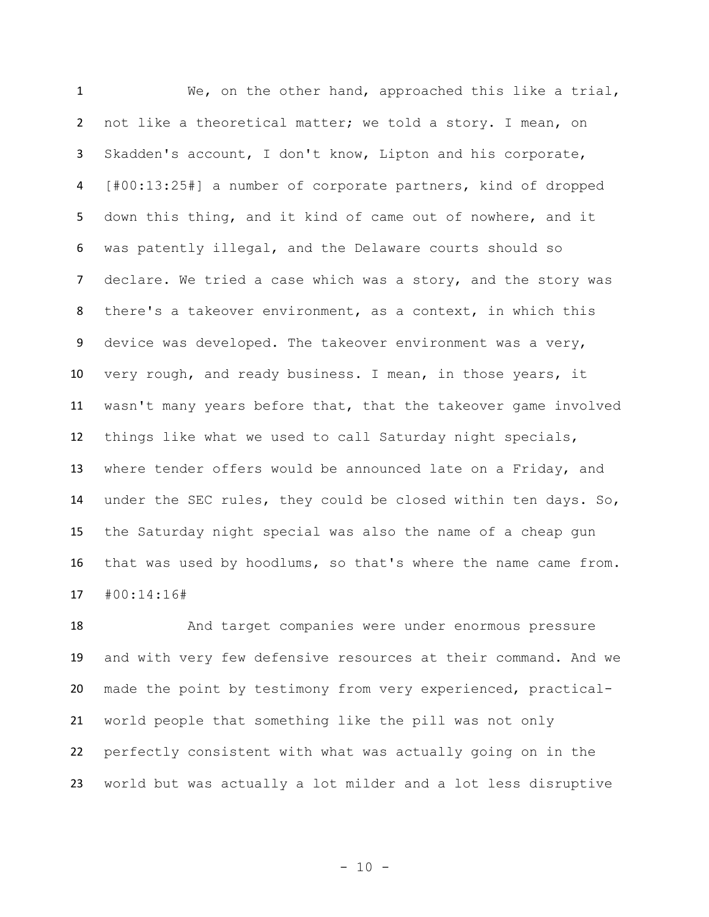We, on the other hand, approached this like a trial, not like a theoretical matter; we told a story. I mean, on Skadden's account, I don't know, Lipton and his corporate, [#00:13:25#] a number of corporate partners, kind of dropped down this thing, and it kind of came out of nowhere, and it was patently illegal, and the Delaware courts should so declare. We tried a case which was a story, and the story was there's a takeover environment, as a context, in which this device was developed. The takeover environment was a very, very rough, and ready business. I mean, in those years, it wasn't many years before that, that the takeover game involved things like what we used to call Saturday night specials, where tender offers would be announced late on a Friday, and under the SEC rules, they could be closed within ten days. So, the Saturday night special was also the name of a cheap gun that was used by hoodlums, so that's where the name came from. #00:14:16#

And target companies were under enormous pressure and with very few defensive resources at their command. And we made the point by testimony from very experienced, practical-world people that something like the pill was not only perfectly consistent with what was actually going on in the world but was actually a lot milder and a lot less disruptive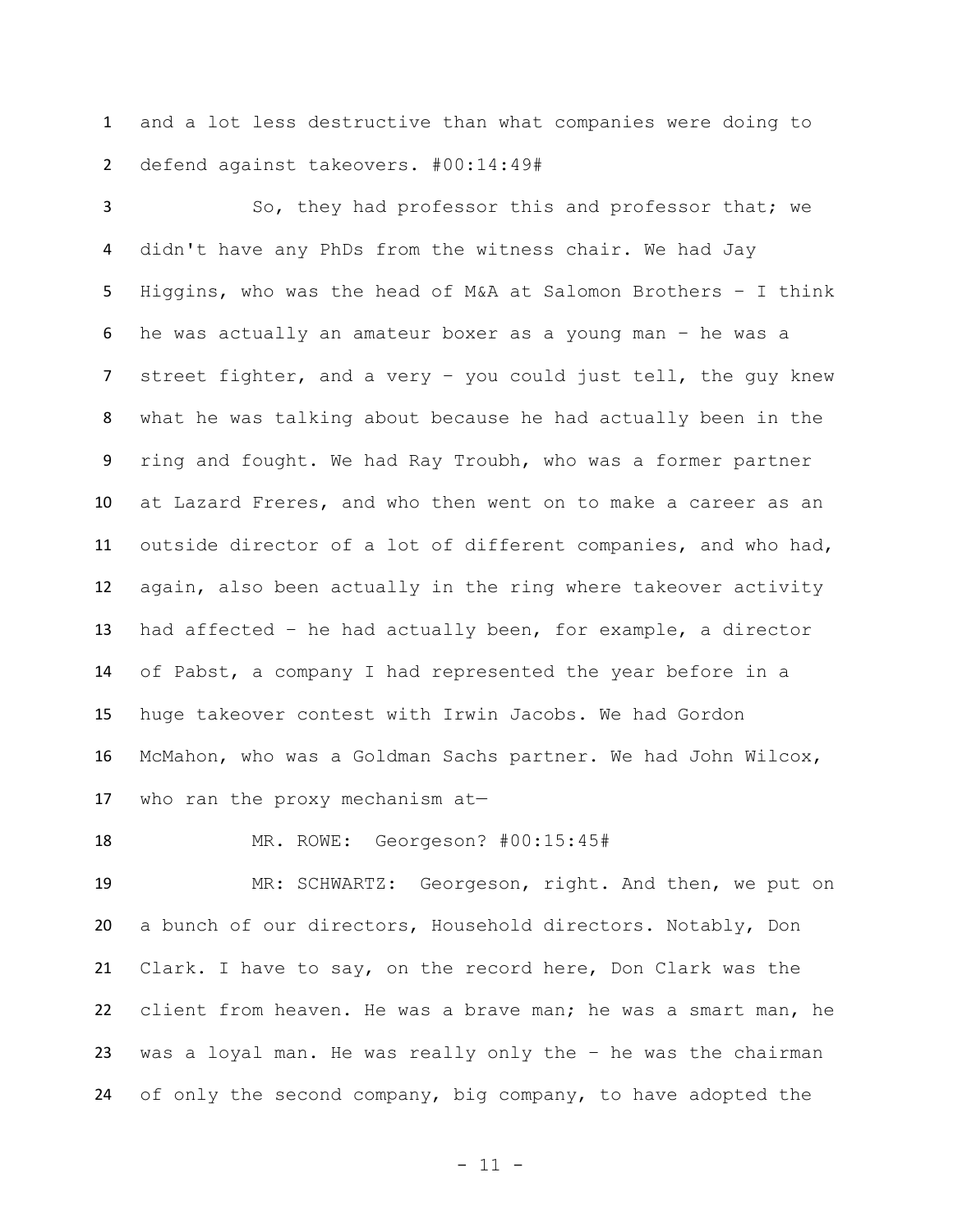and a lot less destructive than what companies were doing to defend against takeovers. #00:14:49#

So, they had professor this and professor that; we didn't have any PhDs from the witness chair. We had Jay Higgins, who was the head of M&A at Salomon Brothers – I think he was actually an amateur boxer as a young man – he was a street fighter, and a very – you could just tell, the guy knew what he was talking about because he had actually been in the ring and fought. We had Ray Troubh, who was a former partner at Lazard Freres, and who then went on to make a career as an outside director of a lot of different companies, and who had, again, also been actually in the ring where takeover activity had affected – he had actually been, for example, a director of Pabst, a company I had represented the year before in a huge takeover contest with Irwin Jacobs. We had Gordon McMahon, who was a Goldman Sachs partner. We had John Wilcox, who ran the proxy mechanism at—

MR. ROWE: Georgeson? #00:15:45#

MR: SCHWARTZ: Georgeson, right. And then, we put on a bunch of our directors, Household directors. Notably, Don Clark. I have to say, on the record here, Don Clark was the client from heaven. He was a brave man; he was a smart man, he was a loyal man. He was really only the – he was the chairman of only the second company, big company, to have adopted the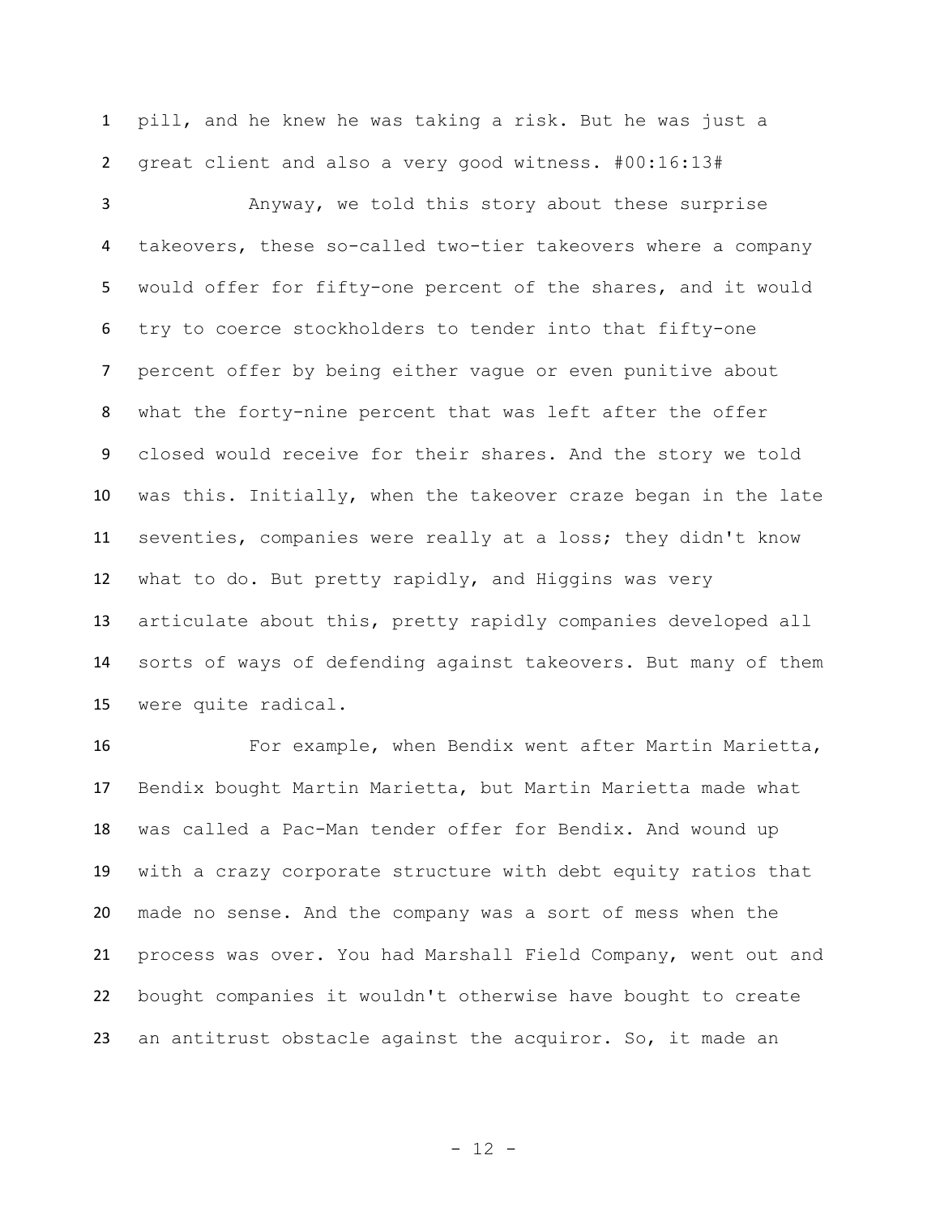pill, and he knew he was taking a risk. But he was just a great client and also a very good witness. #00:16:13#

Anyway, we told this story about these surprise takeovers, these so-called two-tier takeovers where a company would offer for fifty-one percent of the shares, and it would try to coerce stockholders to tender into that fifty-one percent offer by being either vague or even punitive about what the forty-nine percent that was left after the offer closed would receive for their shares. And the story we told was this. Initially, when the takeover craze began in the late seventies, companies were really at a loss; they didn't know what to do. But pretty rapidly, and Higgins was very articulate about this, pretty rapidly companies developed all sorts of ways of defending against takeovers. But many of them were quite radical.

For example, when Bendix went after Martin Marietta, Bendix bought Martin Marietta, but Martin Marietta made what was called a Pac-Man tender offer for Bendix. And wound up with a crazy corporate structure with debt equity ratios that made no sense. And the company was a sort of mess when the process was over. You had Marshall Field Company, went out and bought companies it wouldn't otherwise have bought to create an antitrust obstacle against the acquiror. So, it made an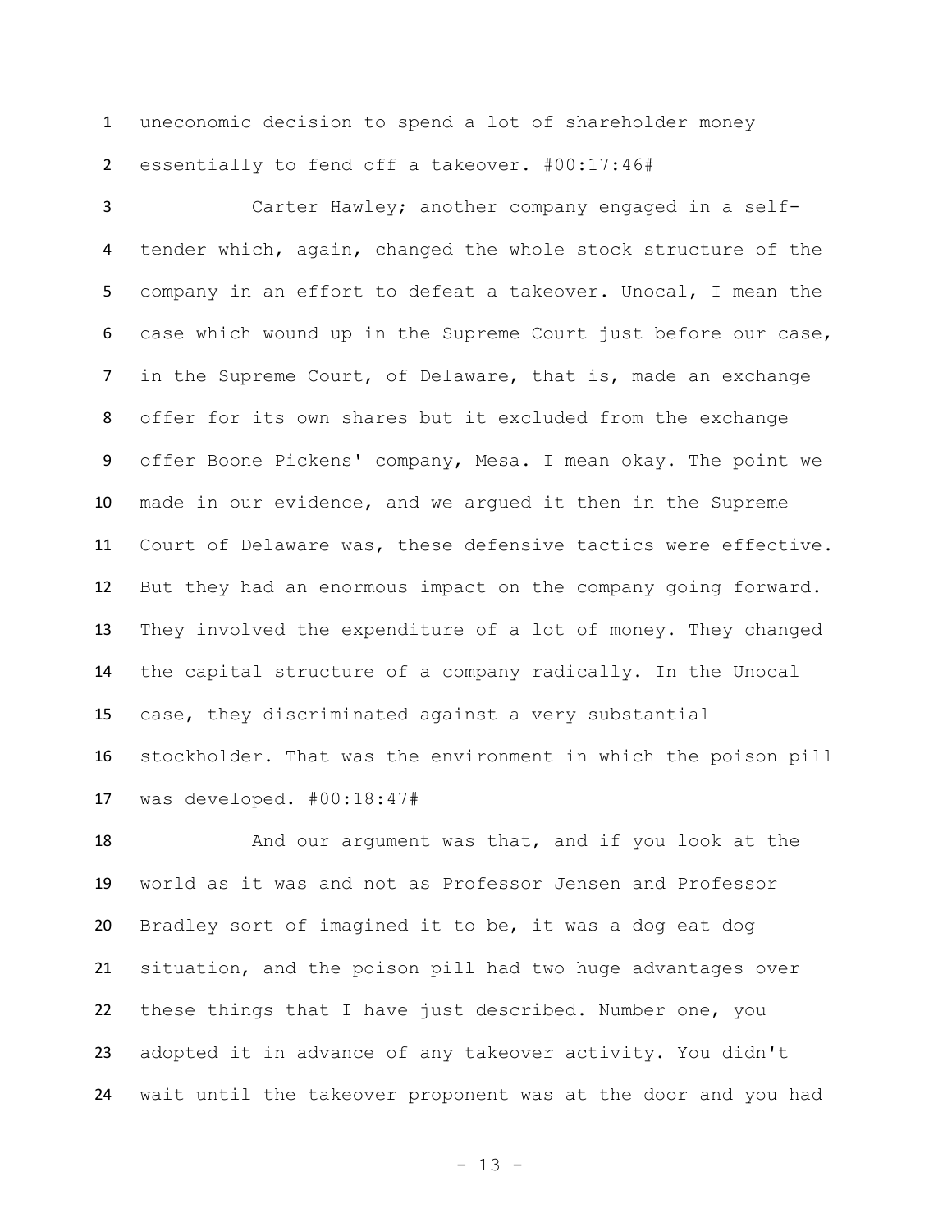uneconomic decision to spend a lot of shareholder money essentially to fend off a takeover. #00:17:46#

Carter Hawley; another company engaged in a self-tender which, again, changed the whole stock structure of the company in an effort to defeat a takeover. Unocal, I mean the case which wound up in the Supreme Court just before our case, in the Supreme Court, of Delaware, that is, made an exchange offer for its own shares but it excluded from the exchange offer Boone Pickens' company, Mesa. I mean okay. The point we made in our evidence, and we argued it then in the Supreme Court of Delaware was, these defensive tactics were effective. But they had an enormous impact on the company going forward. They involved the expenditure of a lot of money. They changed the capital structure of a company radically. In the Unocal case, they discriminated against a very substantial stockholder. That was the environment in which the poison pill was developed. #00:18:47#

And our argument was that, and if you look at the world as it was and not as Professor Jensen and Professor Bradley sort of imagined it to be, it was a dog eat dog situation, and the poison pill had two huge advantages over these things that I have just described. Number one, you adopted it in advance of any takeover activity. You didn't wait until the takeover proponent was at the door and you had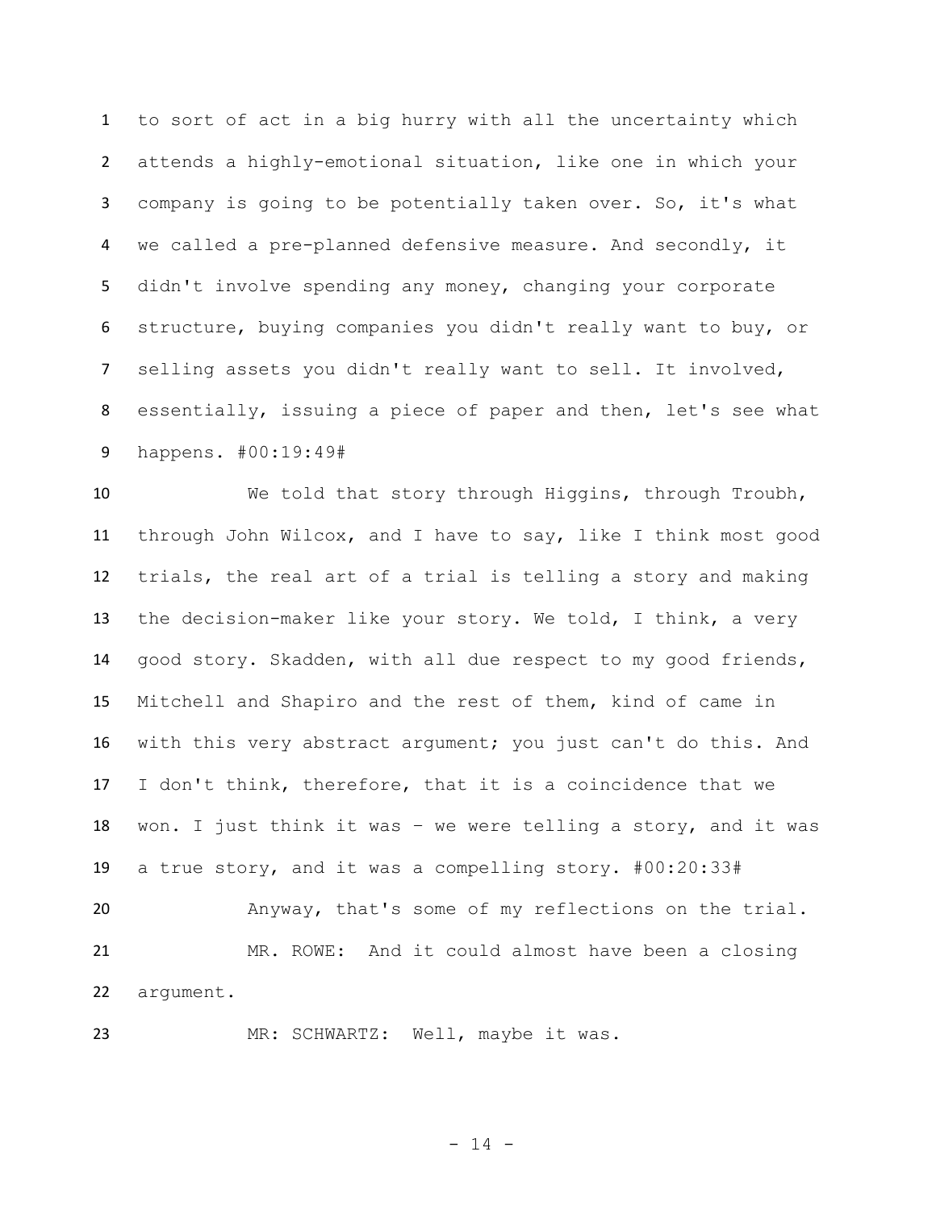to sort of act in a big hurry with all the uncertainty which attends a highly-emotional situation, like one in which your company is going to be potentially taken over. So, it's what we called a pre-planned defensive measure. And secondly, it didn't involve spending any money, changing your corporate structure, buying companies you didn't really want to buy, or selling assets you didn't really want to sell. It involved, essentially, issuing a piece of paper and then, let's see what happens. #00:19:49#

We told that story through Higgins, through Troubh, through John Wilcox, and I have to say, like I think most good trials, the real art of a trial is telling a story and making the decision-maker like your story. We told, I think, a very good story. Skadden, with all due respect to my good friends, Mitchell and Shapiro and the rest of them, kind of came in with this very abstract argument; you just can't do this. And I don't think, therefore, that it is a coincidence that we won. I just think it was – we were telling a story, and it was a true story, and it was a compelling story. #00:20:33#

Anyway, that's some of my reflections on the trial.

MR. ROWE: And it could almost have been a closing argument.

MR: SCHWARTZ: Well, maybe it was.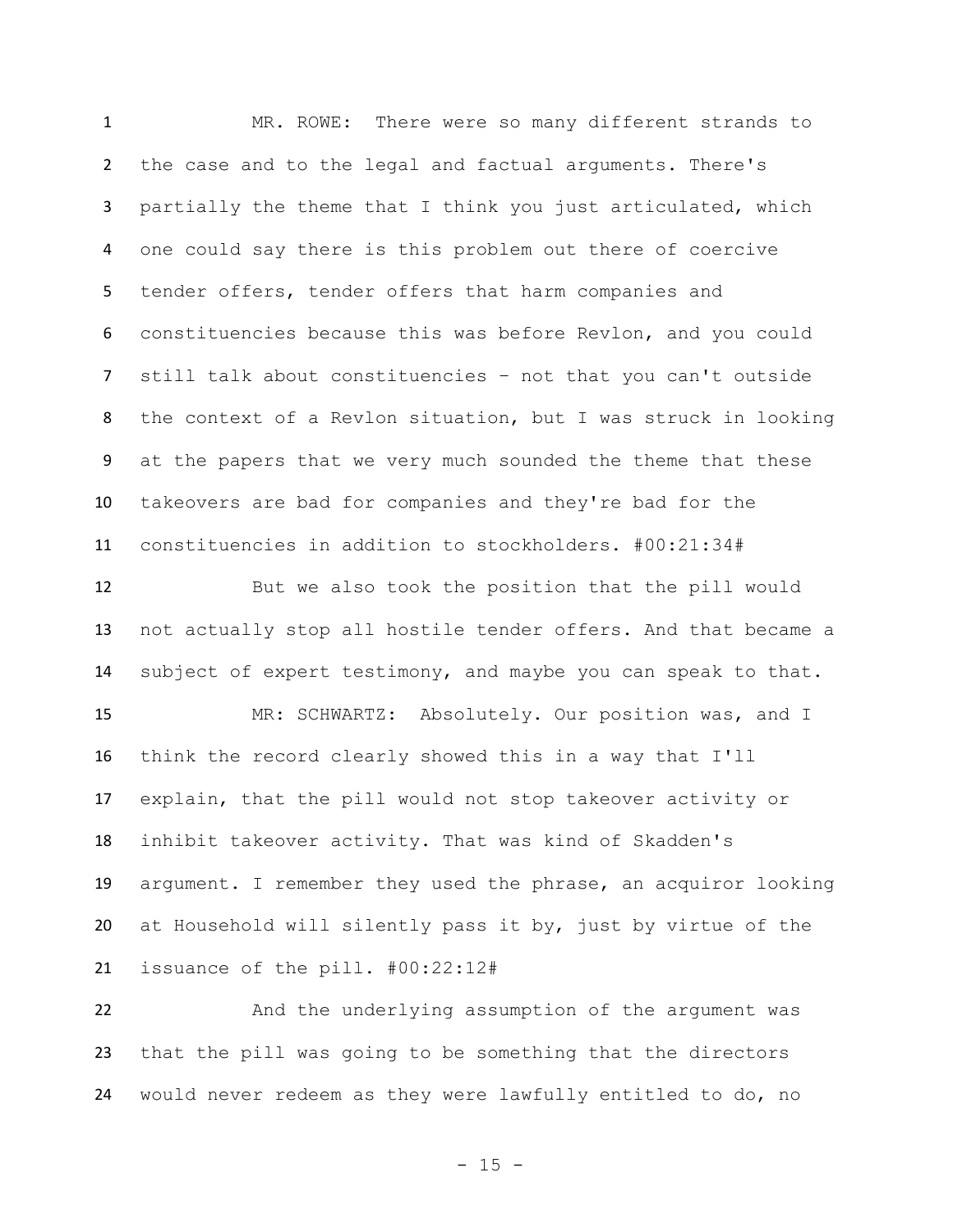MR. ROWE: There were so many different strands to the case and to the legal and factual arguments. There's partially the theme that I think you just articulated, which one could say there is this problem out there of coercive tender offers, tender offers that harm companies and constituencies because this was before Revlon, and you could still talk about constituencies – not that you can't outside the context of a Revlon situation, but I was struck in looking at the papers that we very much sounded the theme that these takeovers are bad for companies and they're bad for the constituencies in addition to stockholders. #00:21:34#

But we also took the position that the pill would not actually stop all hostile tender offers. And that became a subject of expert testimony, and maybe you can speak to that.

MR: SCHWARTZ: Absolutely. Our position was, and I think the record clearly showed this in a way that I'll explain, that the pill would not stop takeover activity or inhibit takeover activity. That was kind of Skadden's argument. I remember they used the phrase, an acquiror looking at Household will silently pass it by, just by virtue of the issuance of the pill. #00:22:12#

And the underlying assumption of the argument was that the pill was going to be something that the directors would never redeem as they were lawfully entitled to do, no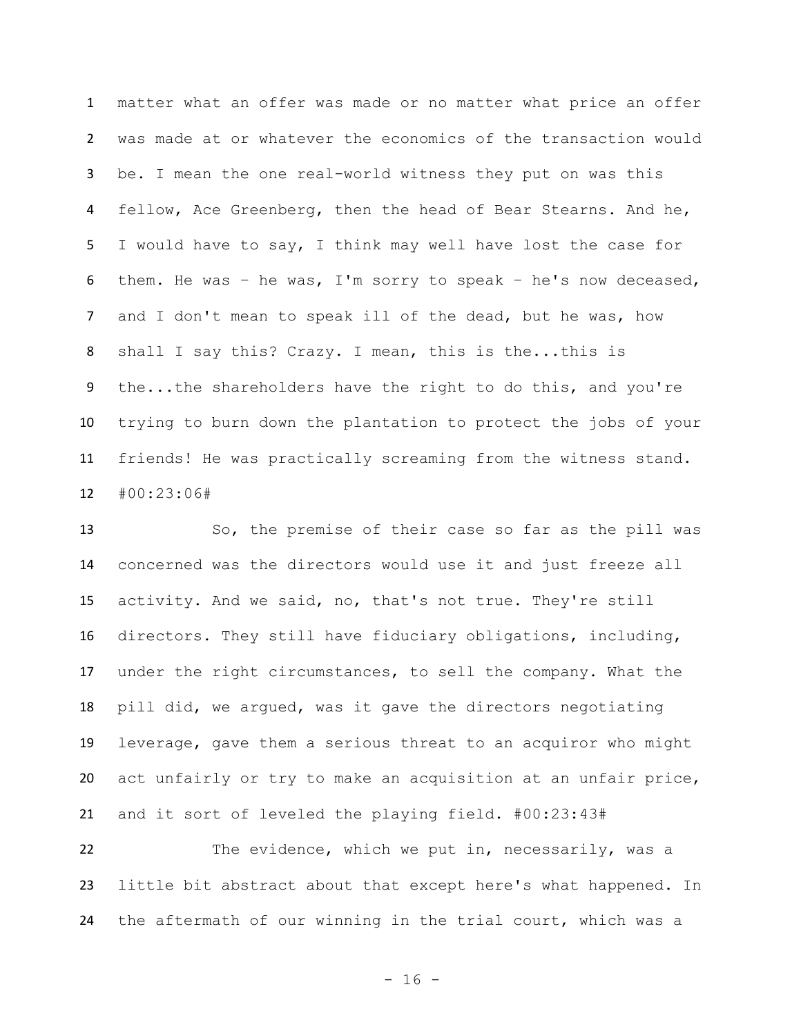matter what an offer was made or no matter what price an offer was made at or whatever the economics of the transaction would be. I mean the one real-world witness they put on was this fellow, Ace Greenberg, then the head of Bear Stearns. And he, I would have to say, I think may well have lost the case for them. He was – he was, I'm sorry to speak – he's now deceased, and I don't mean to speak ill of the dead, but he was, how shall I say this? Crazy. I mean, this is the...this is the...the shareholders have the right to do this, and you're trying to burn down the plantation to protect the jobs of your friends! He was practically screaming from the witness stand. #00:23:06#

So, the premise of their case so far as the pill was concerned was the directors would use it and just freeze all activity. And we said, no, that's not true. They're still directors. They still have fiduciary obligations, including, under the right circumstances, to sell the company. What the pill did, we argued, was it gave the directors negotiating leverage, gave them a serious threat to an acquiror who might act unfairly or try to make an acquisition at an unfair price, and it sort of leveled the playing field. #00:23:43#

The evidence, which we put in, necessarily, was a little bit abstract about that except here's what happened. In the aftermath of our winning in the trial court, which was a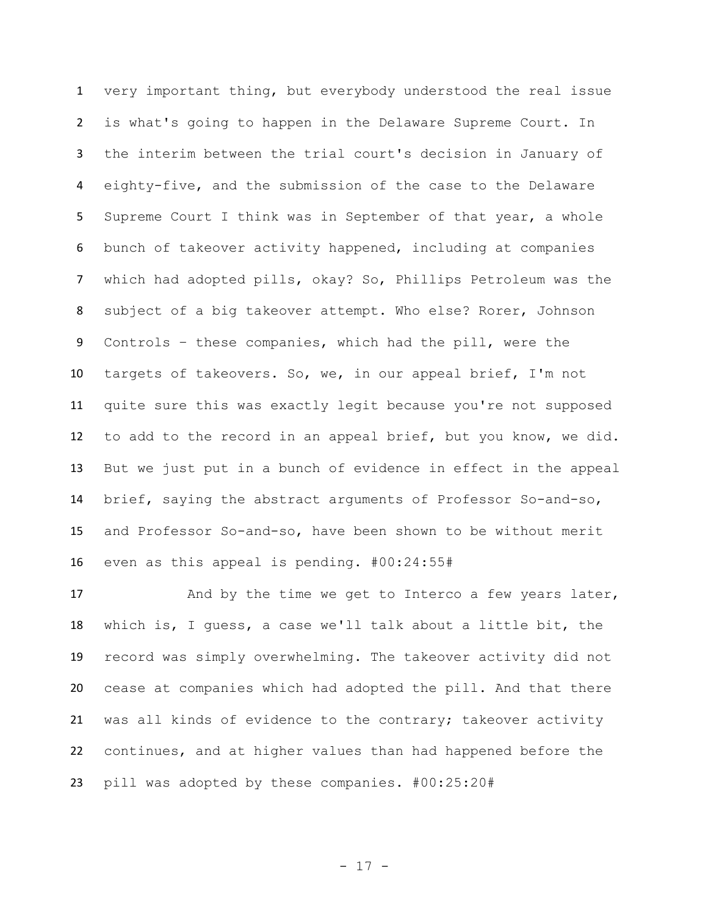very important thing, but everybody understood the real issue is what's going to happen in the Delaware Supreme Court. In the interim between the trial court's decision in January of eighty-five, and the submission of the case to the Delaware Supreme Court I think was in September of that year, a whole bunch of takeover activity happened, including at companies which had adopted pills, okay? So, Phillips Petroleum was the subject of a big takeover attempt. Who else? Rorer, Johnson Controls – these companies, which had the pill, were the targets of takeovers. So, we, in our appeal brief, I'm not quite sure this was exactly legit because you're not supposed to add to the record in an appeal brief, but you know, we did. But we just put in a bunch of evidence in effect in the appeal brief, saying the abstract arguments of Professor So-and-so, and Professor So-and-so, have been shown to be without merit even as this appeal is pending. #00:24:55#

And by the time we get to Interco a few years later, which is, I guess, a case we'll talk about a little bit, the record was simply overwhelming. The takeover activity did not cease at companies which had adopted the pill. And that there was all kinds of evidence to the contrary; takeover activity continues, and at higher values than had happened before the pill was adopted by these companies. #00:25:20#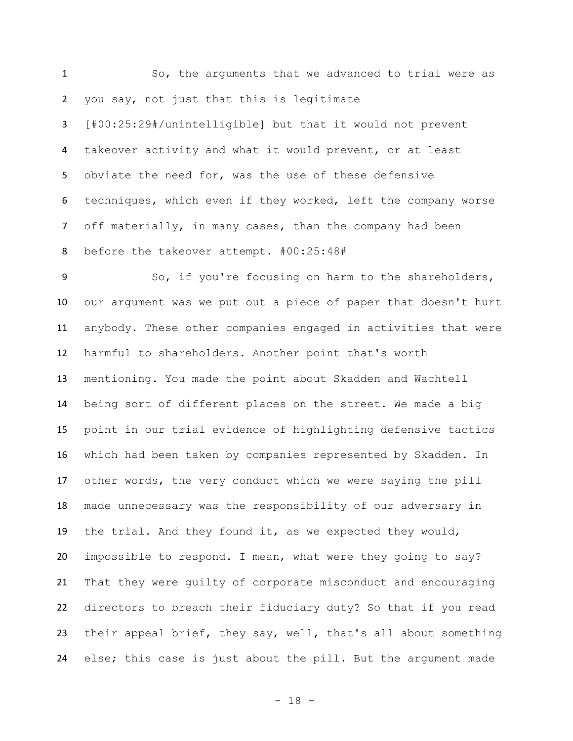So, the arguments that we advanced to trial were as you say, not just that this is legitimate [#00:25:29#/unintelligible] but that it would not prevent takeover activity and what it would prevent, or at least obviate the need for, was the use of these defensive techniques, which even if they worked, left the company worse off materially, in many cases, than the company had been before the takeover attempt. #00:25:48#

So, if you're focusing on harm to the shareholders, our argument was we put out a piece of paper that doesn't hurt anybody. These other companies engaged in activities that were harmful to shareholders. Another point that's worth mentioning. You made the point about Skadden and Wachtell being sort of different places on the street. We made a big point in our trial evidence of highlighting defensive tactics which had been taken by companies represented by Skadden. In other words, the very conduct which we were saying the pill made unnecessary was the responsibility of our adversary in the trial. And they found it, as we expected they would, impossible to respond. I mean, what were they going to say? That they were guilty of corporate misconduct and encouraging directors to breach their fiduciary duty? So that if you read their appeal brief, they say, well, that's all about something else; this case is just about the pill. But the argument made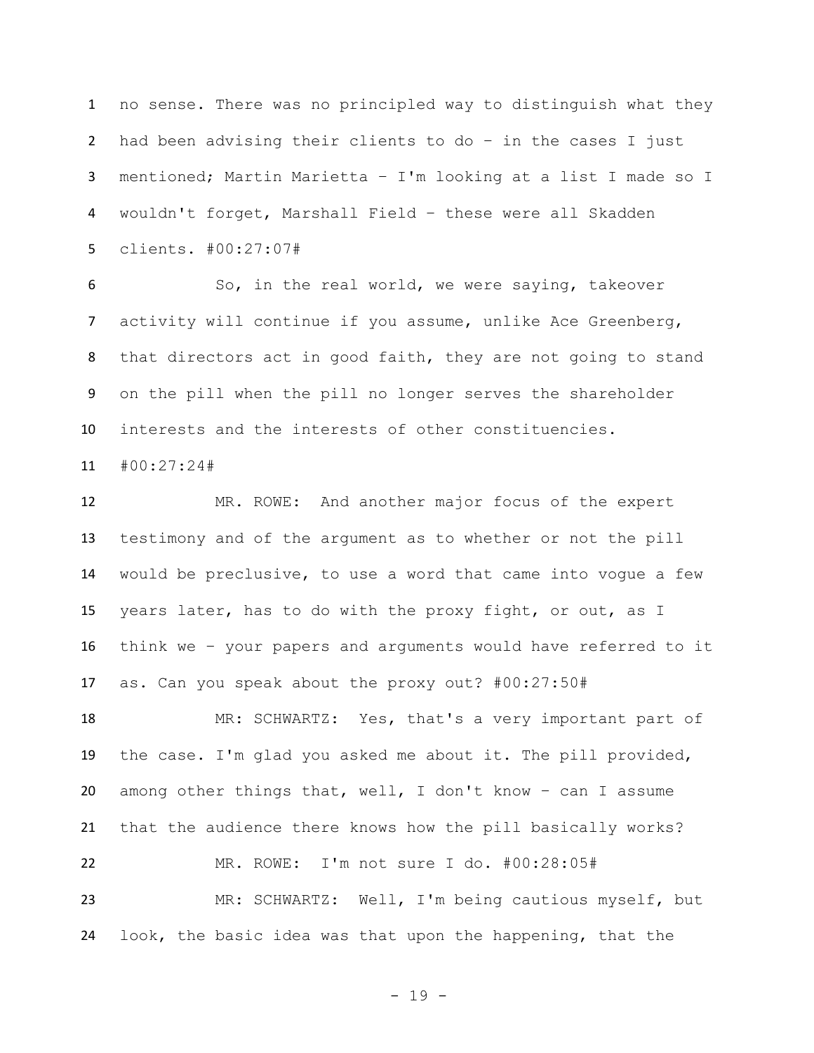no sense. There was no principled way to distinguish what they had been advising their clients to do – in the cases I just mentioned; Martin Marietta – I'm looking at a list I made so I wouldn't forget, Marshall Field – these were all Skadden clients. #00:27:07#

So, in the real world, we were saying, takeover activity will continue if you assume, unlike Ace Greenberg, that directors act in good faith, they are not going to stand on the pill when the pill no longer serves the shareholder interests and the interests of other constituencies. #00:27:24#

MR. ROWE: And another major focus of the expert testimony and of the argument as to whether or not the pill would be preclusive, to use a word that came into vogue a few years later, has to do with the proxy fight, or out, as I think we – your papers and arguments would have referred to it as. Can you speak about the proxy out? #00:27:50#

MR: SCHWARTZ: Yes, that's a very important part of the case. I'm glad you asked me about it. The pill provided, among other things that, well, I don't know – can I assume that the audience there knows how the pill basically works?

MR. ROWE: I'm not sure I do. #00:28:05#

MR: SCHWARTZ: Well, I'm being cautious myself, but look, the basic idea was that upon the happening, that the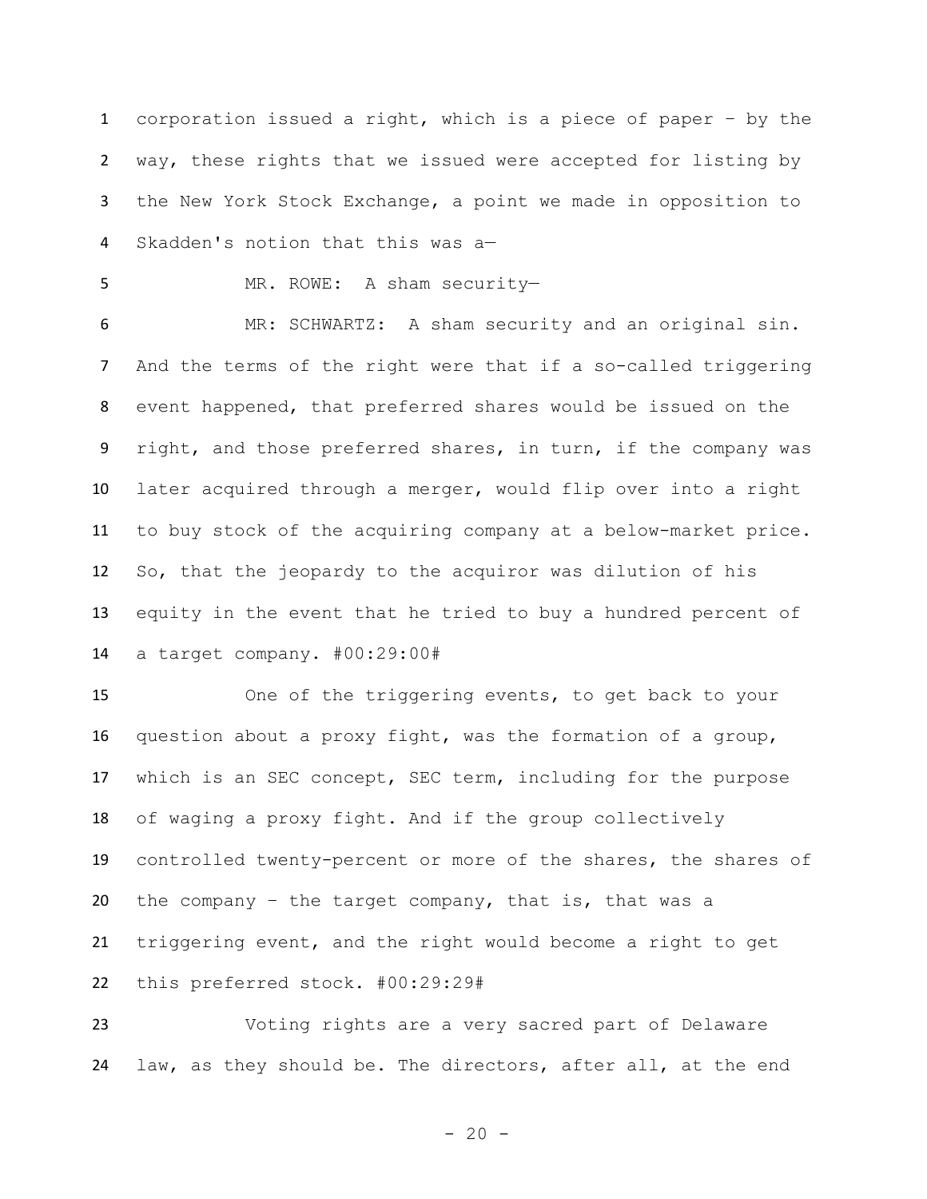corporation issued a right, which is a piece of paper – by the way, these rights that we issued were accepted for listing by the New York Stock Exchange, a point we made in opposition to Skadden's notion that this was a—

MR. ROWE: A sham security—

MR: SCHWARTZ: A sham security and an original sin. And the terms of the right were that if a so-called triggering event happened, that preferred shares would be issued on the right, and those preferred shares, in turn, if the company was later acquired through a merger, would flip over into a right to buy stock of the acquiring company at a below-market price. So, that the jeopardy to the acquiror was dilution of his equity in the event that he tried to buy a hundred percent of a target company. #00:29:00#

One of the triggering events, to get back to your question about a proxy fight, was the formation of a group, which is an SEC concept, SEC term, including for the purpose of waging a proxy fight. And if the group collectively controlled twenty-percent or more of the shares, the shares of the company – the target company, that is, that was a triggering event, and the right would become a right to get this preferred stock. #00:29:29#

Voting rights are a very sacred part of Delaware law, as they should be. The directors, after all, at the end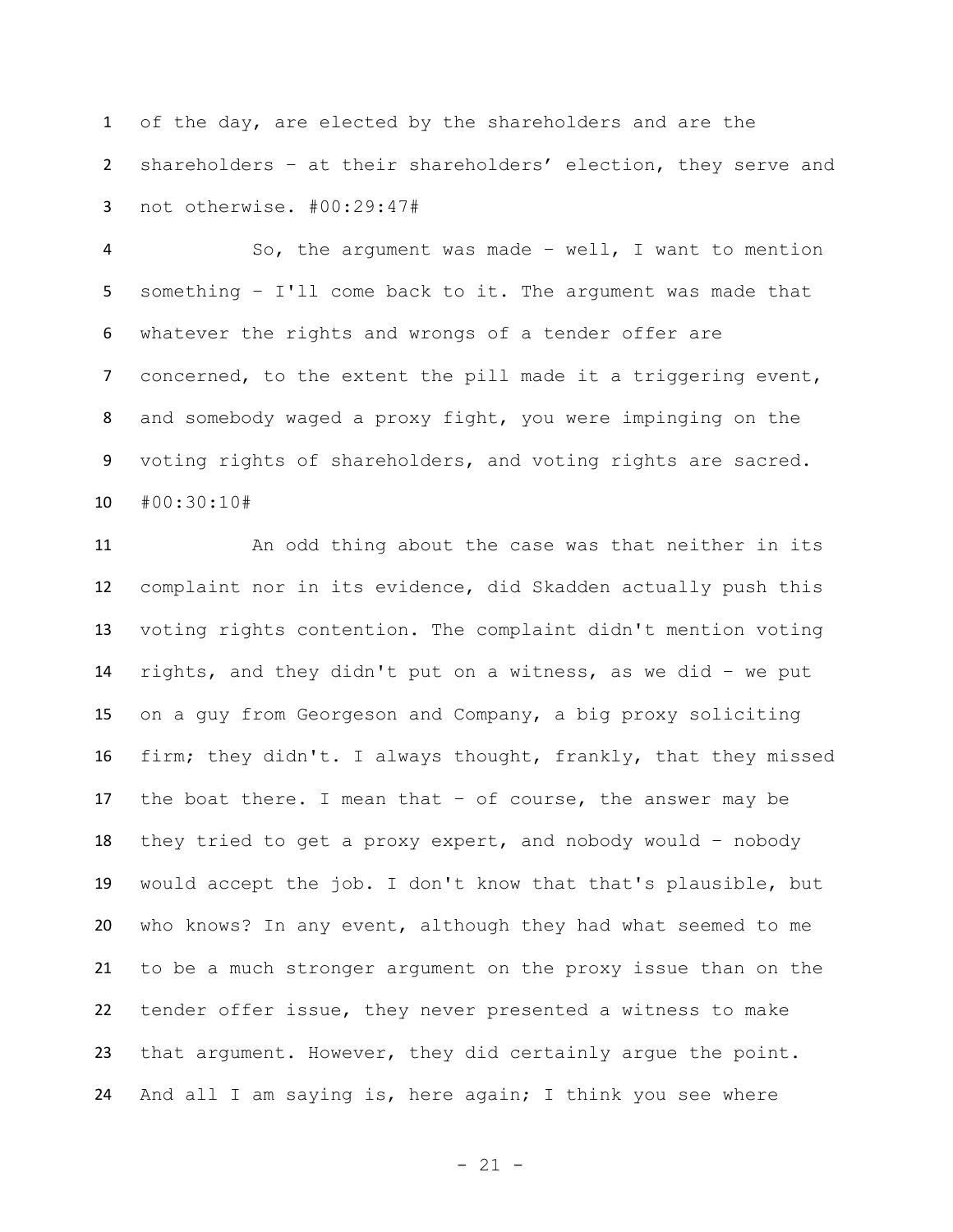of the day, are elected by the shareholders and are the shareholders – at their shareholders' election, they serve and not otherwise. #00:29:47#

So, the argument was made – well, I want to mention something – I'll come back to it. The argument was made that whatever the rights and wrongs of a tender offer are concerned, to the extent the pill made it a triggering event, and somebody waged a proxy fight, you were impinging on the voting rights of shareholders, and voting rights are sacred. #00:30:10#

An odd thing about the case was that neither in its complaint nor in its evidence, did Skadden actually push this voting rights contention. The complaint didn't mention voting rights, and they didn't put on a witness, as we did – we put on a guy from Georgeson and Company, a big proxy soliciting firm; they didn't. I always thought, frankly, that they missed the boat there. I mean that – of course, the answer may be they tried to get a proxy expert, and nobody would – nobody would accept the job. I don't know that that's plausible, but who knows? In any event, although they had what seemed to me to be a much stronger argument on the proxy issue than on the tender offer issue, they never presented a witness to make that argument. However, they did certainly argue the point. And all I am saying is, here again; I think you see where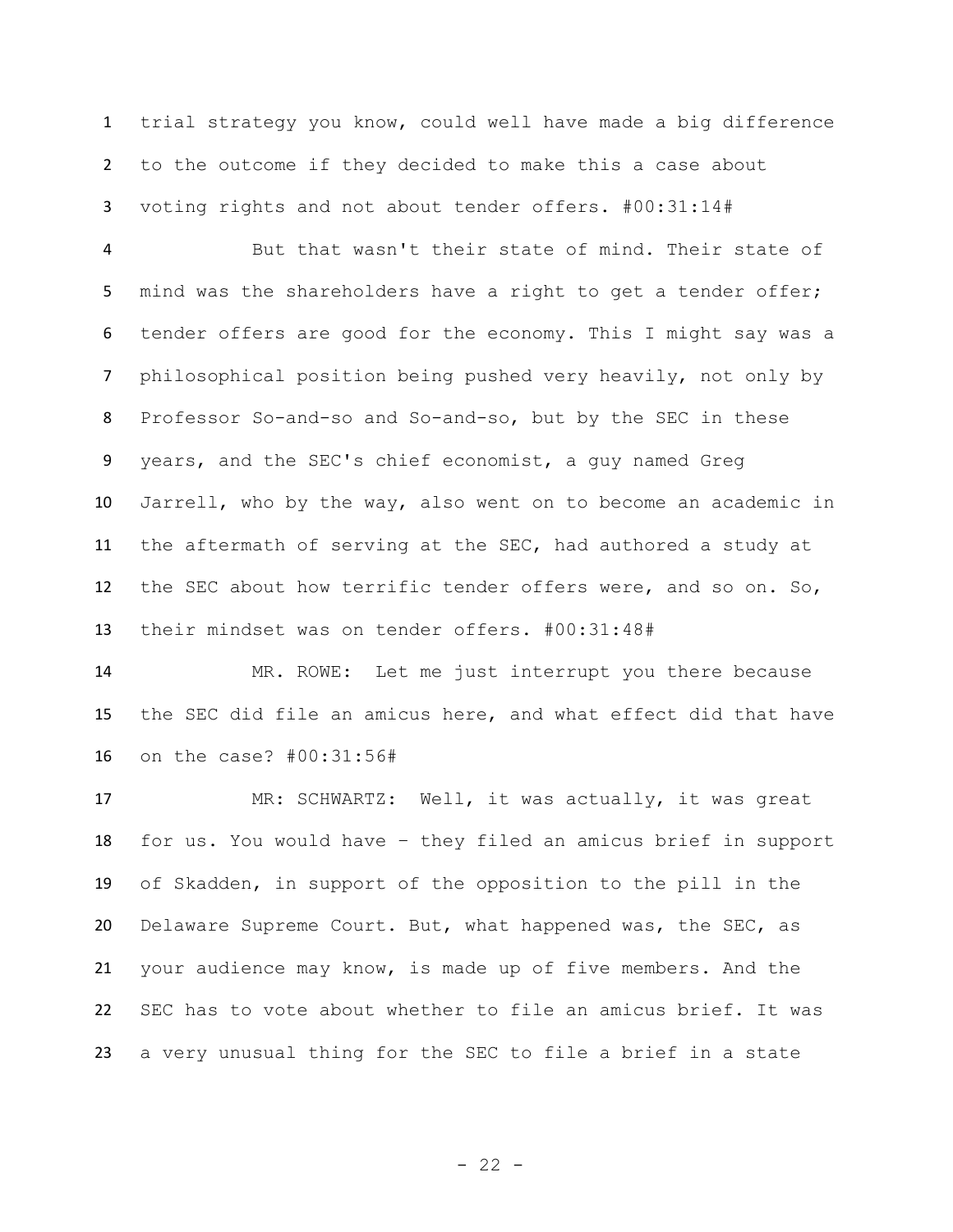trial strategy you know, could well have made a big difference to the outcome if they decided to make this a case about voting rights and not about tender offers. #00:31:14#

But that wasn't their state of mind. Their state of mind was the shareholders have a right to get a tender offer; tender offers are good for the economy. This I might say was a philosophical position being pushed very heavily, not only by Professor So-and-so and So-and-so, but by the SEC in these years, and the SEC's chief economist, a guy named Greg Jarrell, who by the way, also went on to become an academic in the aftermath of serving at the SEC, had authored a study at the SEC about how terrific tender offers were, and so on. So, their mindset was on tender offers. #00:31:48#

MR. ROWE: Let me just interrupt you there because the SEC did file an amicus here, and what effect did that have on the case? #00:31:56#

MR: SCHWARTZ: Well, it was actually, it was great for us. You would have – they filed an amicus brief in support of Skadden, in support of the opposition to the pill in the Delaware Supreme Court. But, what happened was, the SEC, as your audience may know, is made up of five members. And the SEC has to vote about whether to file an amicus brief. It was a very unusual thing for the SEC to file a brief in a state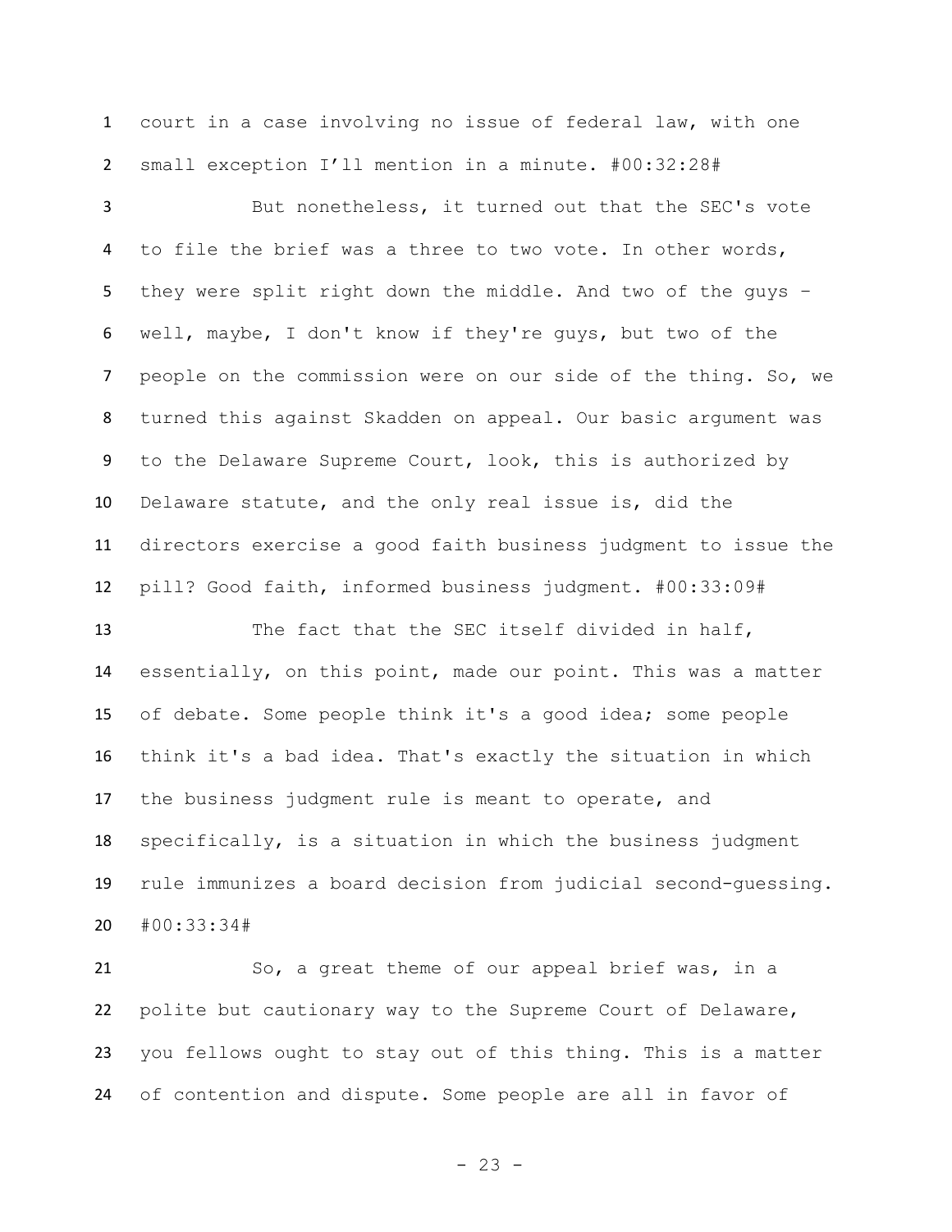court in a case involving no issue of federal law, with one small exception I'll mention in a minute. #00:32:28#

But nonetheless, it turned out that the SEC's vote to file the brief was a three to two vote. In other words, they were split right down the middle. And two of the guys – well, maybe, I don't know if they're guys, but two of the people on the commission were on our side of the thing. So, we turned this against Skadden on appeal. Our basic argument was to the Delaware Supreme Court, look, this is authorized by Delaware statute, and the only real issue is, did the directors exercise a good faith business judgment to issue the pill? Good faith, informed business judgment. #00:33:09#

The fact that the SEC itself divided in half, essentially, on this point, made our point. This was a matter of debate. Some people think it's a good idea; some people think it's a bad idea. That's exactly the situation in which the business judgment rule is meant to operate, and specifically, is a situation in which the business judgment rule immunizes a board decision from judicial second-guessing. #00:33:34#

So, a great theme of our appeal brief was, in a polite but cautionary way to the Supreme Court of Delaware, you fellows ought to stay out of this thing. This is a matter of contention and dispute. Some people are all in favor of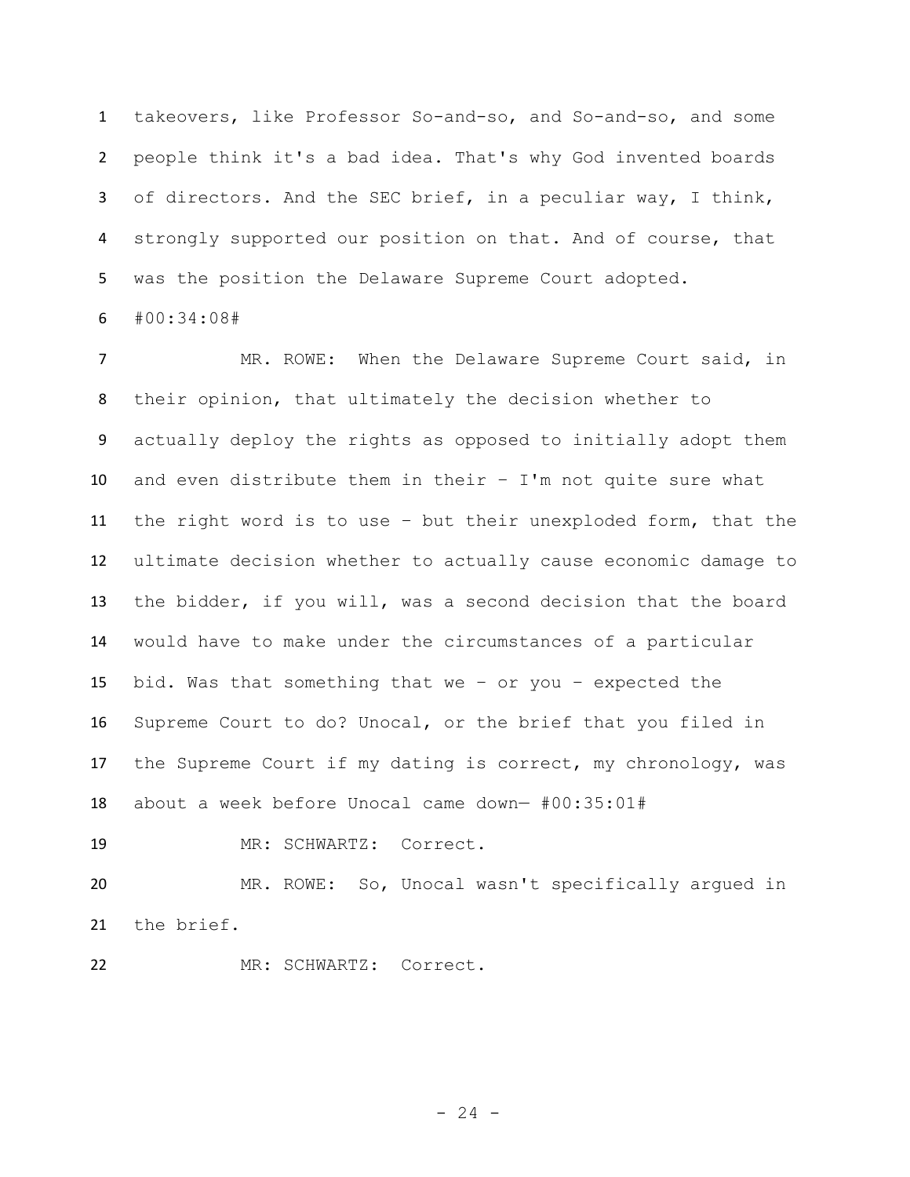takeovers, like Professor So-and-so, and So-and-so, and some people think it's a bad idea. That's why God invented boards of directors. And the SEC brief, in a peculiar way, I think, strongly supported our position on that. And of course, that was the position the Delaware Supreme Court adopted. #00:34:08#

MR. ROWE: When the Delaware Supreme Court said, in their opinion, that ultimately the decision whether to actually deploy the rights as opposed to initially adopt them and even distribute them in their – I'm not quite sure what the right word is to use – but their unexploded form, that the ultimate decision whether to actually cause economic damage to the bidder, if you will, was a second decision that the board would have to make under the circumstances of a particular bid. Was that something that we – or you – expected the Supreme Court to do? Unocal, or the brief that you filed in the Supreme Court if my dating is correct, my chronology, was about a week before Unocal came down— #00:35:01#

MR: SCHWARTZ: Correct.

MR. ROWE: So, Unocal wasn't specifically argued in the brief.

MR: SCHWARTZ: Correct.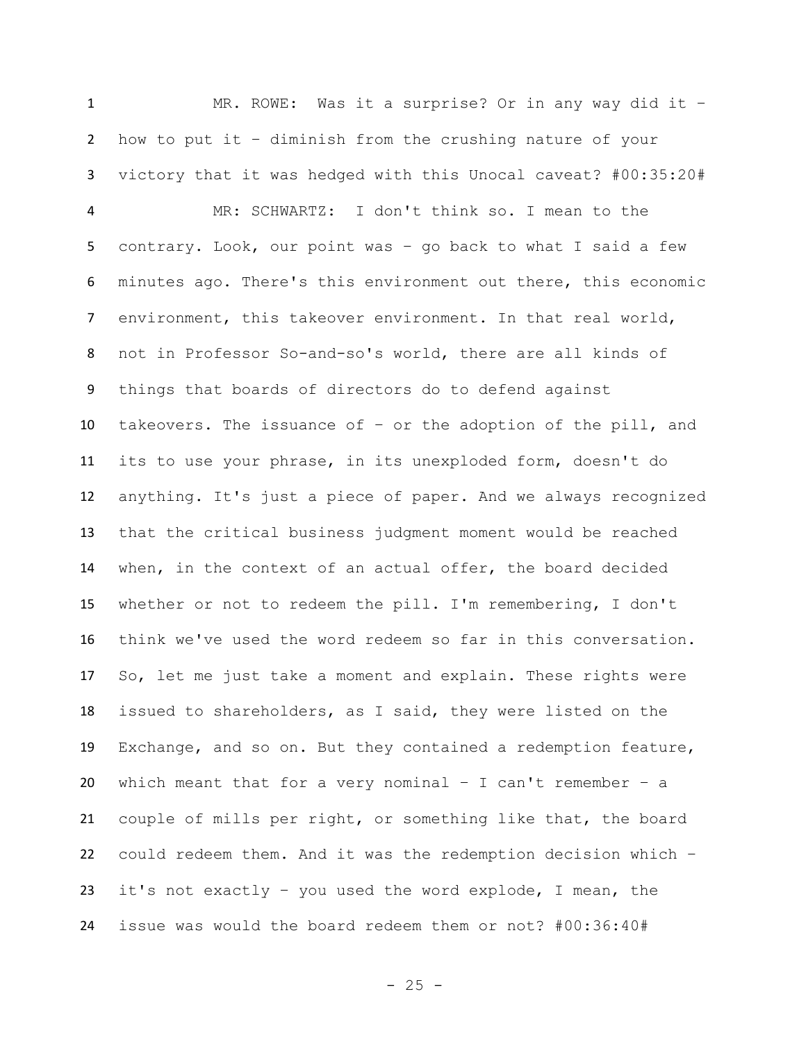MR. ROWE: Was it a surprise? Or in any way did it – how to put it – diminish from the crushing nature of your victory that it was hedged with this Unocal caveat? #00:35:20#

MR: SCHWARTZ: I don't think so. I mean to the contrary. Look, our point was – go back to what I said a few minutes ago. There's this environment out there, this economic environment, this takeover environment. In that real world, not in Professor So-and-so's world, there are all kinds of things that boards of directors do to defend against takeovers. The issuance of – or the adoption of the pill, and its to use your phrase, in its unexploded form, doesn't do anything. It's just a piece of paper. And we always recognized that the critical business judgment moment would be reached when, in the context of an actual offer, the board decided whether or not to redeem the pill. I'm remembering, I don't think we've used the word redeem so far in this conversation. So, let me just take a moment and explain. These rights were issued to shareholders, as I said, they were listed on the Exchange, and so on. But they contained a redemption feature, which meant that for a very nominal – I can't remember – a couple of mills per right, or something like that, the board could redeem them. And it was the redemption decision which – it's not exactly – you used the word explode, I mean, the issue was would the board redeem them or not? #00:36:40#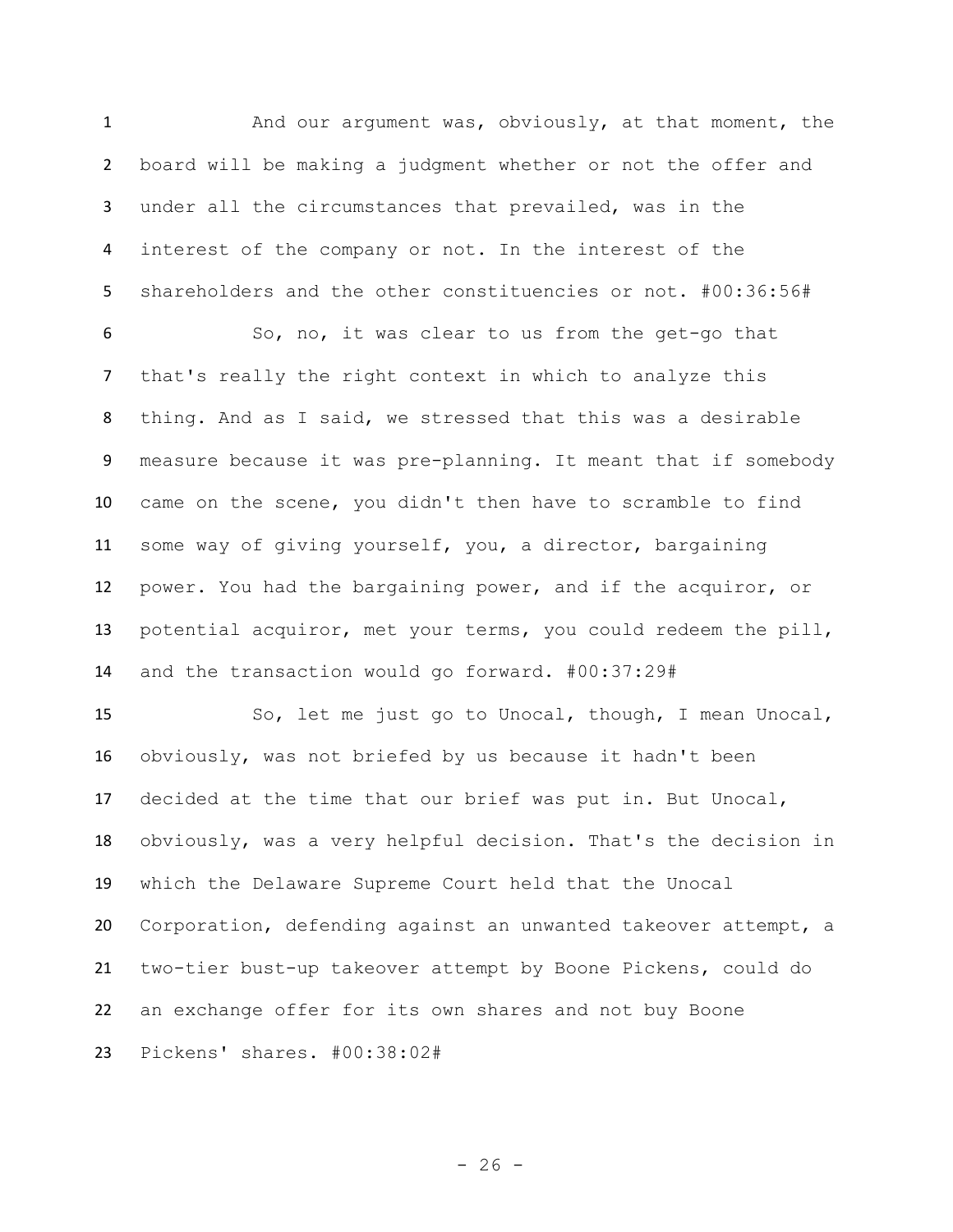And our argument was, obviously, at that moment, the board will be making a judgment whether or not the offer and under all the circumstances that prevailed, was in the interest of the company or not. In the interest of the shareholders and the other constituencies or not. #00:36:56#

So, no, it was clear to us from the get-go that that's really the right context in which to analyze this thing. And as I said, we stressed that this was a desirable measure because it was pre-planning. It meant that if somebody came on the scene, you didn't then have to scramble to find some way of giving yourself, you, a director, bargaining power. You had the bargaining power, and if the acquiror, or potential acquiror, met your terms, you could redeem the pill, and the transaction would go forward. #00:37:29#

So, let me just go to Unocal, though, I mean Unocal, obviously, was not briefed by us because it hadn't been decided at the time that our brief was put in. But Unocal, obviously, was a very helpful decision. That's the decision in which the Delaware Supreme Court held that the Unocal Corporation, defending against an unwanted takeover attempt, a two-tier bust-up takeover attempt by Boone Pickens, could do an exchange offer for its own shares and not buy Boone Pickens' shares. #00:38:02#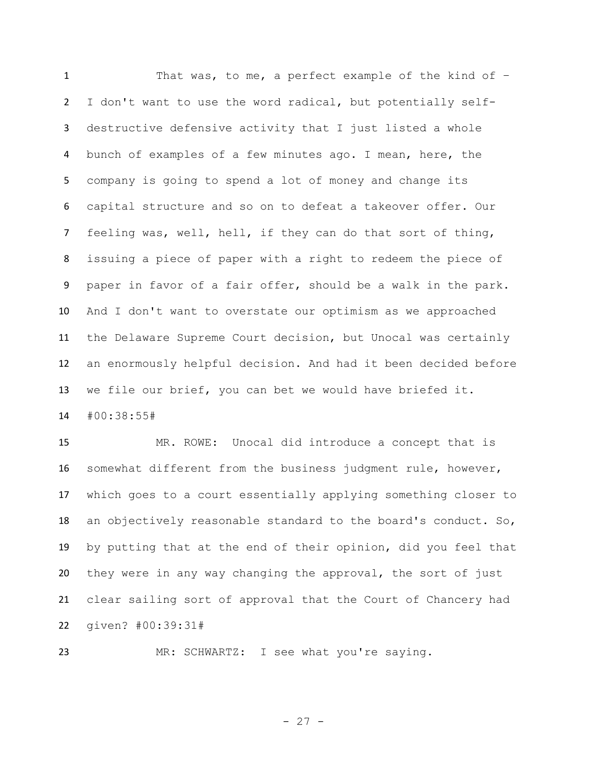That was, to me, a perfect example of the kind of – I don't want to use the word radical, but potentially self-destructive defensive activity that I just listed a whole bunch of examples of a few minutes ago. I mean, here, the company is going to spend a lot of money and change its capital structure and so on to defeat a takeover offer. Our feeling was, well, hell, if they can do that sort of thing, issuing a piece of paper with a right to redeem the piece of paper in favor of a fair offer, should be a walk in the park. And I don't want to overstate our optimism as we approached the Delaware Supreme Court decision, but Unocal was certainly an enormously helpful decision. And had it been decided before we file our brief, you can bet we would have briefed it. #00:38:55#

MR. ROWE: Unocal did introduce a concept that is somewhat different from the business judgment rule, however, which goes to a court essentially applying something closer to an objectively reasonable standard to the board's conduct. So, by putting that at the end of their opinion, did you feel that they were in any way changing the approval, the sort of just clear sailing sort of approval that the Court of Chancery had given? #00:39:31#

MR: SCHWARTZ: I see what you're saying.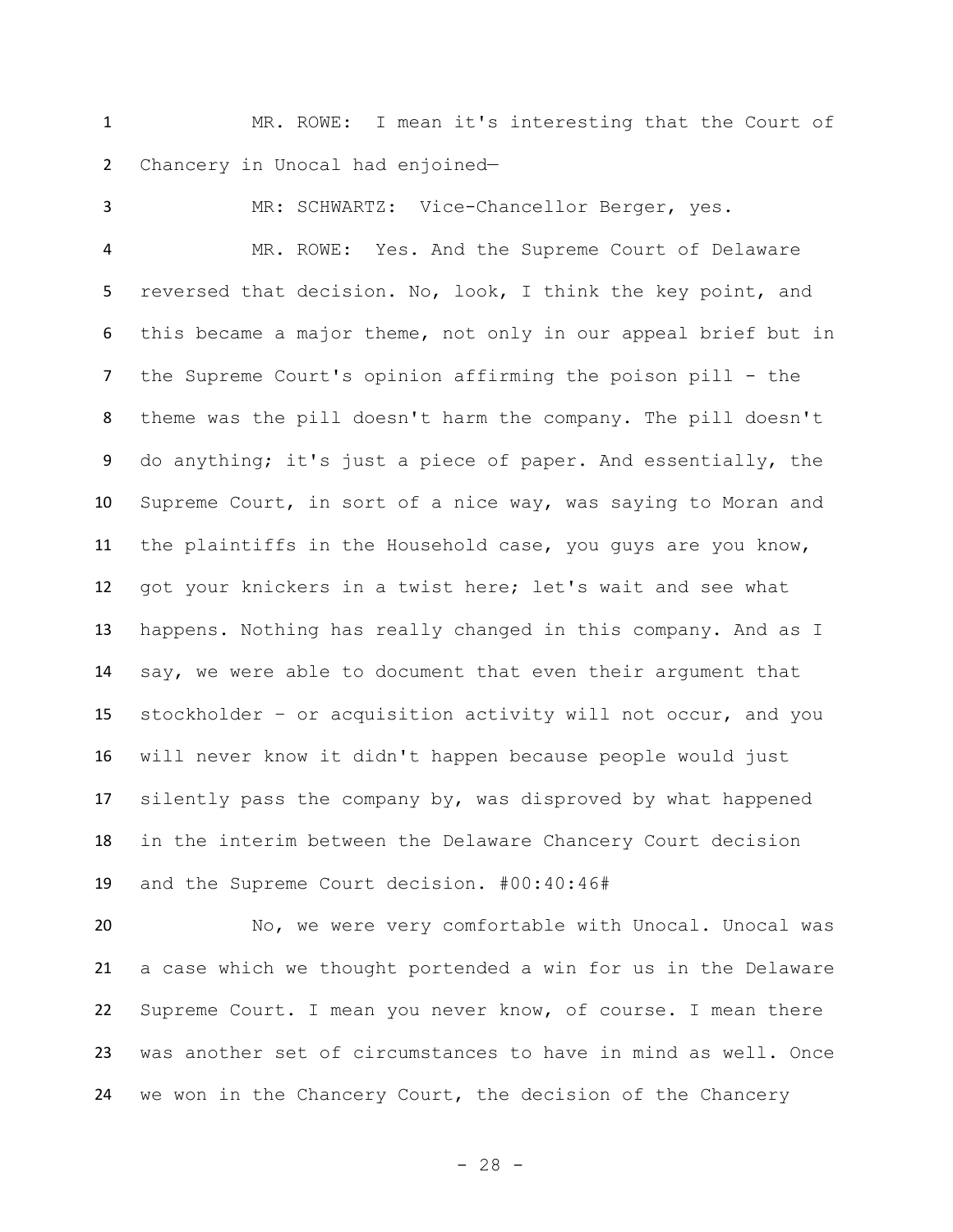MR. ROWE: I mean it's interesting that the Court of Chancery in Unocal had enjoined—

MR: SCHWARTZ: Vice-Chancellor Berger, yes.

MR. ROWE: Yes. And the Supreme Court of Delaware reversed that decision. No, look, I think the key point, and this became a major theme, not only in our appeal brief but in the Supreme Court's opinion affirming the poison pill - the theme was the pill doesn't harm the company. The pill doesn't do anything; it's just a piece of paper. And essentially, the Supreme Court, in sort of a nice way, was saying to Moran and the plaintiffs in the Household case, you guys are you know, got your knickers in a twist here; let's wait and see what happens. Nothing has really changed in this company. And as I say, we were able to document that even their argument that stockholder – or acquisition activity will not occur, and you will never know it didn't happen because people would just silently pass the company by, was disproved by what happened in the interim between the Delaware Chancery Court decision and the Supreme Court decision. #00:40:46#

No, we were very comfortable with Unocal. Unocal was a case which we thought portended a win for us in the Delaware Supreme Court. I mean you never know, of course. I mean there was another set of circumstances to have in mind as well. Once we won in the Chancery Court, the decision of the Chancery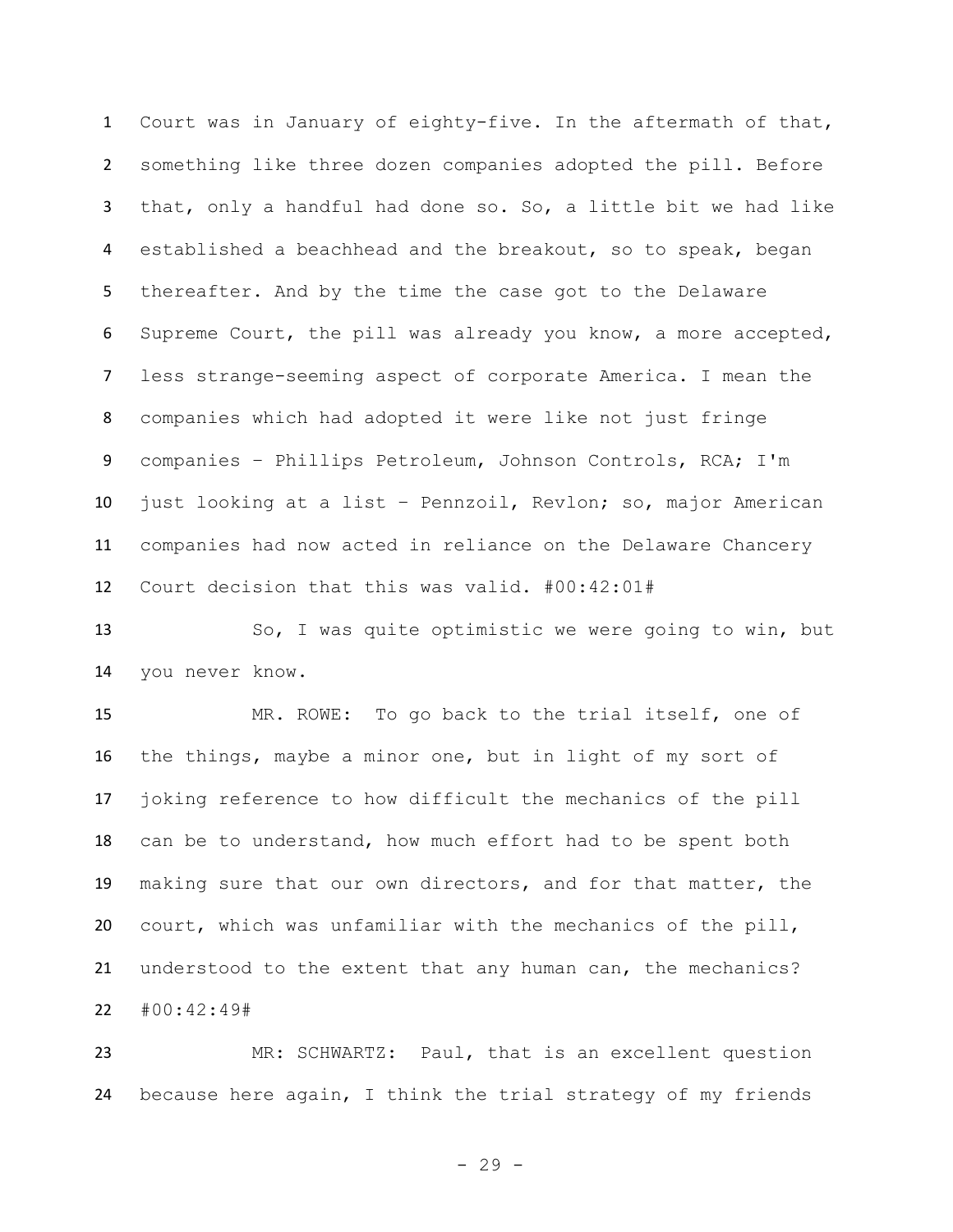Court was in January of eighty-five. In the aftermath of that, something like three dozen companies adopted the pill. Before that, only a handful had done so. So, a little bit we had like established a beachhead and the breakout, so to speak, began thereafter. And by the time the case got to the Delaware Supreme Court, the pill was already you know, a more accepted, less strange-seeming aspect of corporate America. I mean the companies which had adopted it were like not just fringe companies – Phillips Petroleum, Johnson Controls, RCA; I'm just looking at a list – Pennzoil, Revlon; so, major American companies had now acted in reliance on the Delaware Chancery Court decision that this was valid. #00:42:01#

So, I was quite optimistic we were going to win, but you never know.

MR. ROWE: To go back to the trial itself, one of the things, maybe a minor one, but in light of my sort of joking reference to how difficult the mechanics of the pill can be to understand, how much effort had to be spent both making sure that our own directors, and for that matter, the court, which was unfamiliar with the mechanics of the pill, understood to the extent that any human can, the mechanics? #00:42:49#

MR: SCHWARTZ: Paul, that is an excellent question because here again, I think the trial strategy of my friends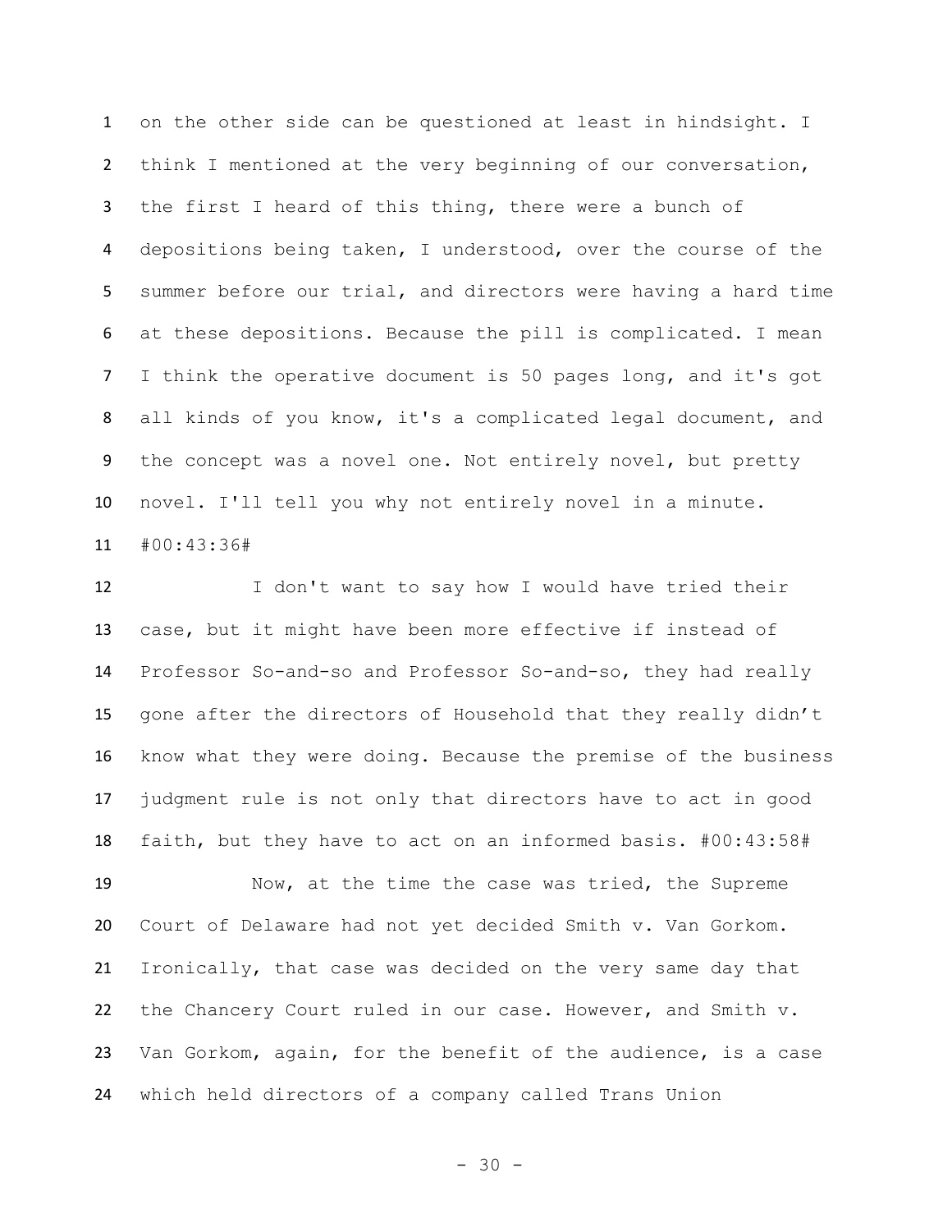on the other side can be questioned at least in hindsight. I think I mentioned at the very beginning of our conversation, the first I heard of this thing, there were a bunch of depositions being taken, I understood, over the course of the summer before our trial, and directors were having a hard time at these depositions. Because the pill is complicated. I mean I think the operative document is 50 pages long, and it's got all kinds of you know, it's a complicated legal document, and the concept was a novel one. Not entirely novel, but pretty novel. I'll tell you why not entirely novel in a minute. #00:43:36#

I don't want to say how I would have tried their case, but it might have been more effective if instead of Professor So-and-so and Professor So-and-so, they had really gone after the directors of Household that they really didn't know what they were doing. Because the premise of the business judgment rule is not only that directors have to act in good faith, but they have to act on an informed basis. #00:43:58#

Now, at the time the case was tried, the Supreme Court of Delaware had not yet decided Smith v. Van Gorkom. Ironically, that case was decided on the very same day that the Chancery Court ruled in our case. However, and Smith v. Van Gorkom, again, for the benefit of the audience, is a case which held directors of a company called Trans Union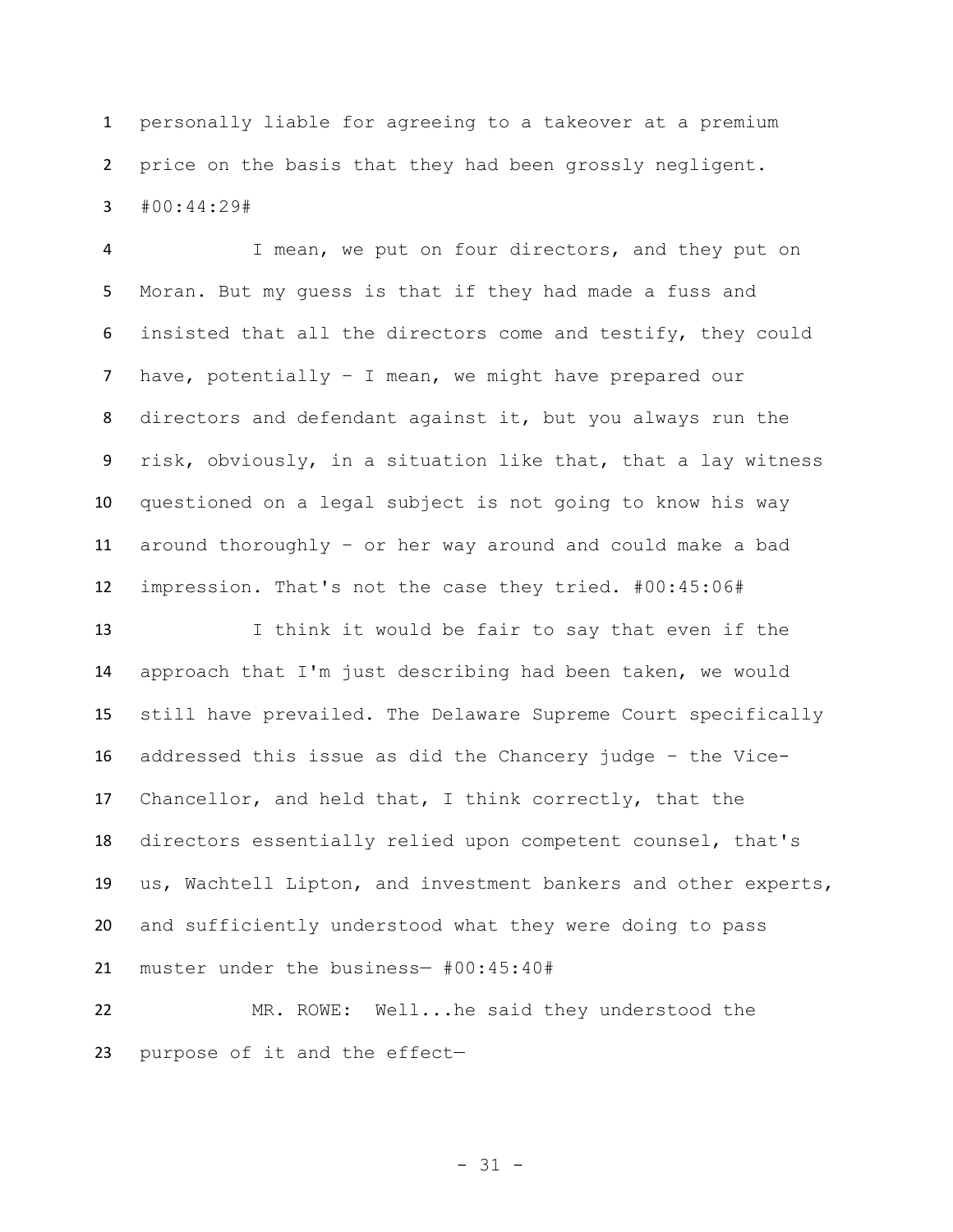personally liable for agreeing to a takeover at a premium price on the basis that they had been grossly negligent. #00:44:29#

I mean, we put on four directors, and they put on Moran. But my guess is that if they had made a fuss and insisted that all the directors come and testify, they could have, potentially – I mean, we might have prepared our directors and defendant against it, but you always run the risk, obviously, in a situation like that, that a lay witness questioned on a legal subject is not going to know his way around thoroughly – or her way around and could make a bad impression. That's not the case they tried. #00:45:06#

I think it would be fair to say that even if the approach that I'm just describing had been taken, we would still have prevailed. The Delaware Supreme Court specifically addressed this issue as did the Chancery judge – the Vice-Chancellor, and held that, I think correctly, that the directors essentially relied upon competent counsel, that's us, Wachtell Lipton, and investment bankers and other experts, and sufficiently understood what they were doing to pass muster under the business— #00:45:40#

MR. ROWE: Well...he said they understood the purpose of it and the effect—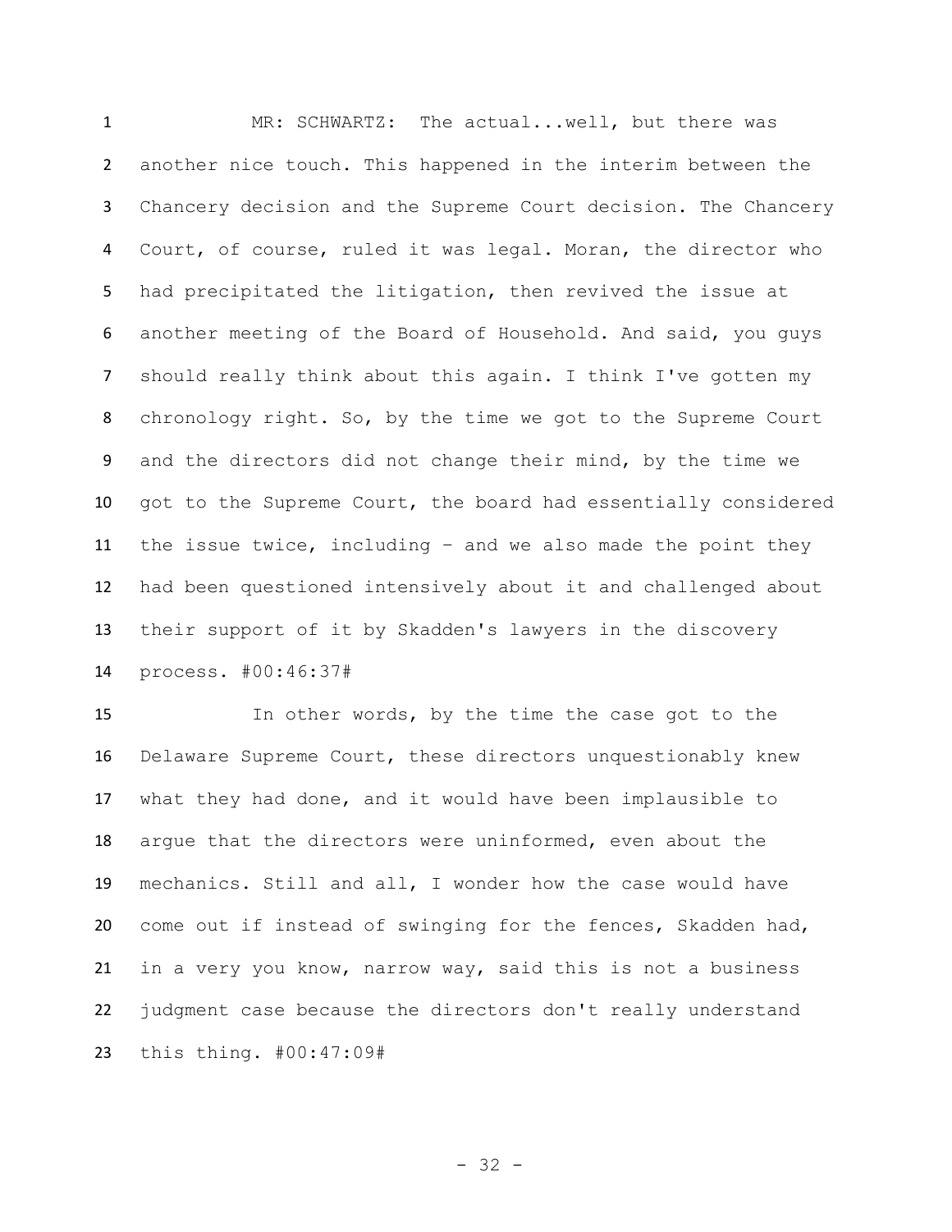MR: SCHWARTZ: The actual...well, but there was another nice touch. This happened in the interim between the Chancery decision and the Supreme Court decision. The Chancery Court, of course, ruled it was legal. Moran, the director who had precipitated the litigation, then revived the issue at another meeting of the Board of Household. And said, you guys should really think about this again. I think I've gotten my chronology right. So, by the time we got to the Supreme Court and the directors did not change their mind, by the time we got to the Supreme Court, the board had essentially considered the issue twice, including – and we also made the point they had been questioned intensively about it and challenged about their support of it by Skadden's lawyers in the discovery process. #00:46:37#

In other words, by the time the case got to the Delaware Supreme Court, these directors unquestionably knew what they had done, and it would have been implausible to argue that the directors were uninformed, even about the mechanics. Still and all, I wonder how the case would have come out if instead of swinging for the fences, Skadden had, in a very you know, narrow way, said this is not a business judgment case because the directors don't really understand this thing. #00:47:09#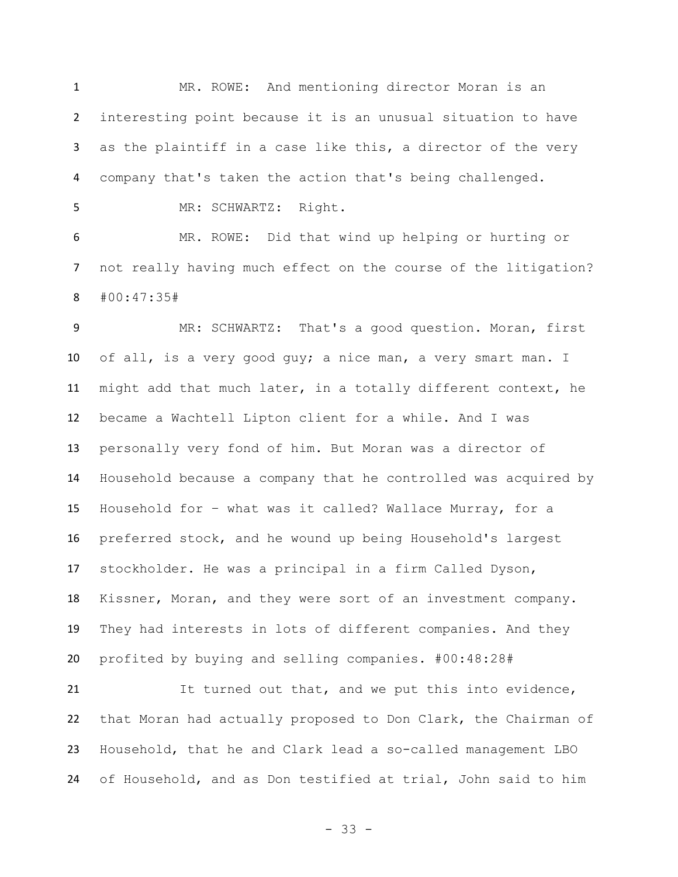MR. ROWE: And mentioning director Moran is an interesting point because it is an unusual situation to have as the plaintiff in a case like this, a director of the very company that's taken the action that's being challenged.

MR: SCHWARTZ: Right.

MR. ROWE: Did that wind up helping or hurting or not really having much effect on the course of the litigation? #00:47:35#

MR: SCHWARTZ: That's a good question. Moran, first of all, is a very good guy; a nice man, a very smart man. I might add that much later, in a totally different context, he became a Wachtell Lipton client for a while. And I was personally very fond of him. But Moran was a director of Household because a company that he controlled was acquired by Household for – what was it called? Wallace Murray, for a preferred stock, and he wound up being Household's largest stockholder. He was a principal in a firm Called Dyson, Kissner, Moran, and they were sort of an investment company. They had interests in lots of different companies. And they profited by buying and selling companies. #00:48:28#

It turned out that, and we put this into evidence, that Moran had actually proposed to Don Clark, the Chairman of Household, that he and Clark lead a so-called management LBO of Household, and as Don testified at trial, John said to him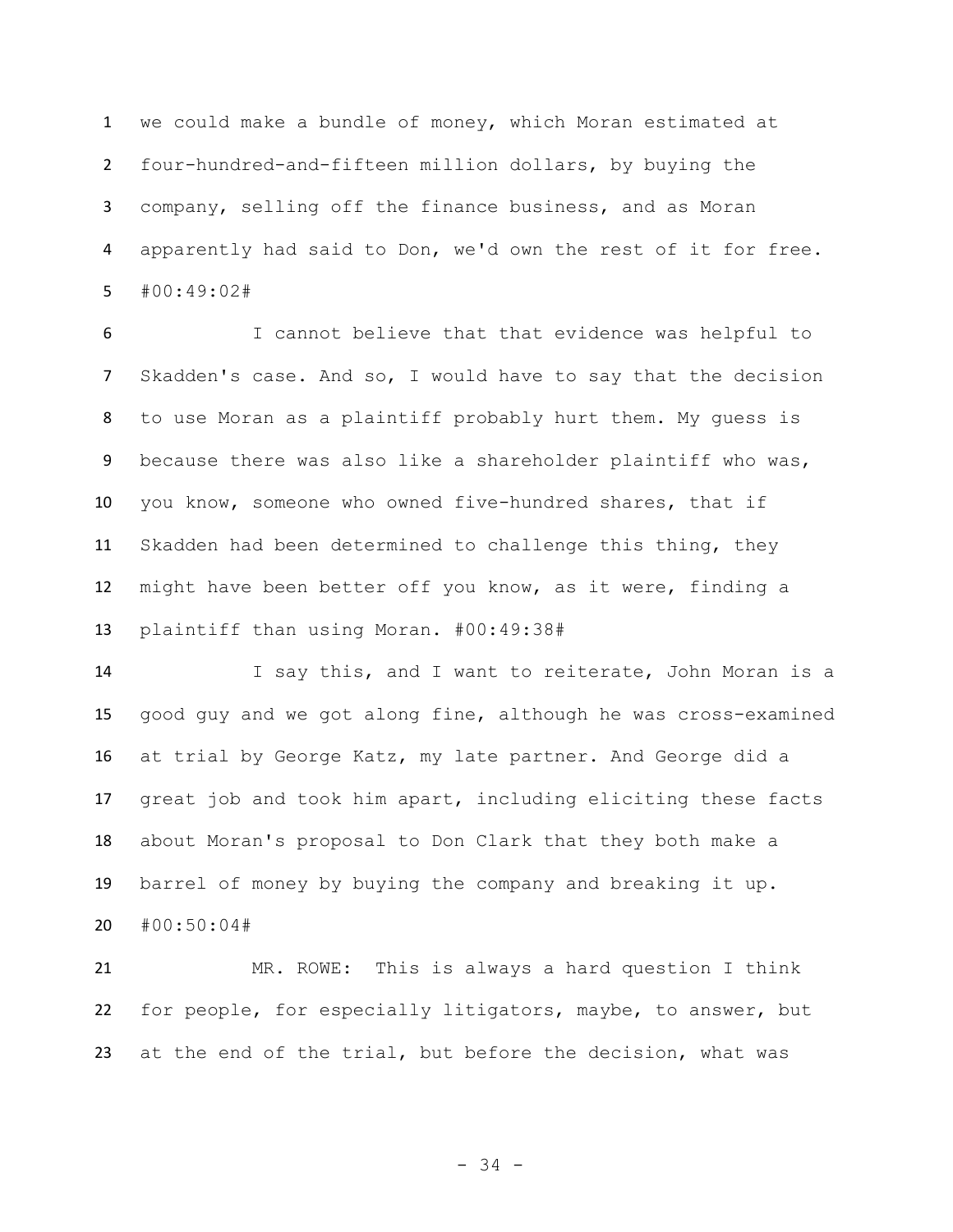we could make a bundle of money, which Moran estimated at four-hundred-and-fifteen million dollars, by buying the company, selling off the finance business, and as Moran apparently had said to Don, we'd own the rest of it for free. #00:49:02#

I cannot believe that that evidence was helpful to Skadden's case. And so, I would have to say that the decision to use Moran as a plaintiff probably hurt them. My guess is because there was also like a shareholder plaintiff who was, you know, someone who owned five-hundred shares, that if Skadden had been determined to challenge this thing, they might have been better off you know, as it were, finding a plaintiff than using Moran. #00:49:38#

I say this, and I want to reiterate, John Moran is a good guy and we got along fine, although he was cross-examined at trial by George Katz, my late partner. And George did a great job and took him apart, including eliciting these facts about Moran's proposal to Don Clark that they both make a barrel of money by buying the company and breaking it up. #00:50:04#

MR. ROWE: This is always a hard question I think for people, for especially litigators, maybe, to answer, but at the end of the trial, but before the decision, what was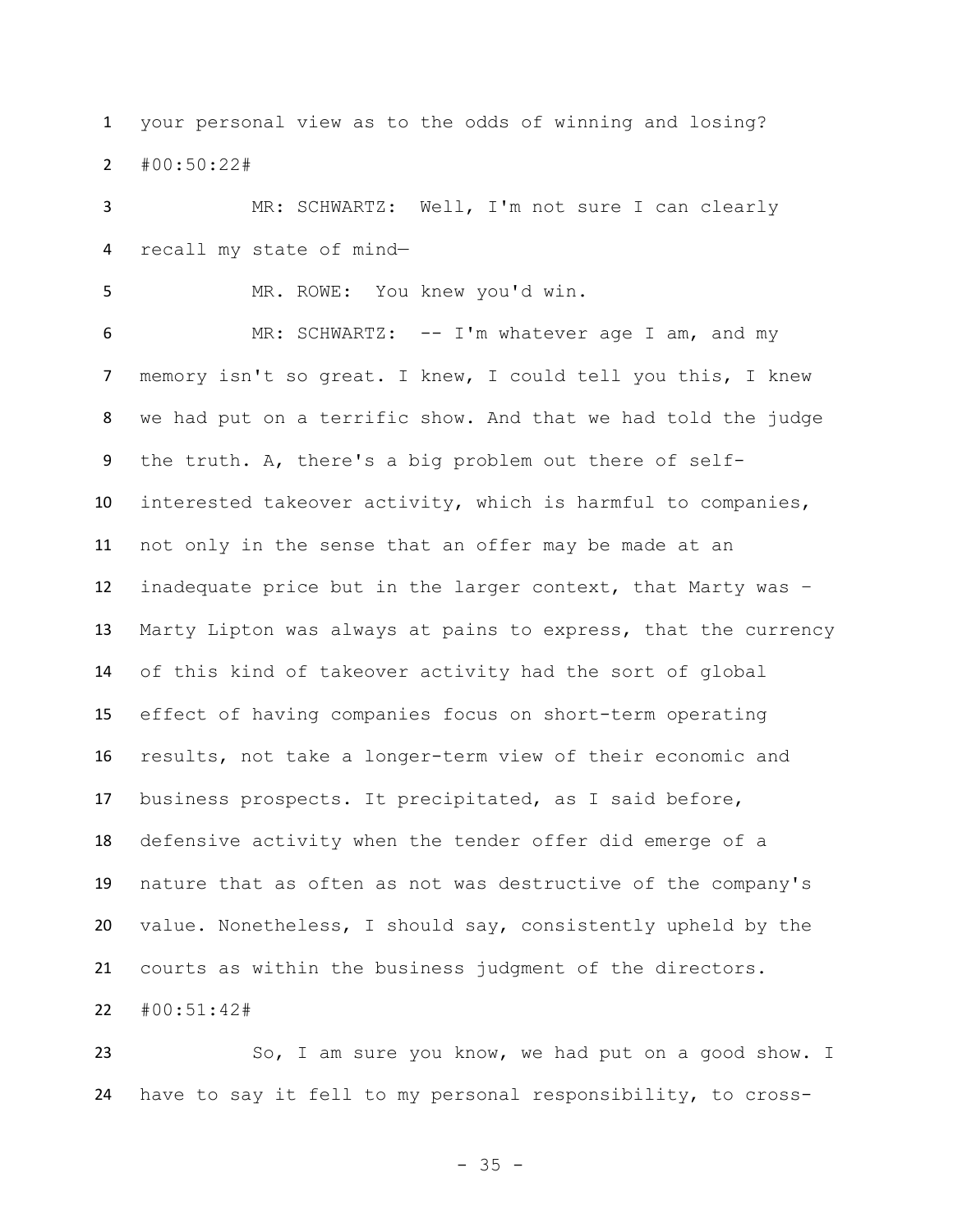your personal view as to the odds of winning and losing?

#00:50:22#

MR: SCHWARTZ: Well, I'm not sure I can clearly recall my state of mind—

MR. ROWE: You knew you'd win.

MR: SCHWARTZ: -- I'm whatever age I am, and my memory isn't so great. I knew, I could tell you this, I knew we had put on a terrific show. And that we had told the judge the truth. A, there's a big problem out there of self-interested takeover activity, which is harmful to companies, not only in the sense that an offer may be made at an inadequate price but in the larger context, that Marty was – Marty Lipton was always at pains to express, that the currency of this kind of takeover activity had the sort of global effect of having companies focus on short-term operating results, not take a longer-term view of their economic and business prospects. It precipitated, as I said before, defensive activity when the tender offer did emerge of a nature that as often as not was destructive of the company's value. Nonetheless, I should say, consistently upheld by the courts as within the business judgment of the directors.

#00:51:42#

So, I am sure you know, we had put on a good show. I have to say it fell to my personal responsibility, to cross-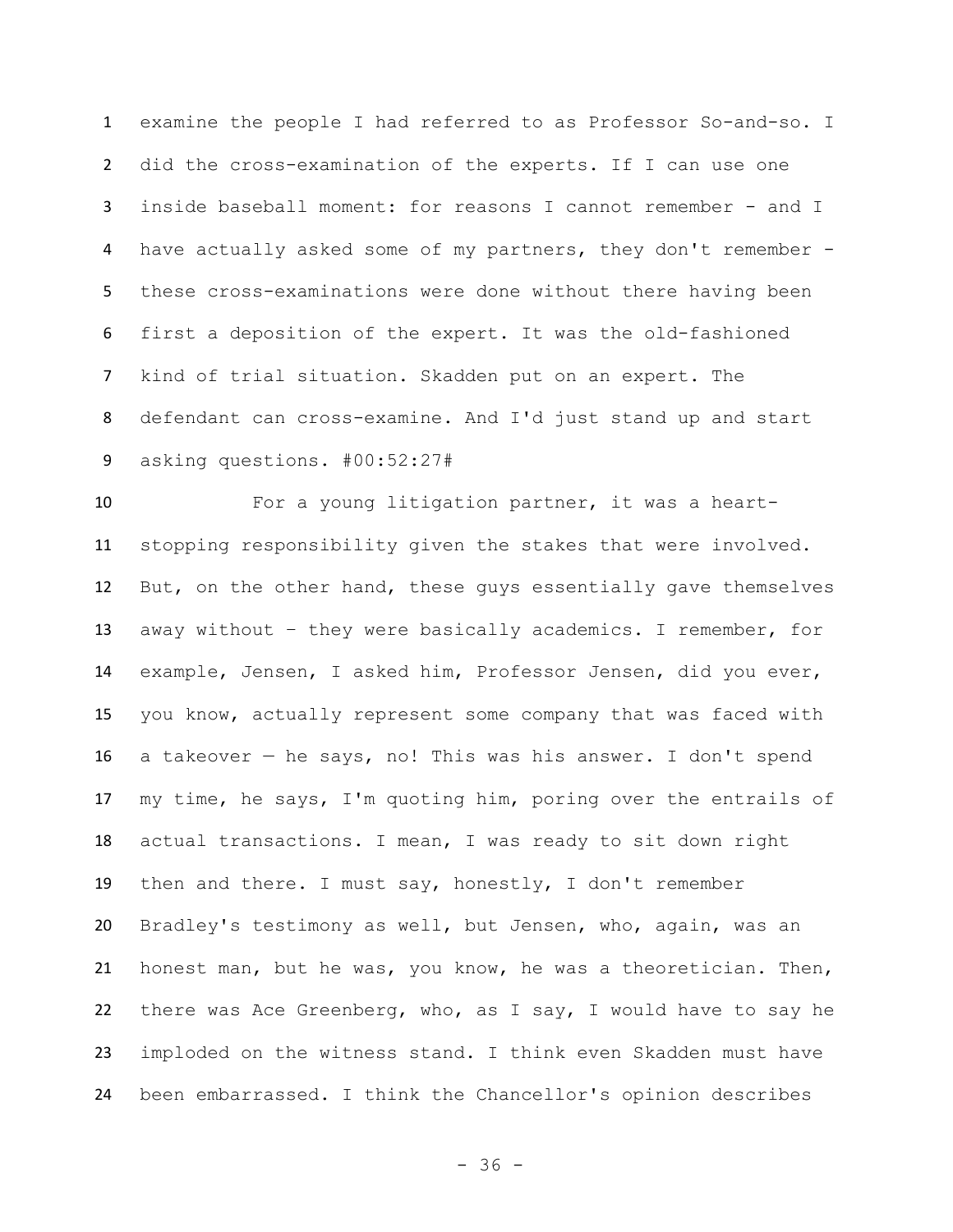examine the people I had referred to as Professor So-and-so. I did the cross-examination of the experts. If I can use one inside baseball moment: for reasons I cannot remember - and I have actually asked some of my partners, they don't remember - these cross-examinations were done without there having been first a deposition of the expert. It was the old-fashioned kind of trial situation. Skadden put on an expert. The defendant can cross-examine. And I'd just stand up and start asking questions. #00:52:27#

For a young litigation partner, it was a heart-stopping responsibility given the stakes that were involved. But, on the other hand, these guys essentially gave themselves away without – they were basically academics. I remember, for example, Jensen, I asked him, Professor Jensen, did you ever, you know, actually represent some company that was faced with a takeover — he says, no! This was his answer. I don't spend my time, he says, I'm quoting him, poring over the entrails of actual transactions. I mean, I was ready to sit down right then and there. I must say, honestly, I don't remember Bradley's testimony as well, but Jensen, who, again, was an honest man, but he was, you know, he was a theoretician. Then, there was Ace Greenberg, who, as I say, I would have to say he imploded on the witness stand. I think even Skadden must have been embarrassed. I think the Chancellor's opinion describes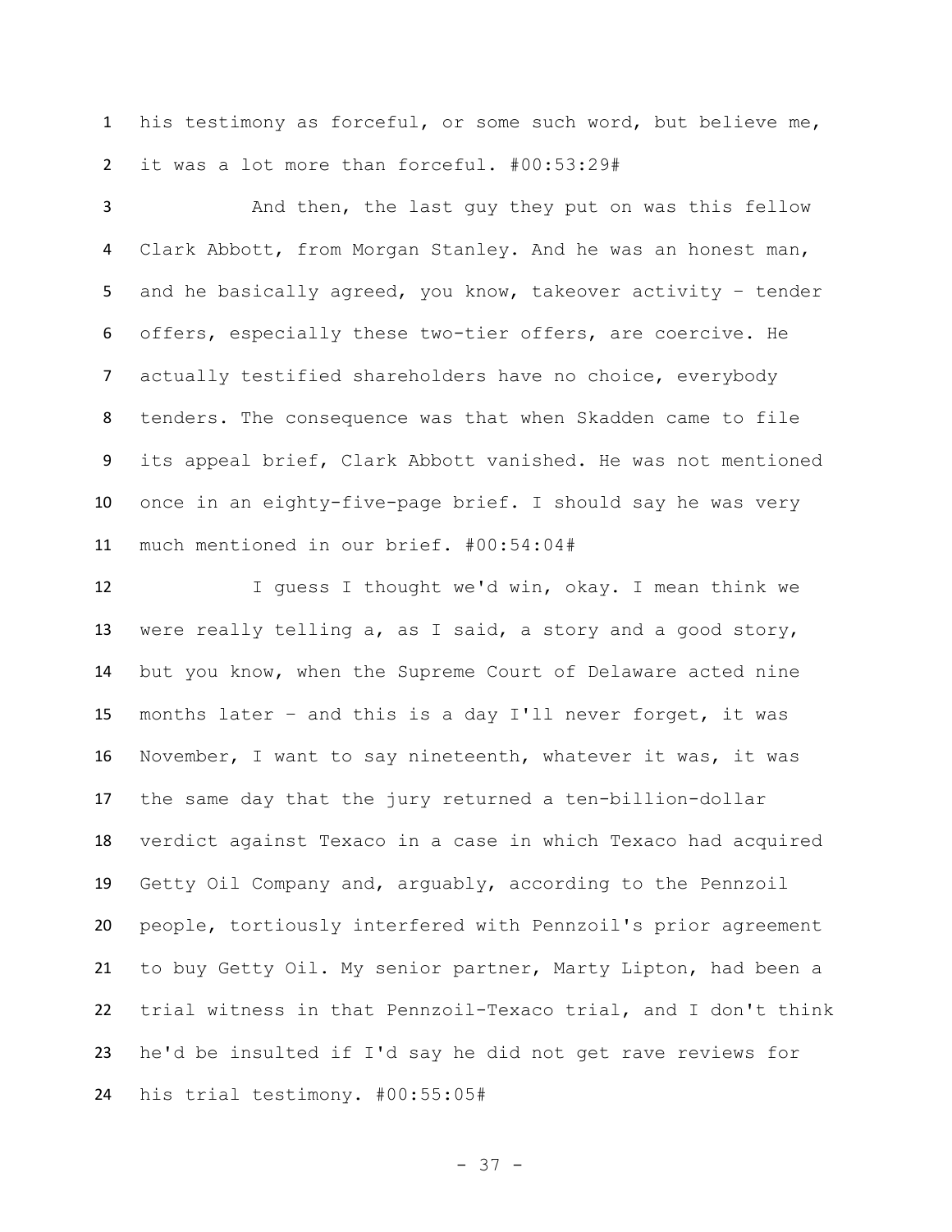his testimony as forceful, or some such word, but believe me, it was a lot more than forceful. #00:53:29#

And then, the last guy they put on was this fellow Clark Abbott, from Morgan Stanley. And he was an honest man, and he basically agreed, you know, takeover activity – tender offers, especially these two-tier offers, are coercive. He actually testified shareholders have no choice, everybody tenders. The consequence was that when Skadden came to file its appeal brief, Clark Abbott vanished. He was not mentioned once in an eighty-five-page brief. I should say he was very much mentioned in our brief. #00:54:04#

I guess I thought we'd win, okay. I mean think we were really telling a, as I said, a story and a good story, but you know, when the Supreme Court of Delaware acted nine months later – and this is a day I'll never forget, it was November, I want to say nineteenth, whatever it was, it was the same day that the jury returned a ten-billion-dollar verdict against Texaco in a case in which Texaco had acquired Getty Oil Company and, arguably, according to the Pennzoil people, tortiously interfered with Pennzoil's prior agreement to buy Getty Oil. My senior partner, Marty Lipton, had been a trial witness in that Pennzoil-Texaco trial, and I don't think he'd be insulted if I'd say he did not get rave reviews for his trial testimony. #00:55:05#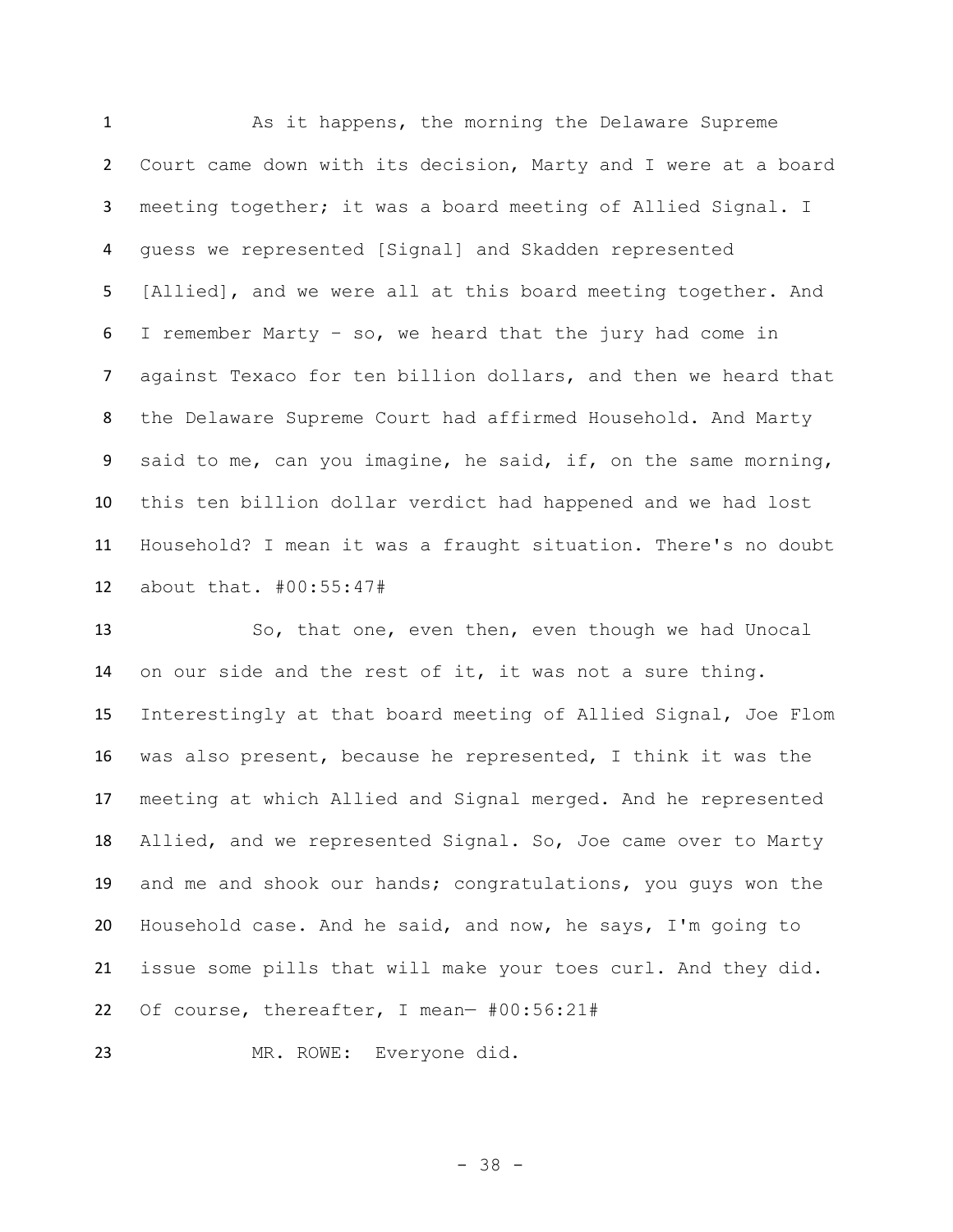As it happens, the morning the Delaware Supreme Court came down with its decision, Marty and I were at a board meeting together; it was a board meeting of Allied Signal. I guess we represented [Signal] and Skadden represented [Allied], and we were all at this board meeting together. And I remember Marty – so, we heard that the jury had come in against Texaco for ten billion dollars, and then we heard that the Delaware Supreme Court had affirmed Household. And Marty said to me, can you imagine, he said, if, on the same morning, this ten billion dollar verdict had happened and we had lost Household? I mean it was a fraught situation. There's no doubt about that. #00:55:47#

So, that one, even then, even though we had Unocal on our side and the rest of it, it was not a sure thing. Interestingly at that board meeting of Allied Signal, Joe Flom was also present, because he represented, I think it was the meeting at which Allied and Signal merged. And he represented Allied, and we represented Signal. So, Joe came over to Marty and me and shook our hands; congratulations, you guys won the Household case. And he said, and now, he says, I'm going to issue some pills that will make your toes curl. And they did. Of course, thereafter, I mean— #00:56:21#

MR. ROWE: Everyone did.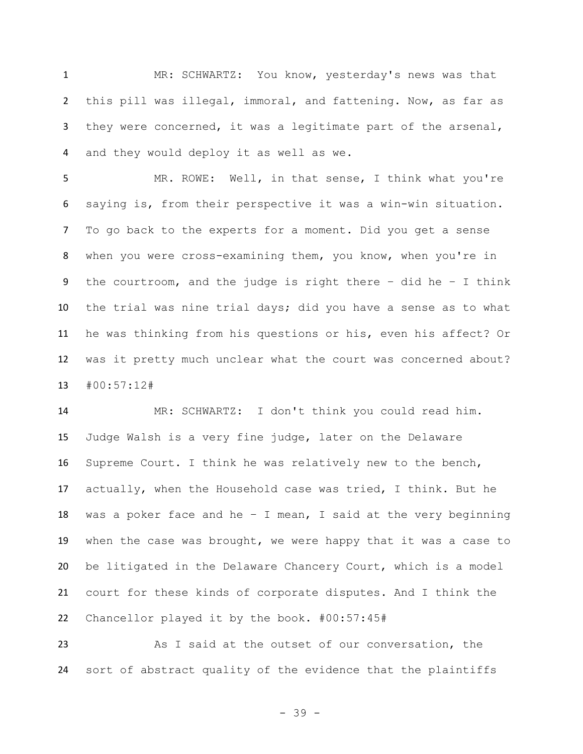MR: SCHWARTZ: You know, yesterday's news was that this pill was illegal, immoral, and fattening. Now, as far as they were concerned, it was a legitimate part of the arsenal, and they would deploy it as well as we.

MR. ROWE: Well, in that sense, I think what you're saying is, from their perspective it was a win-win situation. To go back to the experts for a moment. Did you get a sense when you were cross-examining them, you know, when you're in the courtroom, and the judge is right there – did he – I think the trial was nine trial days; did you have a sense as to what he was thinking from his questions or his, even his affect? Or was it pretty much unclear what the court was concerned about? #00:57:12#

MR: SCHWARTZ: I don't think you could read him. Judge Walsh is a very fine judge, later on the Delaware Supreme Court. I think he was relatively new to the bench, actually, when the Household case was tried, I think. But he was a poker face and he – I mean, I said at the very beginning when the case was brought, we were happy that it was a case to be litigated in the Delaware Chancery Court, which is a model court for these kinds of corporate disputes. And I think the Chancellor played it by the book. #00:57:45#

As I said at the outset of our conversation, the sort of abstract quality of the evidence that the plaintiffs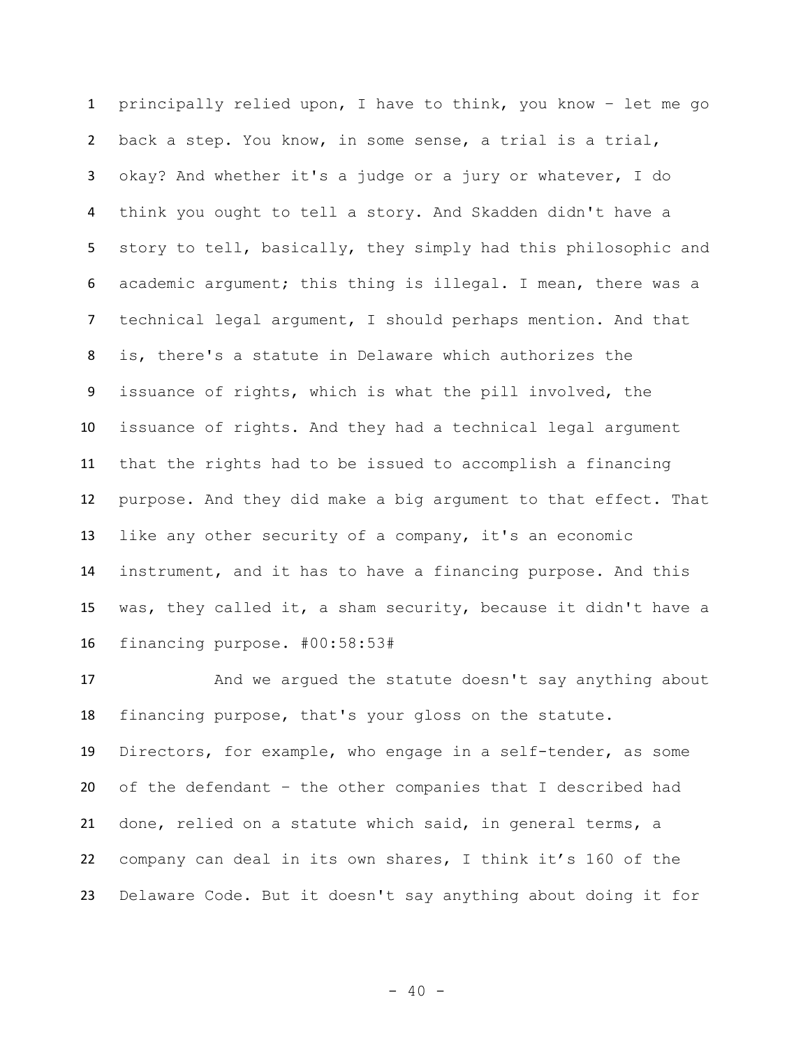principally relied upon, I have to think, you know – let me go back a step. You know, in some sense, a trial is a trial, okay? And whether it's a judge or a jury or whatever, I do think you ought to tell a story. And Skadden didn't have a story to tell, basically, they simply had this philosophic and academic argument; this thing is illegal. I mean, there was a technical legal argument, I should perhaps mention. And that is, there's a statute in Delaware which authorizes the issuance of rights, which is what the pill involved, the issuance of rights. And they had a technical legal argument that the rights had to be issued to accomplish a financing purpose. And they did make a big argument to that effect. That like any other security of a company, it's an economic instrument, and it has to have a financing purpose. And this was, they called it, a sham security, because it didn't have a financing purpose. #00:58:53#

And we argued the statute doesn't say anything about financing purpose, that's your gloss on the statute. Directors, for example, who engage in a self-tender, as some of the defendant – the other companies that I described had done, relied on a statute which said, in general terms, a company can deal in its own shares, I think it's 160 of the Delaware Code. But it doesn't say anything about doing it for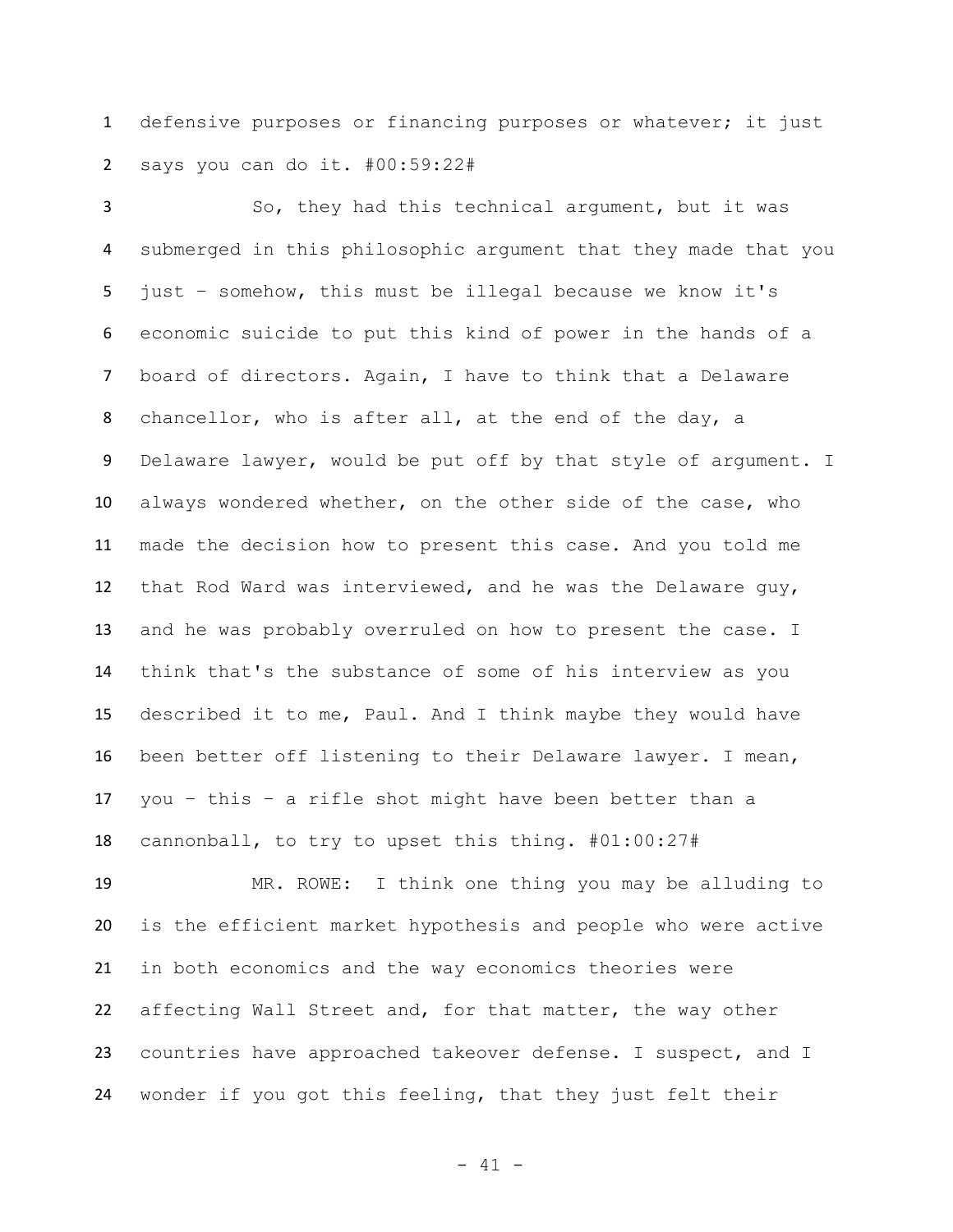defensive purposes or financing purposes or whatever; it just says you can do it. #00:59:22#

So, they had this technical argument, but it was submerged in this philosophic argument that they made that you just – somehow, this must be illegal because we know it's economic suicide to put this kind of power in the hands of a board of directors. Again, I have to think that a Delaware chancellor, who is after all, at the end of the day, a Delaware lawyer, would be put off by that style of argument. I always wondered whether, on the other side of the case, who made the decision how to present this case. And you told me that Rod Ward was interviewed, and he was the Delaware guy, and he was probably overruled on how to present the case. I think that's the substance of some of his interview as you described it to me, Paul. And I think maybe they would have been better off listening to their Delaware lawyer. I mean, you – this – a rifle shot might have been better than a cannonball, to try to upset this thing. #01:00:27#

MR. ROWE: I think one thing you may be alluding to is the efficient market hypothesis and people who were active in both economics and the way economics theories were affecting Wall Street and, for that matter, the way other countries have approached takeover defense. I suspect, and I wonder if you got this feeling, that they just felt their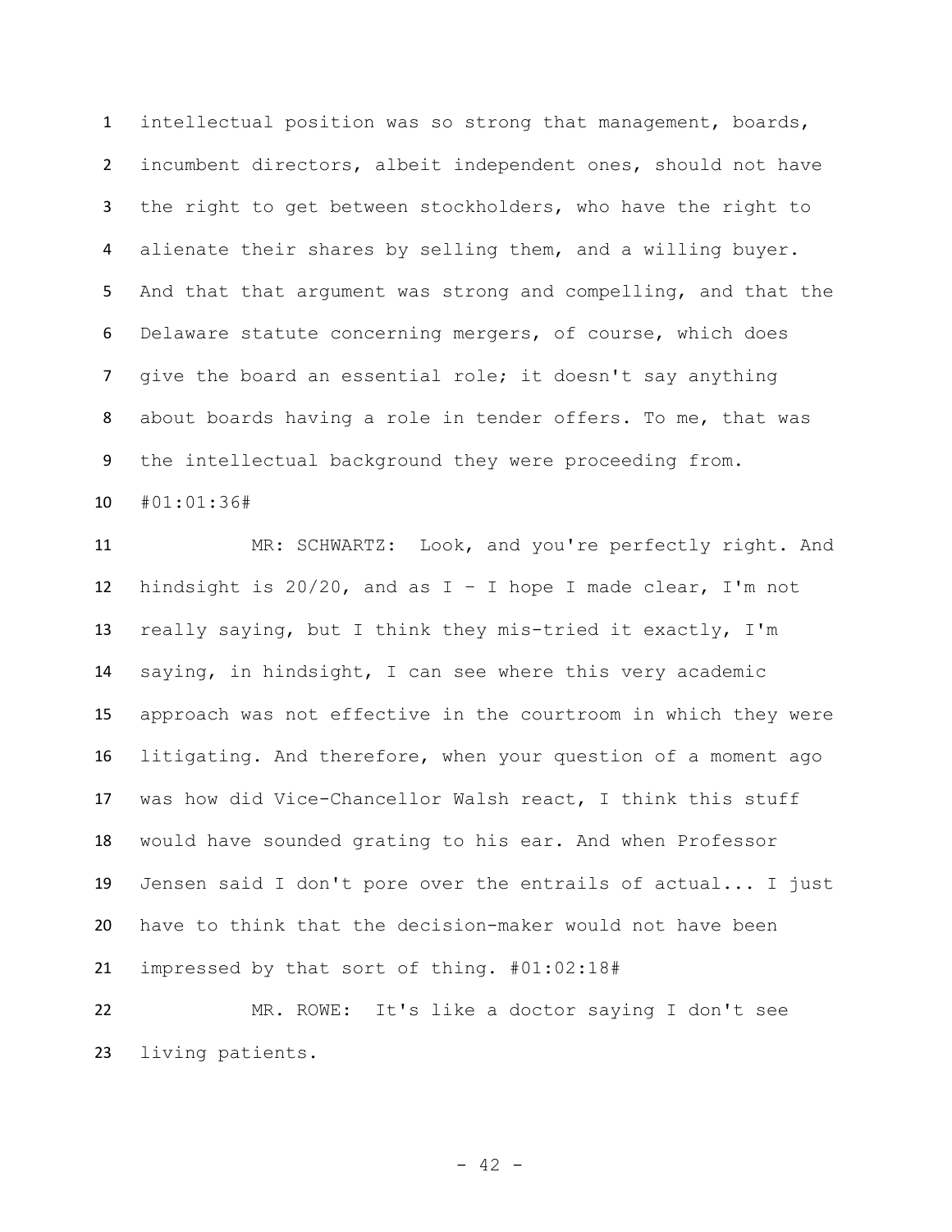intellectual position was so strong that management, boards, incumbent directors, albeit independent ones, should not have the right to get between stockholders, who have the right to alienate their shares by selling them, and a willing buyer. And that that argument was strong and compelling, and that the Delaware statute concerning mergers, of course, which does give the board an essential role; it doesn't say anything about boards having a role in tender offers. To me, that was the intellectual background they were proceeding from. #01:01:36#

MR: SCHWARTZ: Look, and you're perfectly right. And hindsight is 20/20, and as I – I hope I made clear, I'm not really saying, but I think they mis-tried it exactly, I'm saying, in hindsight, I can see where this very academic approach was not effective in the courtroom in which they were litigating. And therefore, when your question of a moment ago was how did Vice-Chancellor Walsh react, I think this stuff would have sounded grating to his ear. And when Professor Jensen said I don't pore over the entrails of actual... I just have to think that the decision-maker would not have been impressed by that sort of thing. #01:02:18#

MR. ROWE: It's like a doctor saying I don't see living patients.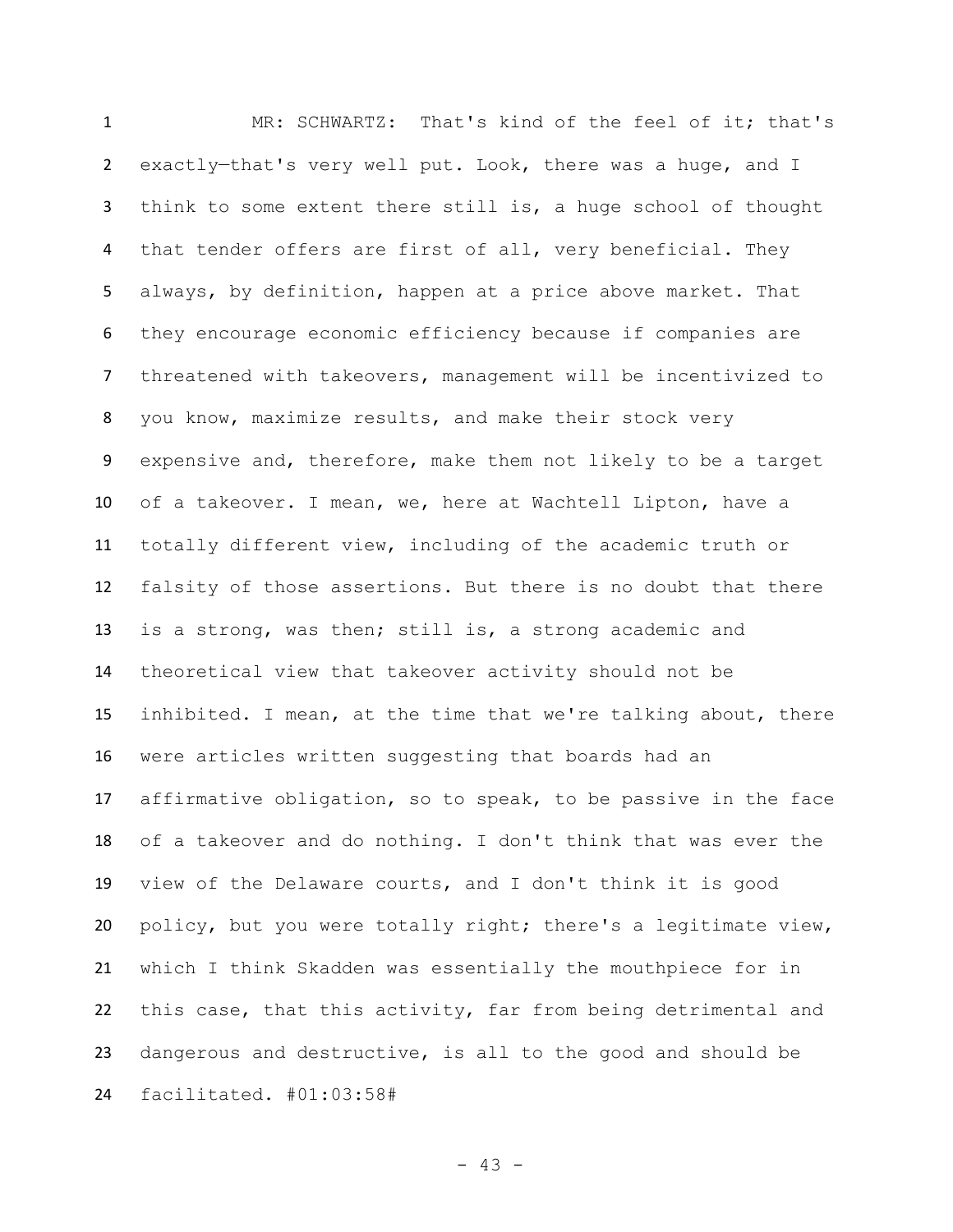MR: SCHWARTZ: That's kind of the feel of it; that's exactly—that's very well put. Look, there was a huge, and I think to some extent there still is, a huge school of thought that tender offers are first of all, very beneficial. They always, by definition, happen at a price above market. That they encourage economic efficiency because if companies are threatened with takeovers, management will be incentivized to you know, maximize results, and make their stock very expensive and, therefore, make them not likely to be a target of a takeover. I mean, we, here at Wachtell Lipton, have a totally different view, including of the academic truth or falsity of those assertions. But there is no doubt that there is a strong, was then; still is, a strong academic and theoretical view that takeover activity should not be inhibited. I mean, at the time that we're talking about, there were articles written suggesting that boards had an affirmative obligation, so to speak, to be passive in the face of a takeover and do nothing. I don't think that was ever the view of the Delaware courts, and I don't think it is good policy, but you were totally right; there's a legitimate view, which I think Skadden was essentially the mouthpiece for in this case, that this activity, far from being detrimental and dangerous and destructive, is all to the good and should be facilitated. #01:03:58#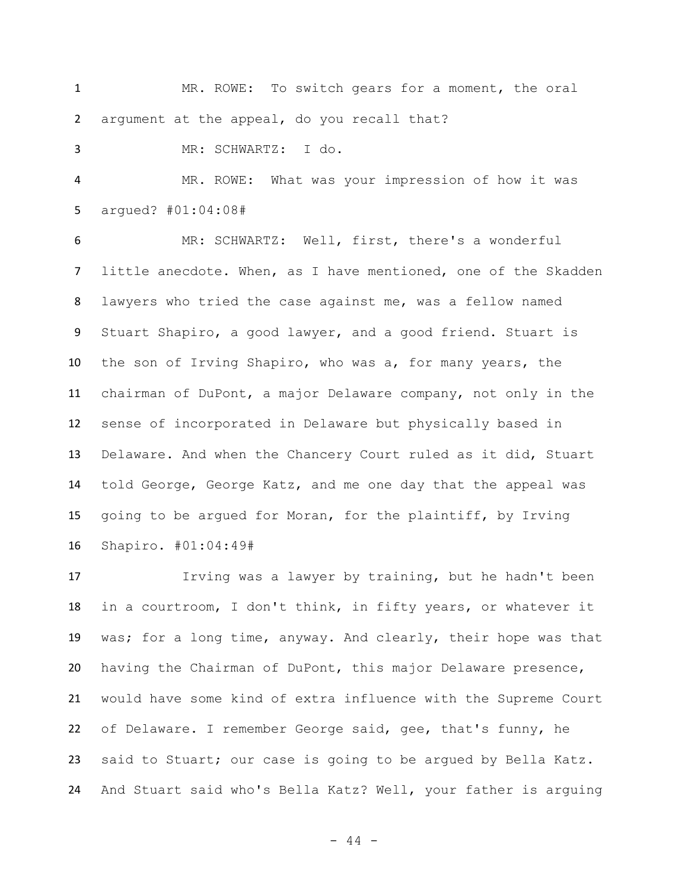MR. ROWE: To switch gears for a moment, the oral argument at the appeal, do you recall that?

MR: SCHWARTZ: I do.

MR. ROWE: What was your impression of how it was argued? #01:04:08#

MR: SCHWARTZ: Well, first, there's a wonderful little anecdote. When, as I have mentioned, one of the Skadden lawyers who tried the case against me, was a fellow named Stuart Shapiro, a good lawyer, and a good friend. Stuart is the son of Irving Shapiro, who was a, for many years, the chairman of DuPont, a major Delaware company, not only in the sense of incorporated in Delaware but physically based in Delaware. And when the Chancery Court ruled as it did, Stuart told George, George Katz, and me one day that the appeal was going to be argued for Moran, for the plaintiff, by Irving Shapiro. #01:04:49#

Irving was a lawyer by training, but he hadn't been in a courtroom, I don't think, in fifty years, or whatever it was; for a long time, anyway. And clearly, their hope was that having the Chairman of DuPont, this major Delaware presence, would have some kind of extra influence with the Supreme Court of Delaware. I remember George said, gee, that's funny, he said to Stuart; our case is going to be argued by Bella Katz. And Stuart said who's Bella Katz? Well, your father is arguing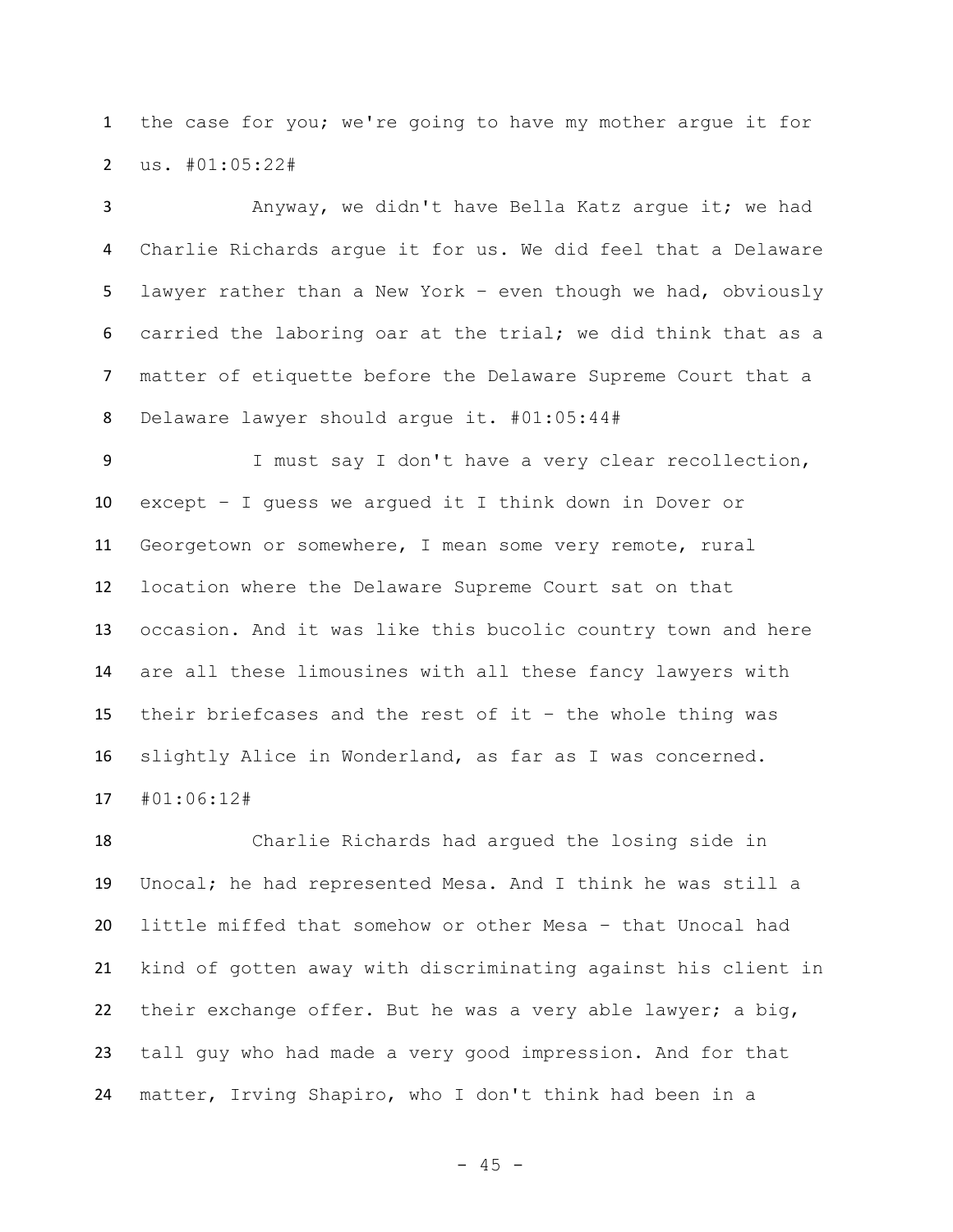the case for you; we're going to have my mother argue it for us. #01:05:22#

Anyway, we didn't have Bella Katz argue it; we had Charlie Richards argue it for us. We did feel that a Delaware lawyer rather than a New York – even though we had, obviously carried the laboring oar at the trial; we did think that as a matter of etiquette before the Delaware Supreme Court that a Delaware lawyer should argue it. #01:05:44#

I must say I don't have a very clear recollection, except – I guess we argued it I think down in Dover or Georgetown or somewhere, I mean some very remote, rural location where the Delaware Supreme Court sat on that occasion. And it was like this bucolic country town and here are all these limousines with all these fancy lawyers with their briefcases and the rest of it – the whole thing was slightly Alice in Wonderland, as far as I was concerned. #01:06:12#

Charlie Richards had argued the losing side in Unocal; he had represented Mesa. And I think he was still a little miffed that somehow or other Mesa – that Unocal had kind of gotten away with discriminating against his client in their exchange offer. But he was a very able lawyer; a big, tall guy who had made a very good impression. And for that matter, Irving Shapiro, who I don't think had been in a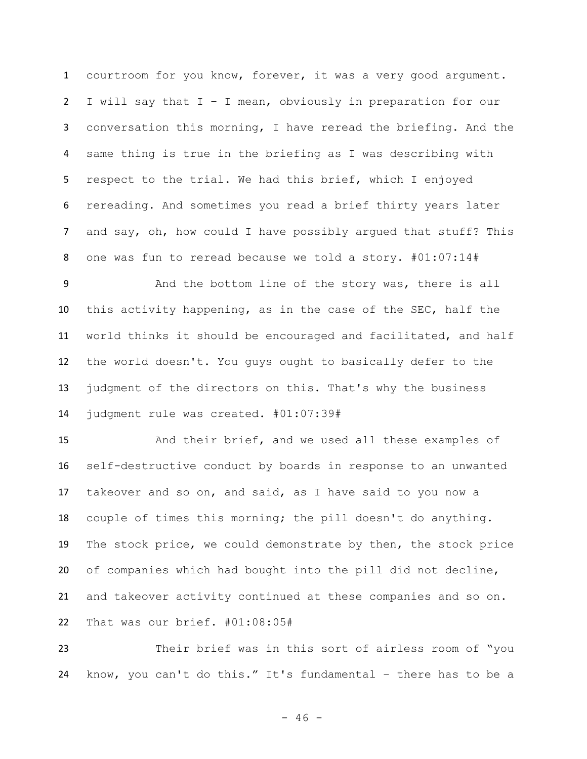courtroom for you know, forever, it was a very good argument. I will say that I – I mean, obviously in preparation for our conversation this morning, I have reread the briefing. And the same thing is true in the briefing as I was describing with respect to the trial. We had this brief, which I enjoyed rereading. And sometimes you read a brief thirty years later and say, oh, how could I have possibly argued that stuff? This one was fun to reread because we told a story. #01:07:14#

And the bottom line of the story was, there is all this activity happening, as in the case of the SEC, half the world thinks it should be encouraged and facilitated, and half the world doesn't. You guys ought to basically defer to the judgment of the directors on this. That's why the business judgment rule was created. #01:07:39#

And their brief, and we used all these examples of self-destructive conduct by boards in response to an unwanted takeover and so on, and said, as I have said to you now a couple of times this morning; the pill doesn't do anything. The stock price, we could demonstrate by then, the stock price of companies which had bought into the pill did not decline, and takeover activity continued at these companies and so on. That was our brief. #01:08:05#

Their brief was in this sort of airless room of "you know, you can't do this." It's fundamental – there has to be a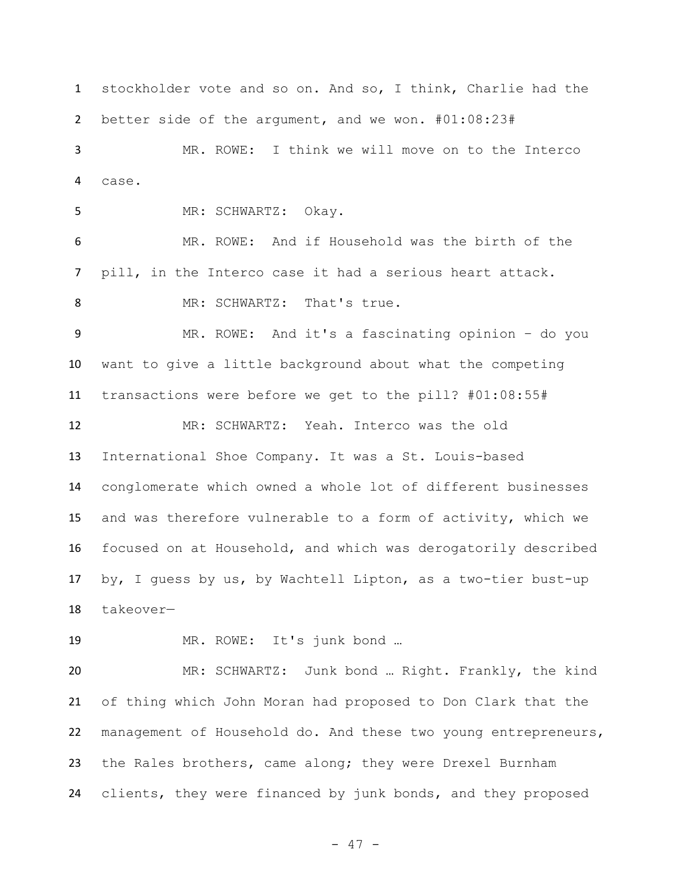stockholder vote and so on. And so, I think, Charlie had the better side of the argument, and we won. #01:08:23#

MR. ROWE: I think we will move on to the Interco case.

MR: SCHWARTZ: Okay.

MR. ROWE: And if Household was the birth of the pill, in the Interco case it had a serious heart attack.

MR: SCHWARTZ: That's true.

MR. ROWE: And it's a fascinating opinion – do you want to give a little background about what the competing transactions were before we get to the pill? #01:08:55#

MR: SCHWARTZ: Yeah. Interco was the old International Shoe Company. It was a St. Louis-based conglomerate which owned a whole lot of different businesses and was therefore vulnerable to a form of activity, which we focused on at Household, and which was derogatorily described by, I guess by us, by Wachtell Lipton, as a two-tier bust-up takeover—

MR. ROWE: It's junk bond …

MR: SCHWARTZ: Junk bond … Right. Frankly, the kind of thing which John Moran had proposed to Don Clark that the management of Household do. And these two young entrepreneurs, the Rales brothers, came along; they were Drexel Burnham clients, they were financed by junk bonds, and they proposed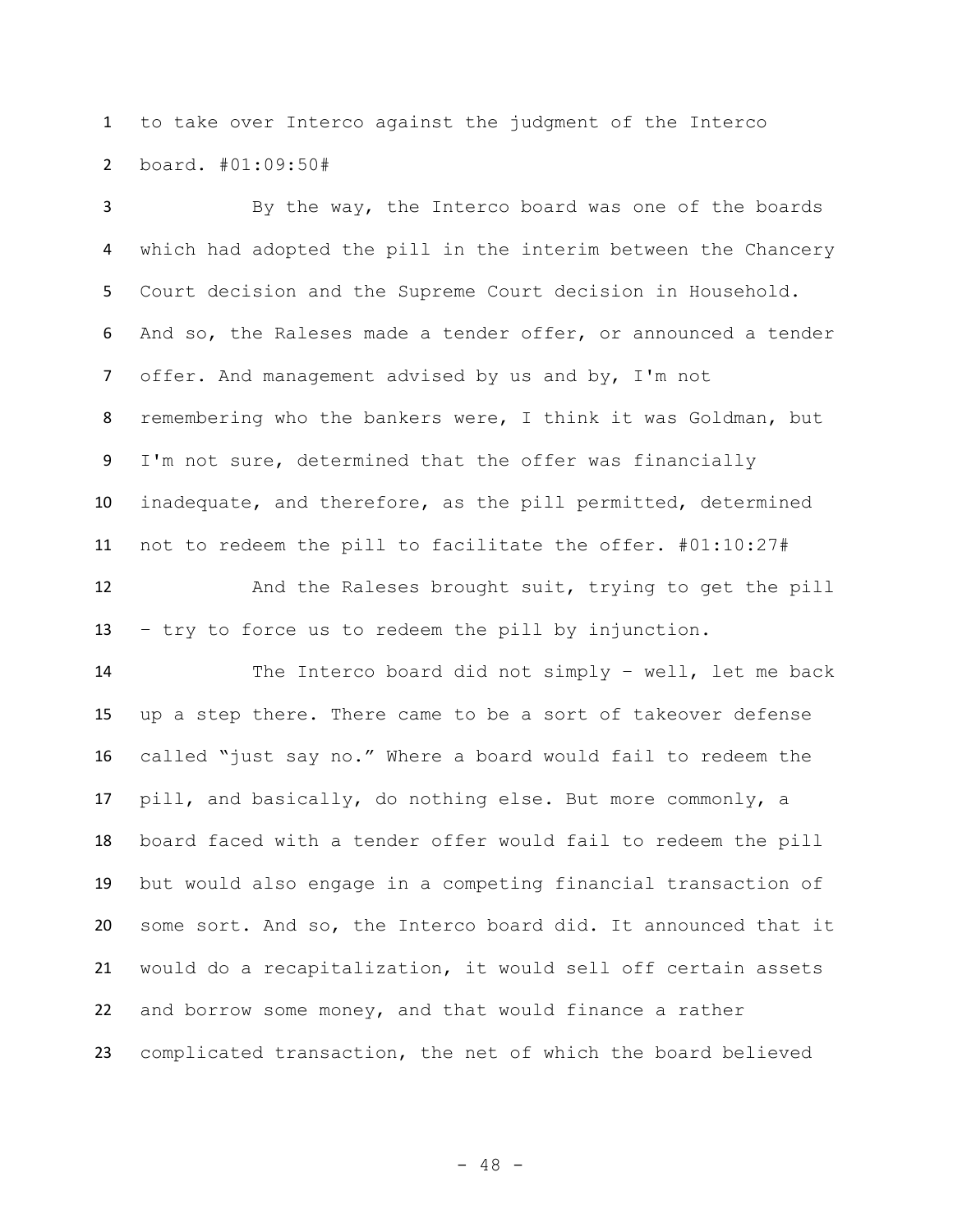to take over Interco against the judgment of the Interco board. #01:09:50#

By the way, the Interco board was one of the boards which had adopted the pill in the interim between the Chancery Court decision and the Supreme Court decision in Household. And so, the Raleses made a tender offer, or announced a tender offer. And management advised by us and by, I'm not remembering who the bankers were, I think it was Goldman, but I'm not sure, determined that the offer was financially inadequate, and therefore, as the pill permitted, determined not to redeem the pill to facilitate the offer. #01:10:27#

And the Raleses brought suit, trying to get the pill – try to force us to redeem the pill by injunction.

The Interco board did not simply – well, let me back up a step there. There came to be a sort of takeover defense called "just say no." Where a board would fail to redeem the pill, and basically, do nothing else. But more commonly, a board faced with a tender offer would fail to redeem the pill but would also engage in a competing financial transaction of some sort. And so, the Interco board did. It announced that it would do a recapitalization, it would sell off certain assets and borrow some money, and that would finance a rather complicated transaction, the net of which the board believed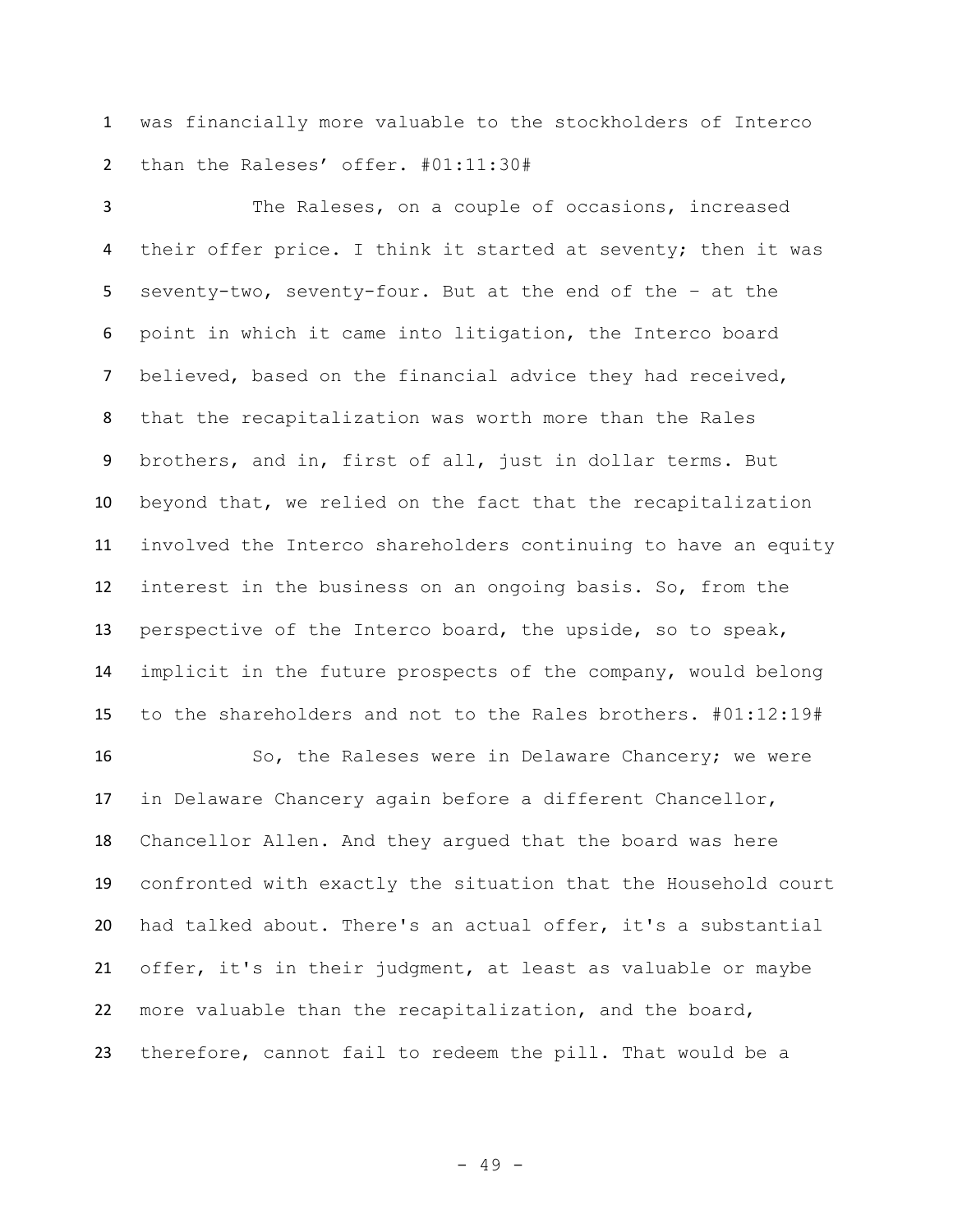was financially more valuable to the stockholders of Interco than the Raleses' offer. #01:11:30#

The Raleses, on a couple of occasions, increased their offer price. I think it started at seventy; then it was seventy-two, seventy-four. But at the end of the – at the point in which it came into litigation, the Interco board believed, based on the financial advice they had received, that the recapitalization was worth more than the Rales brothers, and in, first of all, just in dollar terms. But beyond that, we relied on the fact that the recapitalization involved the Interco shareholders continuing to have an equity interest in the business on an ongoing basis. So, from the perspective of the Interco board, the upside, so to speak, implicit in the future prospects of the company, would belong to the shareholders and not to the Rales brothers. #01:12:19#

So, the Raleses were in Delaware Chancery; we were in Delaware Chancery again before a different Chancellor, Chancellor Allen. And they argued that the board was here confronted with exactly the situation that the Household court had talked about. There's an actual offer, it's a substantial offer, it's in their judgment, at least as valuable or maybe more valuable than the recapitalization, and the board, therefore, cannot fail to redeem the pill. That would be a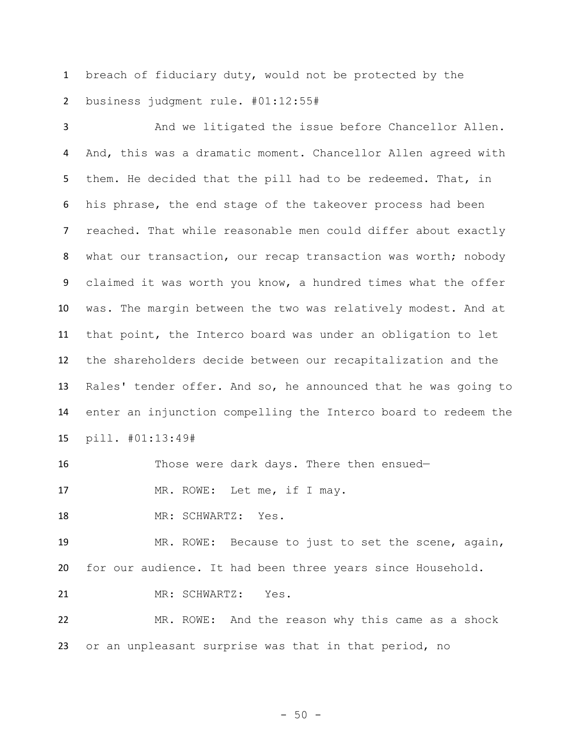breach of fiduciary duty, would not be protected by the business judgment rule. #01:12:55#

And we litigated the issue before Chancellor Allen. And, this was a dramatic moment. Chancellor Allen agreed with them. He decided that the pill had to be redeemed. That, in his phrase, the end stage of the takeover process had been reached. That while reasonable men could differ about exactly what our transaction, our recap transaction was worth; nobody claimed it was worth you know, a hundred times what the offer was. The margin between the two was relatively modest. And at that point, the Interco board was under an obligation to let the shareholders decide between our recapitalization and the Rales' tender offer. And so, he announced that he was going to enter an injunction compelling the Interco board to redeem the pill. #01:13:49#

Those were dark days. There then ensued—

MR. ROWE: Let me, if I may.

MR: SCHWARTZ: Yes.

MR. ROWE: Because to just to set the scene, again, for our audience. It had been three years since Household.

MR: SCHWARTZ: Yes.

MR. ROWE: And the reason why this came as a shock or an unpleasant surprise was that in that period, no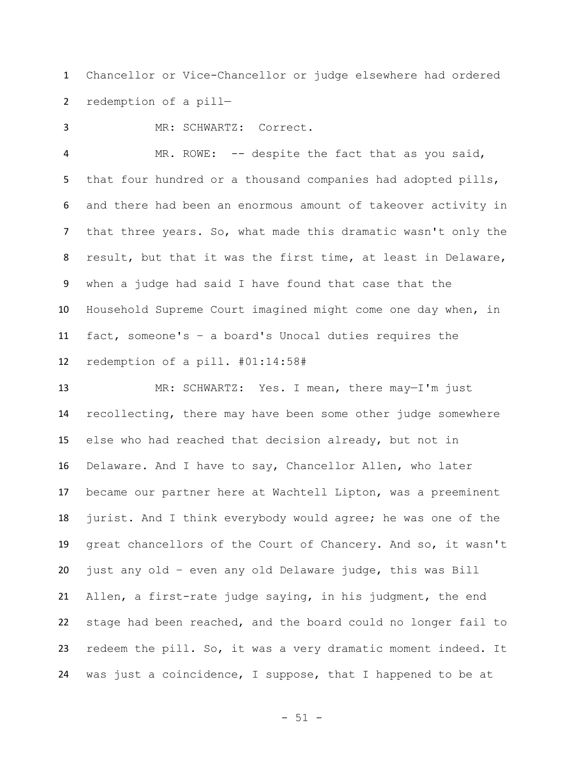Chancellor or Vice-Chancellor or judge elsewhere had ordered redemption of a pill—

MR: SCHWARTZ: Correct.

MR. ROWE: -- despite the fact that as you said, that four hundred or a thousand companies had adopted pills, and there had been an enormous amount of takeover activity in that three years. So, what made this dramatic wasn't only the result, but that it was the first time, at least in Delaware, when a judge had said I have found that case that the Household Supreme Court imagined might come one day when, in fact, someone's – a board's Unocal duties requires the redemption of a pill. #01:14:58#

MR: SCHWARTZ: Yes. I mean, there may—I'm just recollecting, there may have been some other judge somewhere else who had reached that decision already, but not in Delaware. And I have to say, Chancellor Allen, who later became our partner here at Wachtell Lipton, was a preeminent jurist. And I think everybody would agree; he was one of the great chancellors of the Court of Chancery. And so, it wasn't just any old – even any old Delaware judge, this was Bill Allen, a first-rate judge saying, in his judgment, the end stage had been reached, and the board could no longer fail to redeem the pill. So, it was a very dramatic moment indeed. It was just a coincidence, I suppose, that I happened to be at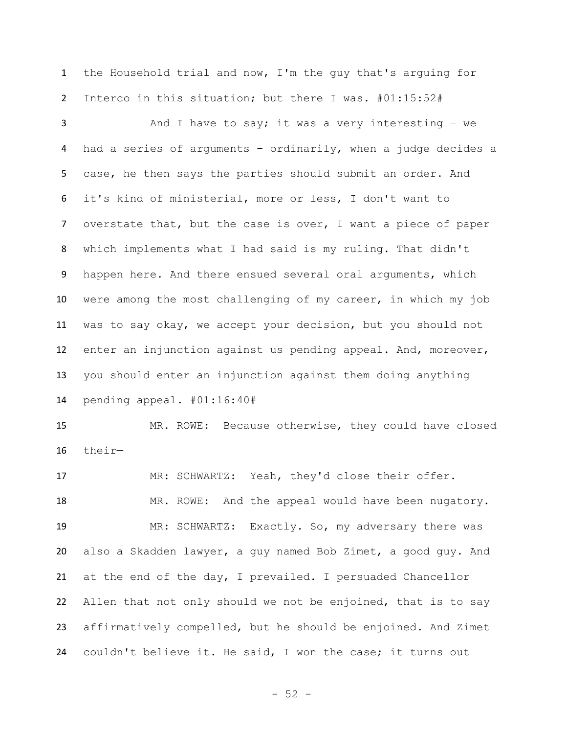the Household trial and now, I'm the guy that's arguing for Interco in this situation; but there I was. #01:15:52#

And I have to say; it was a very interesting – we had a series of arguments – ordinarily, when a judge decides a case, he then says the parties should submit an order. And it's kind of ministerial, more or less, I don't want to overstate that, but the case is over, I want a piece of paper which implements what I had said is my ruling. That didn't happen here. And there ensued several oral arguments, which were among the most challenging of my career, in which my job was to say okay, we accept your decision, but you should not enter an injunction against us pending appeal. And, moreover, you should enter an injunction against them doing anything pending appeal. #01:16:40#

MR. ROWE: Because otherwise, they could have closed their—

MR: SCHWARTZ: Yeah, they'd close their offer.

MR. ROWE: And the appeal would have been nugatory.

MR: SCHWARTZ: Exactly. So, my adversary there was also a Skadden lawyer, a guy named Bob Zimet, a good guy. And at the end of the day, I prevailed. I persuaded Chancellor Allen that not only should we not be enjoined, that is to say affirmatively compelled, but he should be enjoined. And Zimet couldn't believe it. He said, I won the case; it turns out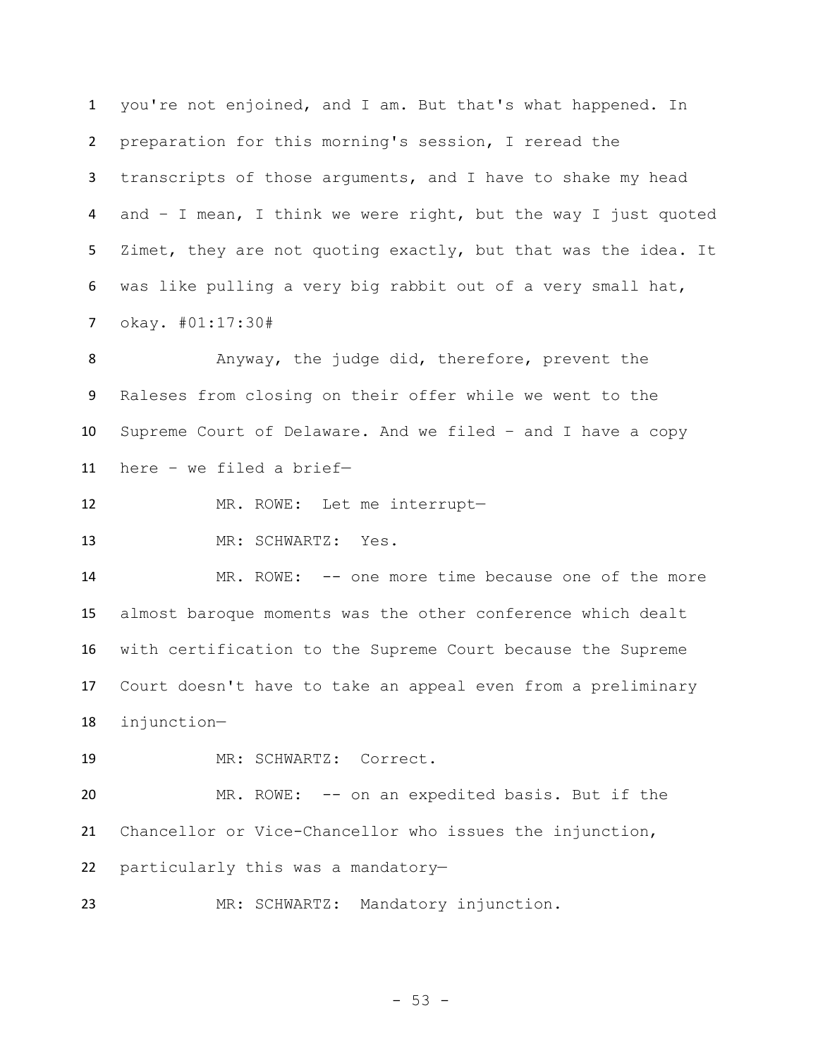you're not enjoined, and I am. But that's what happened. In preparation for this morning's session, I reread the transcripts of those arguments, and I have to shake my head and – I mean, I think we were right, but the way I just quoted Zimet, they are not quoting exactly, but that was the idea. It was like pulling a very big rabbit out of a very small hat, okay. #01:17:30#

Anyway, the judge did, therefore, prevent the Raleses from closing on their offer while we went to the Supreme Court of Delaware. And we filed – and I have a copy here – we filed a brief—

MR. ROWE: Let me interrupt—

MR: SCHWARTZ: Yes.

MR. ROWE: -- one more time because one of the more almost baroque moments was the other conference which dealt with certification to the Supreme Court because the Supreme Court doesn't have to take an appeal even from a preliminary injunction—

MR: SCHWARTZ: Correct.

MR. ROWE: -- on an expedited basis. But if the Chancellor or Vice-Chancellor who issues the injunction, particularly this was a mandatory—

MR: SCHWARTZ: Mandatory injunction.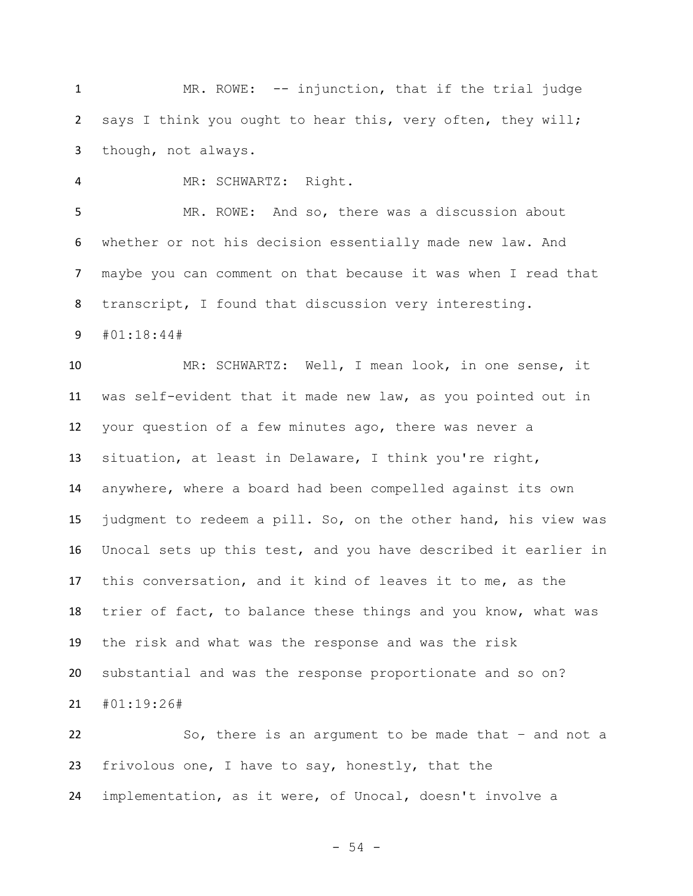MR. ROWE: -- injunction, that if the trial judge says I think you ought to hear this, very often, they will; though, not always.

MR: SCHWARTZ: Right.

MR. ROWE: And so, there was a discussion about whether or not his decision essentially made new law. And maybe you can comment on that because it was when I read that transcript, I found that discussion very interesting.

#01:18:44#

MR: SCHWARTZ: Well, I mean look, in one sense, it was self-evident that it made new law, as you pointed out in your question of a few minutes ago, there was never a situation, at least in Delaware, I think you're right, anywhere, where a board had been compelled against its own judgment to redeem a pill. So, on the other hand, his view was Unocal sets up this test, and you have described it earlier in this conversation, and it kind of leaves it to me, as the trier of fact, to balance these things and you know, what was the risk and what was the response and was the risk substantial and was the response proportionate and so on?

#01:19:26#

So, there is an argument to be made that – and not a frivolous one, I have to say, honestly, that the implementation, as it were, of Unocal, doesn't involve a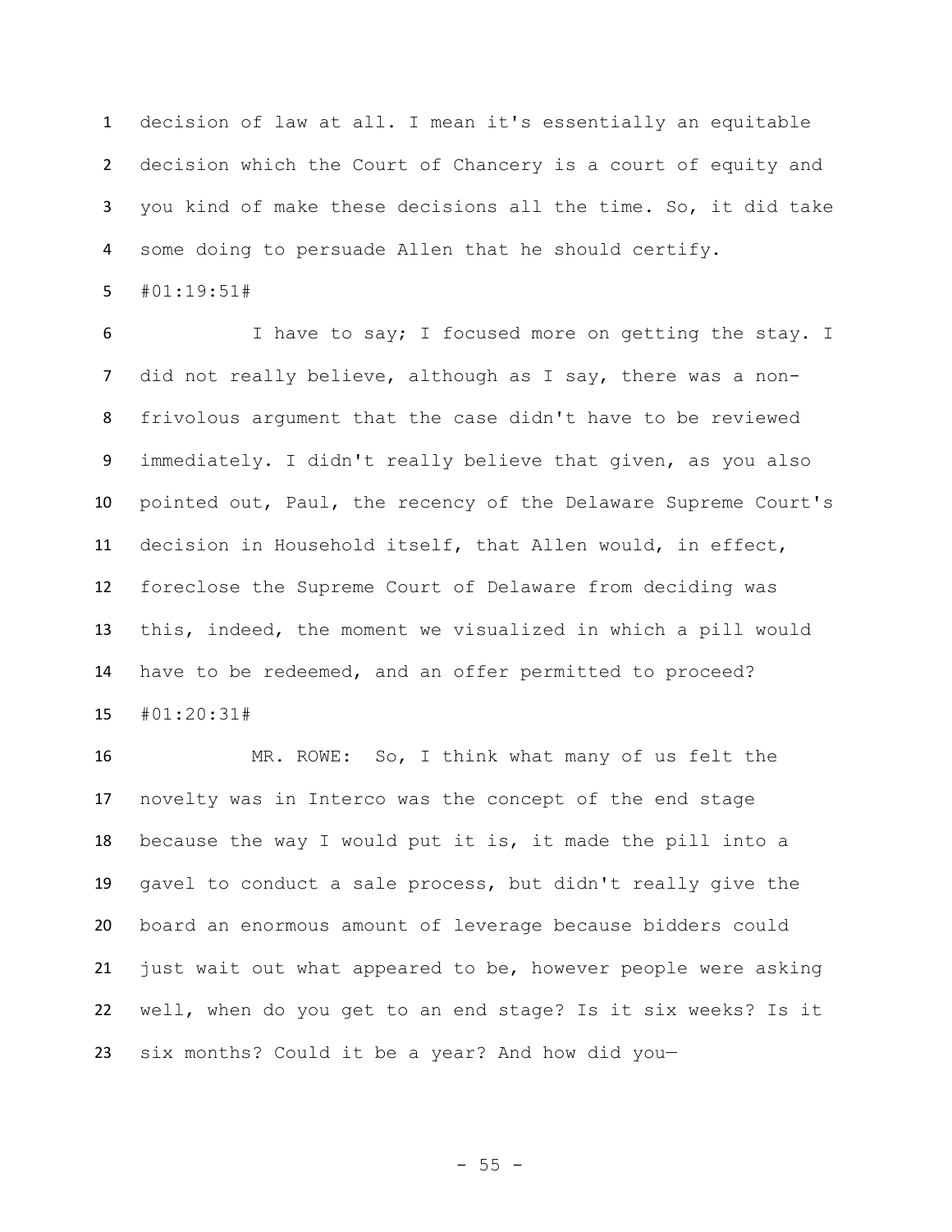decision of law at all. I mean it's essentially an equitable decision which the Court of Chancery is a court of equity and you kind of make these decisions all the time. So, it did take some doing to persuade Allen that he should certify.

#01:19:51#

I have to say; I focused more on getting the stay. I did not really believe, although as I say, there was a non-frivolous argument that the case didn't have to be reviewed immediately. I didn't really believe that given, as you also pointed out, Paul, the recency of the Delaware Supreme Court's decision in Household itself, that Allen would, in effect, foreclose the Supreme Court of Delaware from deciding was this, indeed, the moment we visualized in which a pill would have to be redeemed, and an offer permitted to proceed?

#01:20:31#

MR. ROWE: So, I think what many of us felt the novelty was in Interco was the concept of the end stage because the way I would put it is, it made the pill into a gavel to conduct a sale process, but didn't really give the board an enormous amount of leverage because bidders could just wait out what appeared to be, however people were asking well, when do you get to an end stage? Is it six weeks? Is it six months? Could it be a year? And how did you—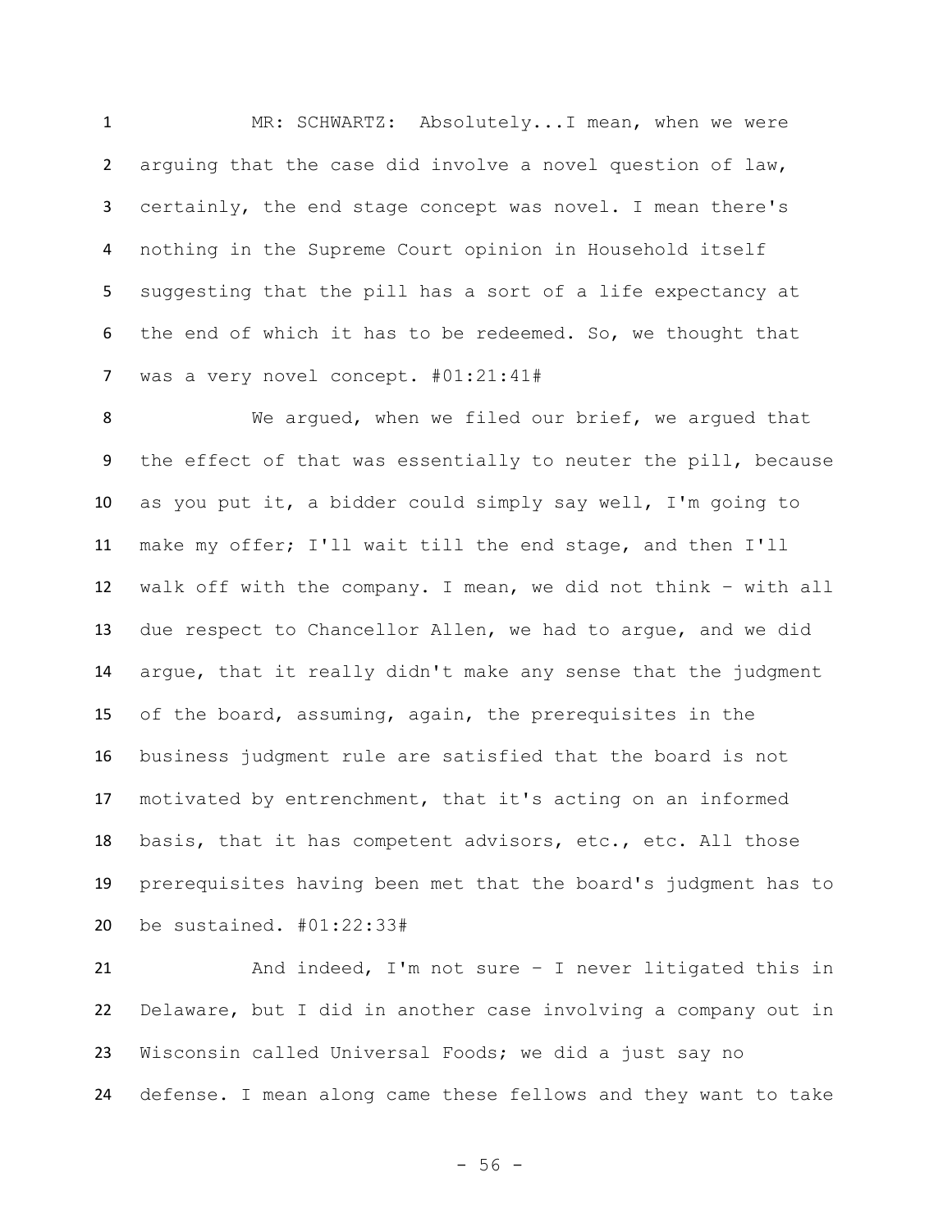MR: SCHWARTZ: Absolutely...I mean, when we were arguing that the case did involve a novel question of law, certainly, the end stage concept was novel. I mean there's nothing in the Supreme Court opinion in Household itself suggesting that the pill has a sort of a life expectancy at the end of which it has to be redeemed. So, we thought that was a very novel concept. #01:21:41#

We argued, when we filed our brief, we argued that the effect of that was essentially to neuter the pill, because as you put it, a bidder could simply say well, I'm going to make my offer; I'll wait till the end stage, and then I'll walk off with the company. I mean, we did not think – with all due respect to Chancellor Allen, we had to argue, and we did argue, that it really didn't make any sense that the judgment of the board, assuming, again, the prerequisites in the business judgment rule are satisfied that the board is not motivated by entrenchment, that it's acting on an informed basis, that it has competent advisors, etc., etc. All those prerequisites having been met that the board's judgment has to be sustained. #01:22:33#

And indeed, I'm not sure – I never litigated this in Delaware, but I did in another case involving a company out in Wisconsin called Universal Foods; we did a just say no defense. I mean along came these fellows and they want to take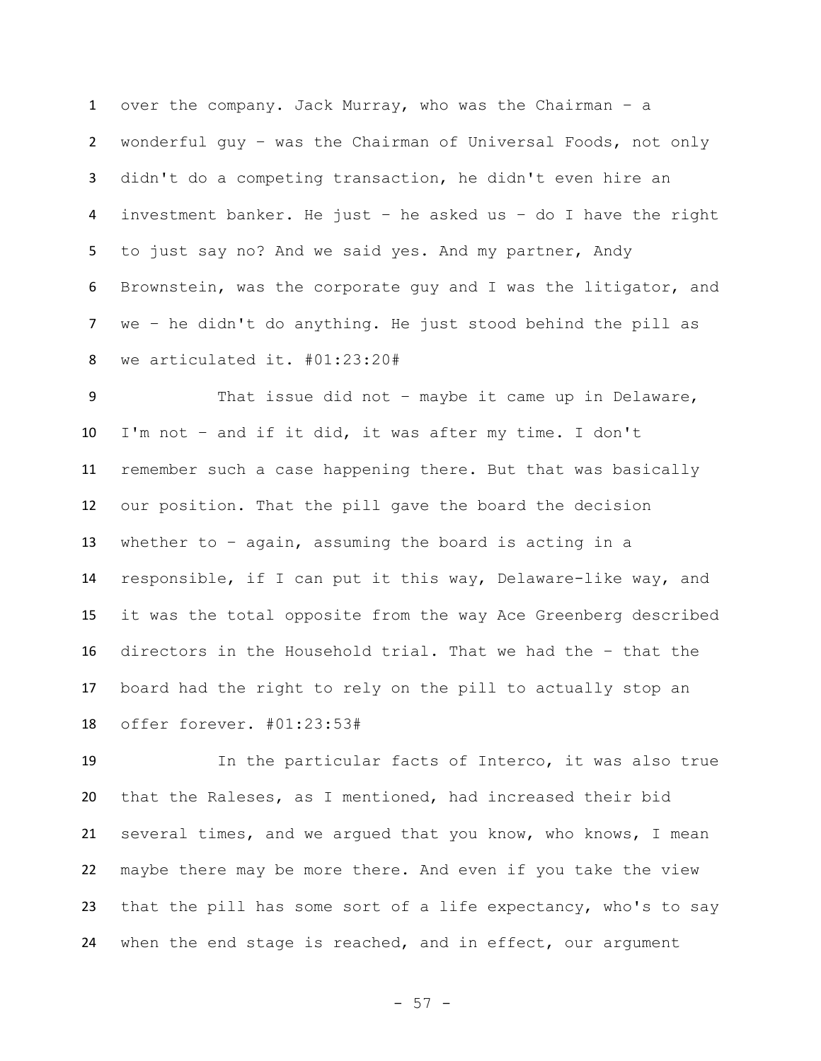over the company. Jack Murray, who was the Chairman – a wonderful guy – was the Chairman of Universal Foods, not only didn't do a competing transaction, he didn't even hire an investment banker. He just – he asked us – do I have the right to just say no? And we said yes. And my partner, Andy Brownstein, was the corporate guy and I was the litigator, and we – he didn't do anything. He just stood behind the pill as we articulated it. #01:23:20#

That issue did not – maybe it came up in Delaware, I'm not – and if it did, it was after my time. I don't remember such a case happening there. But that was basically our position. That the pill gave the board the decision whether to – again, assuming the board is acting in a responsible, if I can put it this way, Delaware-like way, and it was the total opposite from the way Ace Greenberg described directors in the Household trial. That we had the – that the board had the right to rely on the pill to actually stop an offer forever. #01:23:53#

In the particular facts of Interco, it was also true that the Raleses, as I mentioned, had increased their bid several times, and we argued that you know, who knows, I mean maybe there may be more there. And even if you take the view that the pill has some sort of a life expectancy, who's to say when the end stage is reached, and in effect, our argument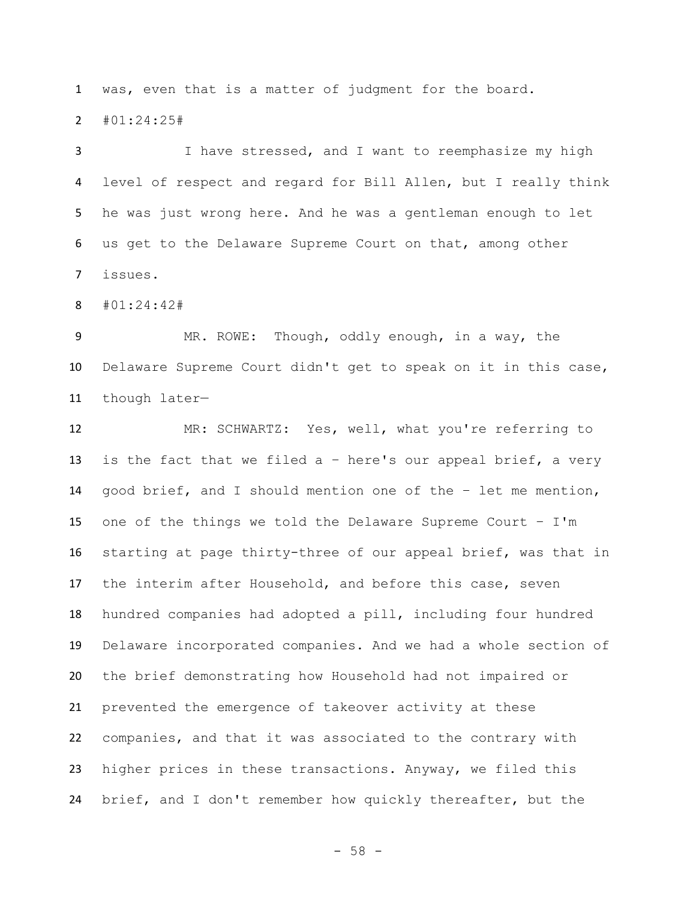was, even that is a matter of judgment for the board.

#01:24:25#

I have stressed, and I want to reemphasize my high level of respect and regard for Bill Allen, but I really think he was just wrong here. And he was a gentleman enough to let us get to the Delaware Supreme Court on that, among other issues.

#01:24:42#

MR. ROWE: Though, oddly enough, in a way, the Delaware Supreme Court didn't get to speak on it in this case, though later—

MR: SCHWARTZ: Yes, well, what you're referring to is the fact that we filed a – here's our appeal brief, a very good brief, and I should mention one of the – let me mention, one of the things we told the Delaware Supreme Court – I'm starting at page thirty-three of our appeal brief, was that in the interim after Household, and before this case, seven hundred companies had adopted a pill, including four hundred Delaware incorporated companies. And we had a whole section of the brief demonstrating how Household had not impaired or prevented the emergence of takeover activity at these companies, and that it was associated to the contrary with higher prices in these transactions. Anyway, we filed this brief, and I don't remember how quickly thereafter, but the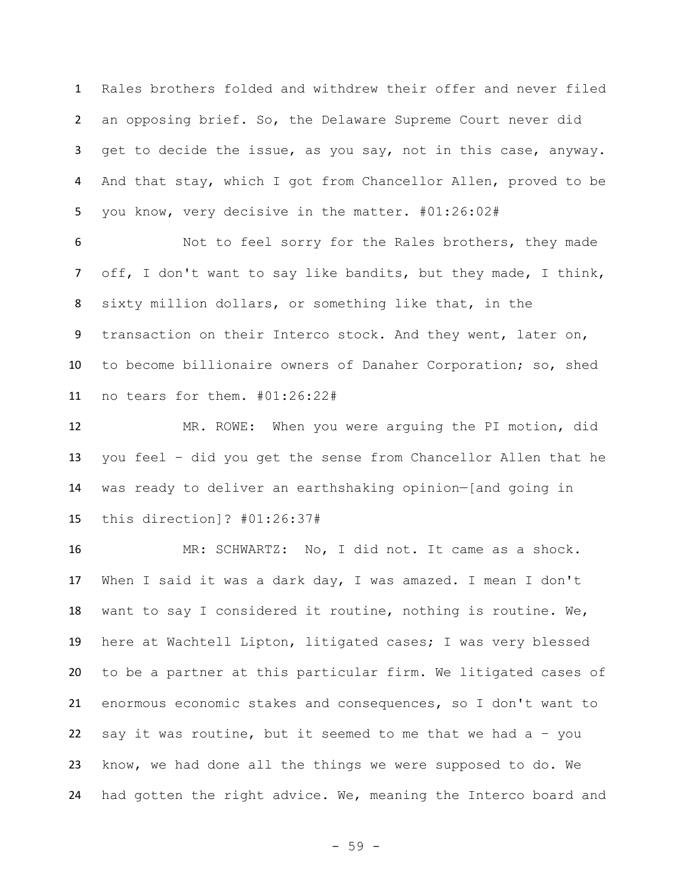Rales brothers folded and withdrew their offer and never filed an opposing brief. So, the Delaware Supreme Court never did get to decide the issue, as you say, not in this case, anyway. And that stay, which I got from Chancellor Allen, proved to be you know, very decisive in the matter. #01:26:02#

Not to feel sorry for the Rales brothers, they made off, I don't want to say like bandits, but they made, I think, sixty million dollars, or something like that, in the transaction on their Interco stock. And they went, later on, to become billionaire owners of Danaher Corporation; so, shed no tears for them. #01:26:22#

MR. ROWE: When you were arguing the PI motion, did you feel – did you get the sense from Chancellor Allen that he was ready to deliver an earthshaking opinion—[and going in this direction]? #01:26:37#

MR: SCHWARTZ: No, I did not. It came as a shock. When I said it was a dark day, I was amazed. I mean I don't want to say I considered it routine, nothing is routine. We, here at Wachtell Lipton, litigated cases; I was very blessed to be a partner at this particular firm. We litigated cases of enormous economic stakes and consequences, so I don't want to say it was routine, but it seemed to me that we had a – you know, we had done all the things we were supposed to do. We had gotten the right advice. We, meaning the Interco board and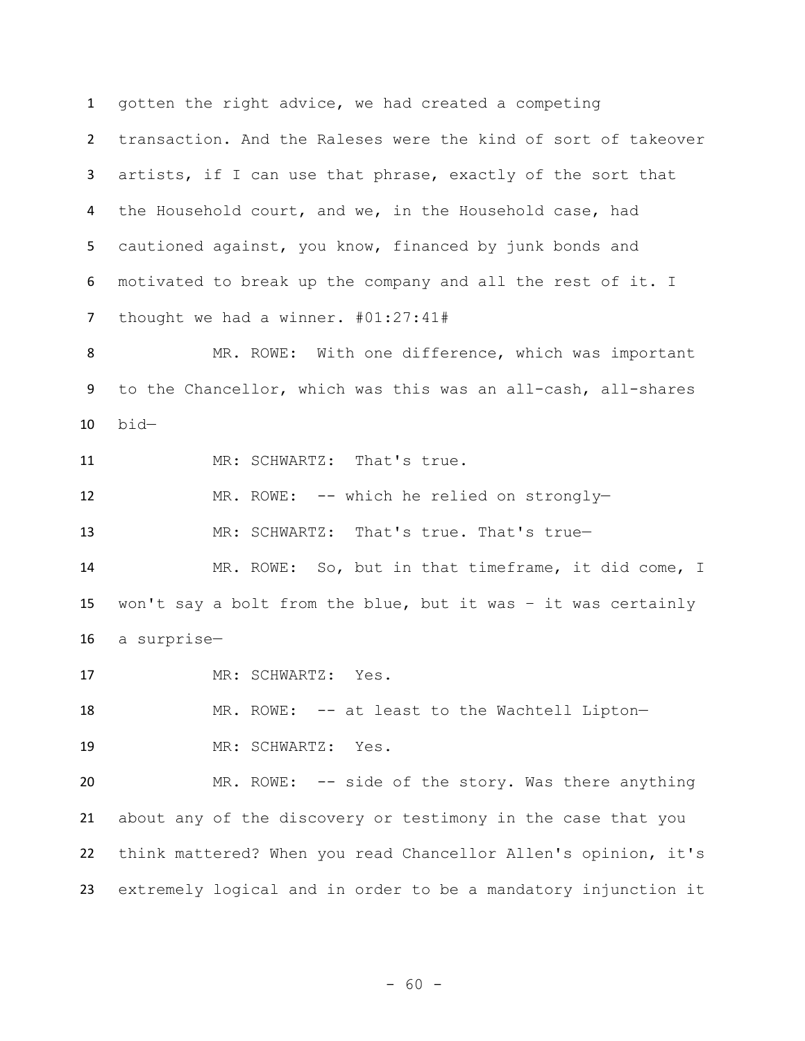gotten the right advice, we had created a competing transaction. And the Raleses were the kind of sort of takeover artists, if I can use that phrase, exactly of the sort that the Household court, and we, in the Household case, had cautioned against, you know, financed by junk bonds and motivated to break up the company and all the rest of it. I thought we had a winner. #01:27:41#

MR. ROWE: With one difference, which was important to the Chancellor, which was this was an all-cash, all-shares bid—

MR: SCHWARTZ: That's true.

MR. ROWE: -- which he relied on strongly—

MR: SCHWARTZ: That's true. That's true—

MR. ROWE: So, but in that timeframe, it did come, I won't say a bolt from the blue, but it was – it was certainly a surprise—

MR: SCHWARTZ: Yes.

MR. ROWE: -- at least to the Wachtell Lipton—

MR: SCHWARTZ: Yes.

MR. ROWE: -- side of the story. Was there anything about any of the discovery or testimony in the case that you think mattered? When you read Chancellor Allen's opinion, it's extremely logical and in order to be a mandatory injunction it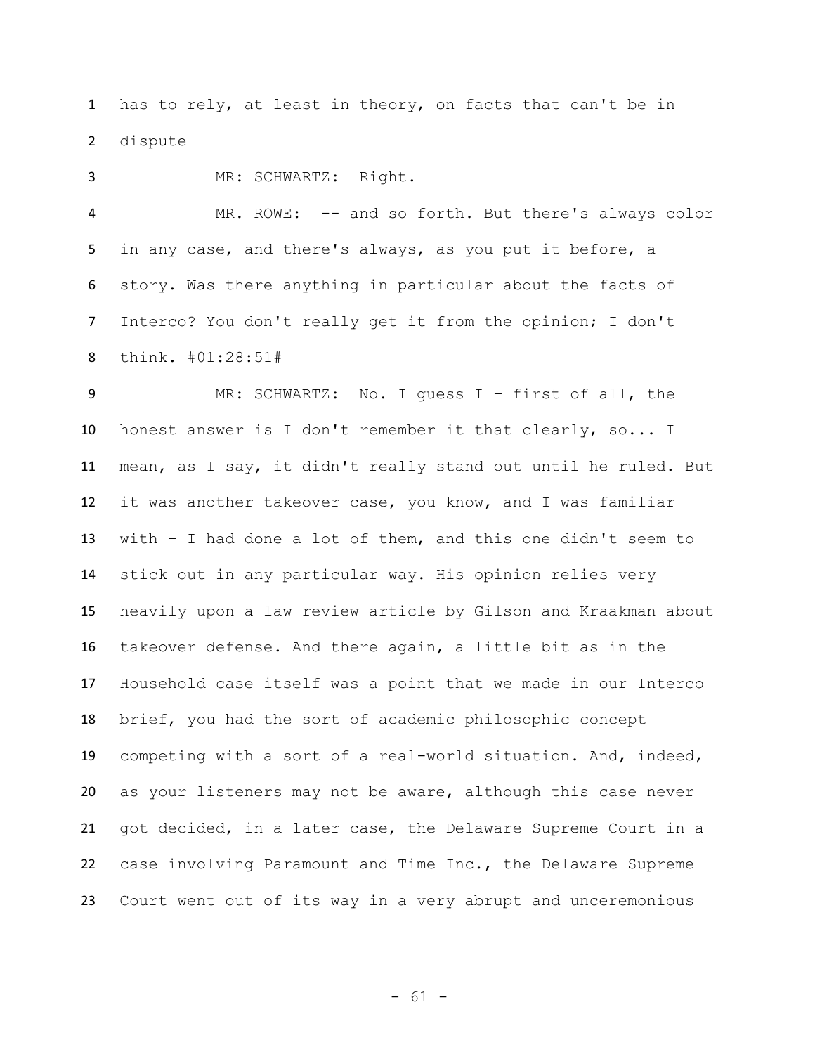has to rely, at least in theory, on facts that can't be in dispute—

MR: SCHWARTZ: Right.

MR. ROWE: -- and so forth. But there's always color in any case, and there's always, as you put it before, a story. Was there anything in particular about the facts of Interco? You don't really get it from the opinion; I don't think. #01:28:51#

MR: SCHWARTZ: No. I guess I – first of all, the honest answer is I don't remember it that clearly, so... I mean, as I say, it didn't really stand out until he ruled. But it was another takeover case, you know, and I was familiar with – I had done a lot of them, and this one didn't seem to stick out in any particular way. His opinion relies very heavily upon a law review article by Gilson and Kraakman about takeover defense. And there again, a little bit as in the Household case itself was a point that we made in our Interco brief, you had the sort of academic philosophic concept competing with a sort of a real-world situation. And, indeed, as your listeners may not be aware, although this case never got decided, in a later case, the Delaware Supreme Court in a case involving Paramount and Time Inc., the Delaware Supreme Court went out of its way in a very abrupt and unceremonious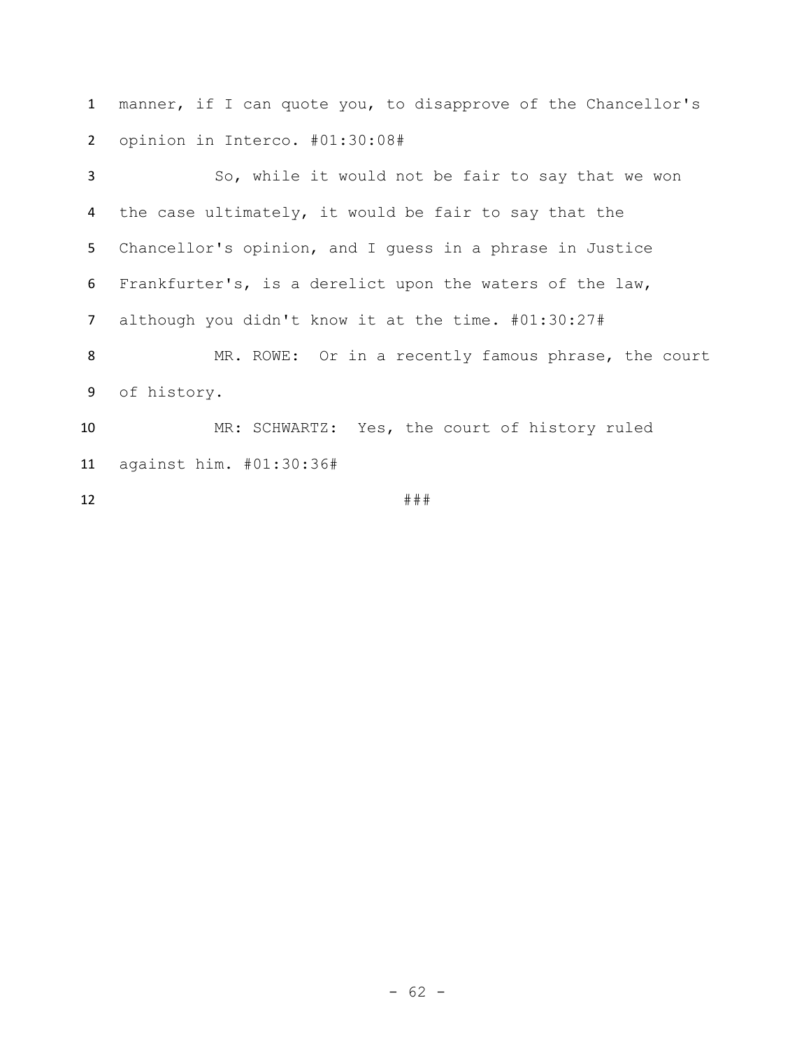manner, if I can quote you, to disapprove of the Chancellor's opinion in Interco. #01:30:08#

So, while it would not be fair to say that we won the case ultimately, it would be fair to say that the Chancellor's opinion, and I guess in a phrase in Justice Frankfurter's, is a derelict upon the waters of the law, although you didn't know it at the time. #01:30:27#

MR. ROWE: Or in a recently famous phrase, the court of history.

MR: SCHWARTZ: Yes, the court of history ruled against him. #01:30:36#

###